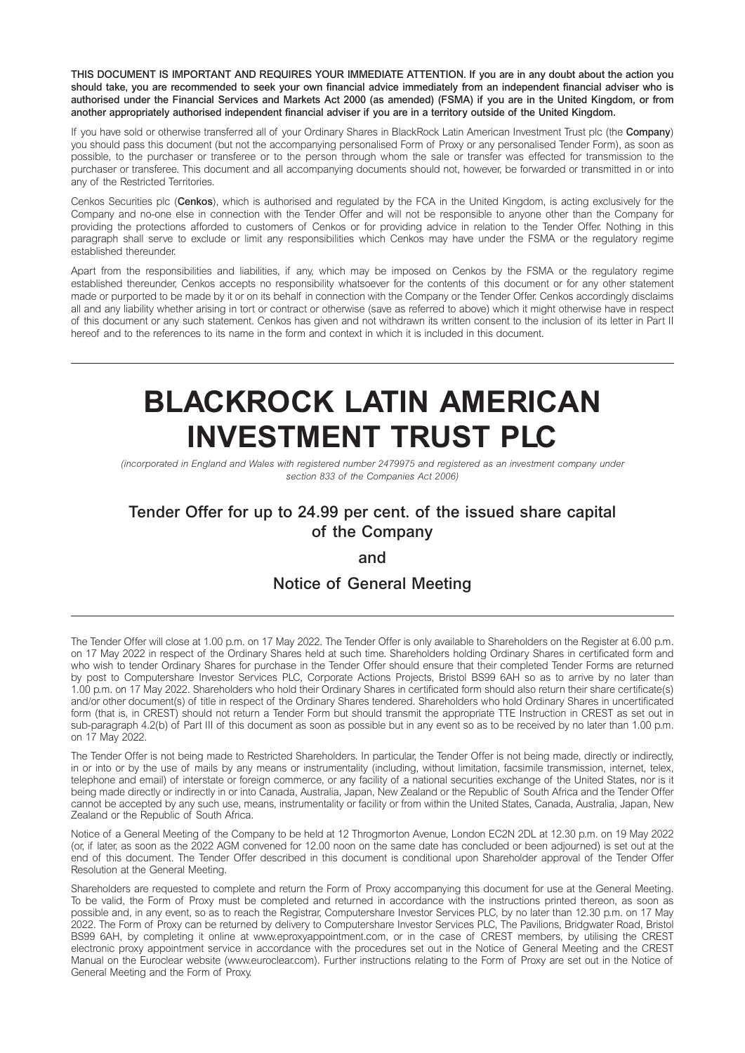**THIS DOCUMENT IS IMPORTANT AND REQUIRES YOUR IMMEDIATE ATTENTION. If you are in any doubt about the action you should take, you are recommended to seek your own financial advice immediately from an independent financial adviser who is authorised under the Financial Services and Markets Act 2000 (as amended) (FSMA) if you are in the United Kingdom, or from another appropriately authorised independent financial adviser if you are in a territory outside of the United Kingdom.**

If you have sold or otherwise transferred all of your Ordinary Shares in BlackRock Latin American Investment Trust plc (the **Company**) you should pass this document (but not the accompanying personalised Form of Proxy or any personalised Tender Form), as soon as possible, to the purchaser or transferee or to the person through whom the sale or transfer was effected for transmission to the purchaser or transferee. This document and all accompanying documents should not, however, be forwarded or transmitted in or into any of the Restricted Territories.

Cenkos Securities plc (**Cenkos**), which is authorised and regulated by the FCA in the United Kingdom, is acting exclusively for the Company and no-one else in connection with the Tender Offer and will not be responsible to anyone other than the Company for providing the protections afforded to customers of Cenkos or for providing advice in relation to the Tender Offer. Nothing in this paragraph shall serve to exclude or limit any responsibilities which Cenkos may have under the FSMA or the regulatory regime established thereunder.

Apart from the responsibilities and liabilities, if any, which may be imposed on Cenkos by the FSMA or the regulatory regime established thereunder, Cenkos accepts no responsibility whatsoever for the contents of this document or for any other statement made or purported to be made by it or on its behalf in connection with the Company or the Tender Offer. Cenkos accordingly disclaims all and any liability whether arising in tort or contract or otherwise (save as referred to above) which it might otherwise have in respect of this document or any such statement. Cenkos has given and not withdrawn its written consent to the inclusion of its letter in Part II hereof and to the references to its name in the form and context in which it is included in this document.

---

# BLACKROCK LATIN AMERICAN INVESTMENT TRUST PLC

*(incorporated in England and Wales with registered number 2479975 and registered as an investment company under section 833 of the Companies Act 2006)*

## Tender Offer for up to 24.99 per cent. of the issued share capital of the Company

## and

## Notice of General Meeting

---

The Tender Offer will close at 1.00 p.m. on 17 May 2022. The Tender Offer is only available to Shareholders on the Register at 6.00 p.m. on 17 May 2022 in respect of the Ordinary Shares held at such time. Shareholders holding Ordinary Shares in certificated form and who wish to tender Ordinary Shares for purchase in the Tender Offer should ensure that their completed Tender Forms are returned by post to Computershare Investor Services PLC, Corporate Actions Projects, Bristol BS99 6AH so as to arrive by no later than 1.00 p.m. on 17 May 2022. Shareholders who hold their Ordinary Shares in certificated form should also return their share certificate(s) and/or other document(s) of title in respect of the Ordinary Shares tendered. Shareholders who hold Ordinary Shares in uncertificated form (that is, in CREST) should not return a Tender Form but should transmit the appropriate TTE Instruction in CREST as set out in sub-paragraph 4.2(b) of Part III of this document as soon as possible but in any event so as to be received by no later than 1.00 p.m. on 17 May 2022.

The Tender Offer is not being made to Restricted Shareholders. In particular, the Tender Offer is not being made, directly or indirectly, in or into or by the use of mails by any means or instrumentality (including, without limitation, facsimile transmission, internet, telex, telephone and email) of interstate or foreign commerce, or any facility of a national securities exchange of the United States, nor is it being made directly or indirectly in or into Canada, Australia, Japan, New Zealand or the Republic of South Africa and the Tender Offer cannot be accepted by any such use, means, instrumentality or facility or from within the United States, Canada, Australia, Japan, New Zealand or the Republic of South Africa.

Notice of a General Meeting of the Company to be held at 12 Throgmorton Avenue, London EC2N 2DL at 12.30 p.m. on 19 May 2022 (or, if later, as soon as the 2022 AGM convened for 12.00 noon on the same date has concluded or been adjourned) is set out at the end of this document. The Tender Offer described in this document is conditional upon Shareholder approval of the Tender Offer Resolution at the General Meeting.

Shareholders are requested to complete and return the Form of Proxy accompanying this document for use at the General Meeting. To be valid, the Form of Proxy must be completed and returned in accordance with the instructions printed thereon, as soon as possible and, in any event, so as to reach the Registrar, Computershare Investor Services PLC, by no later than 12.30 p.m. on 17 May 2022. The Form of Proxy can be returned by delivery to Computershare Investor Services PLC, The Pavilions, Bridgwater Road, Bristol BS99 6AH, by completing it online at www.eproxyappointment.com, or in the case of CREST members, by utilising the CREST electronic proxy appointment service in accordance with the procedures set out in the Notice of General Meeting and the CREST Manual on the Euroclear website (www.euroclear.com). Further instructions relating to the Form of Proxy are set out in the Notice of General Meeting and the Form of Proxy.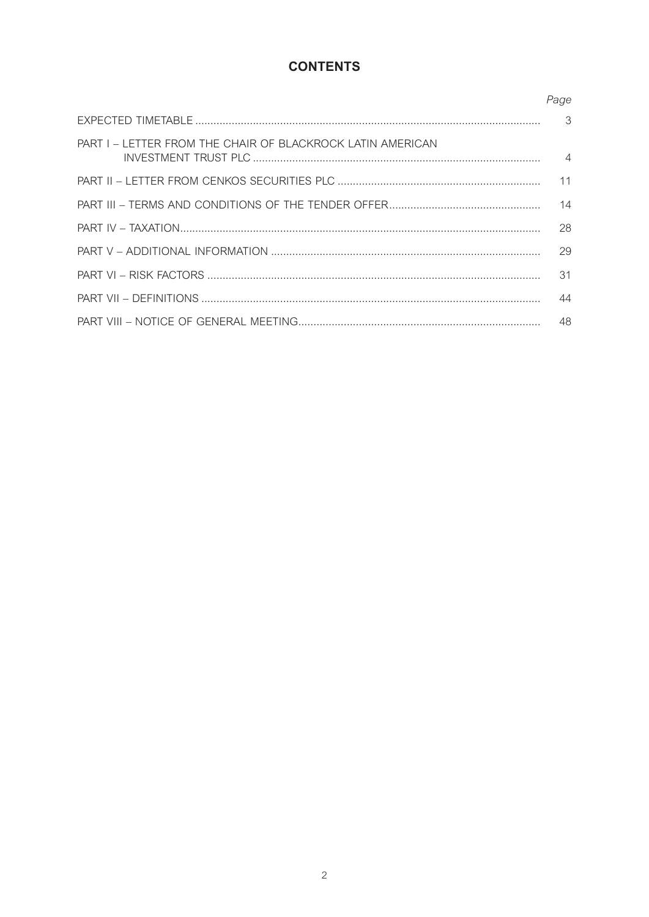# CONTENTS

| | *Page* |
|---|---|
| EXPECTED TIMETABLE | 3 |
| PART I – LETTER FROM THE CHAIR OF BLACKROCK LATIN AMERICAN INVESTMENT TRUST PLC | 4 |
| PART II – LETTER FROM CENKOS SECURITIES PLC | 11 |
| PART III – TERMS AND CONDITIONS OF THE TENDER OFFER | 14 |
| PART IV – TAXATION | 28 |
| PART V – ADDITIONAL INFORMATION | 29 |
| PART VI – RISK FACTORS | 31 |
| PART VII – DEFINITIONS | 44 |
| PART VIII – NOTICE OF GENERAL MEETING | 48 |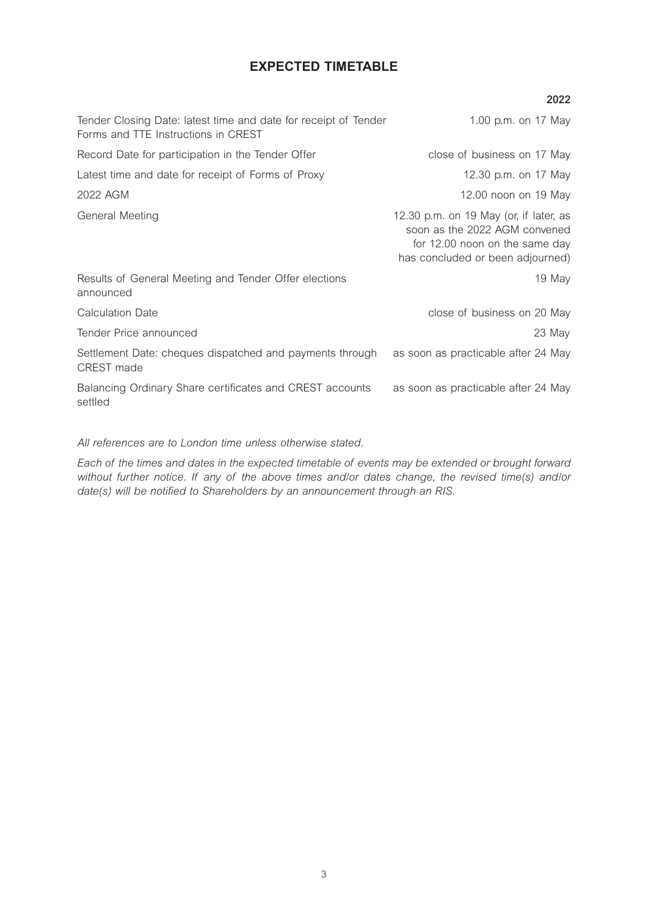# EXPECTED TIMETABLE

| | 2022 |
|---|---|
| Tender Closing Date: latest time and date for receipt of Tender Forms and TTE Instructions in CREST | 1.00 p.m. on 17 May |
| Record Date for participation in the Tender Offer | close of business on 17 May |
| Latest time and date for receipt of Forms of Proxy | 12.30 p.m. on 17 May |
| 2022 AGM | 12.00 noon on 19 May |
| General Meeting | 12.30 p.m. on 19 May (or, if later, as soon as the 2022 AGM convened for 12.00 noon on the same day has concluded or been adjourned) |
| Results of General Meeting and Tender Offer elections announced | 19 May |
| Calculation Date | close of business on 20 May |
| Tender Price announced | 23 May |
| Settlement Date: cheques dispatched and payments through CREST made | as soon as practicable after 24 May |
| Balancing Ordinary Share certificates and CREST accounts settled | as soon as practicable after 24 May |

*All references are to London time unless otherwise stated.*

*Each of the times and dates in the expected timetable of events may be extended or brought forward without further notice. If any of the above times and/or dates change, the revised time(s) and/or date(s) will be notified to Shareholders by an announcement through an RIS.*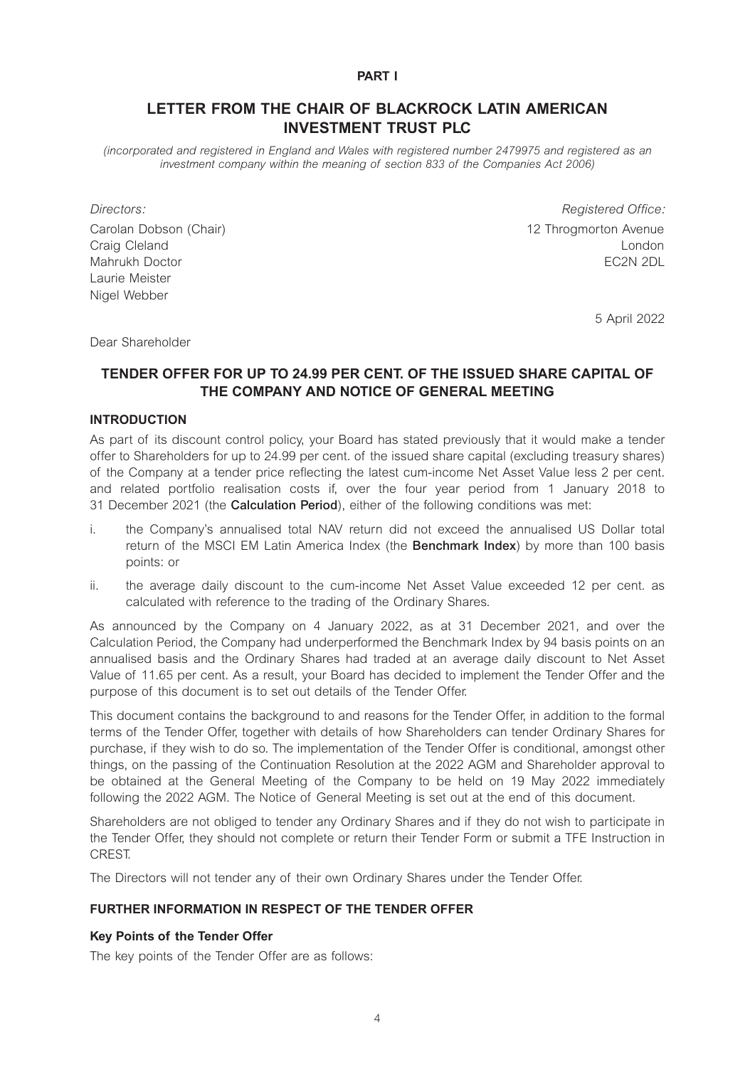**PART I**

# LETTER FROM THE CHAIR OF BLACKROCK LATIN AMERICAN INVESTMENT TRUST PLC

*(incorporated and registered in England and Wales with registered number 2479975 and registered as an investment company within the meaning of section 833 of the Companies Act 2006)*

| *Directors:* | *Registered Office:* |
|---|---|
| Carolan Dobson (Chair) | 12 Throgmorton Avenue |
| Craig Cleland | London |
| Mahrukh Doctor | EC2N 2DL |
| Laurie Meister | |
| Nigel Webber | |

5 April 2022

Dear Shareholder

## TENDER OFFER FOR UP TO 24.99 PER CENT. OF THE ISSUED SHARE CAPITAL OF THE COMPANY AND NOTICE OF GENERAL MEETING

### INTRODUCTION

As part of its discount control policy, your Board has stated previously that it would make a tender offer to Shareholders for up to 24.99 per cent. of the issued share capital (excluding treasury shares) of the Company at a tender price reflecting the latest cum-income Net Asset Value less 2 per cent. and related portfolio realisation costs if, over the four year period from 1 January 2018 to 31 December 2021 (the **Calculation Period**), either of the following conditions was met:

i. the Company's annualised total NAV return did not exceed the annualised US Dollar total return of the MSCI EM Latin America Index (the **Benchmark Index**) by more than 100 basis points: or

ii. the average daily discount to the cum-income Net Asset Value exceeded 12 per cent. as calculated with reference to the trading of the Ordinary Shares.

As announced by the Company on 4 January 2022, as at 31 December 2021, and over the Calculation Period, the Company had underperformed the Benchmark Index by 94 basis points on an annualised basis and the Ordinary Shares had traded at an average daily discount to Net Asset Value of 11.65 per cent. As a result, your Board has decided to implement the Tender Offer and the purpose of this document is to set out details of the Tender Offer.

This document contains the background to and reasons for the Tender Offer, in addition to the formal terms of the Tender Offer, together with details of how Shareholders can tender Ordinary Shares for purchase, if they wish to do so. The implementation of the Tender Offer is conditional, amongst other things, on the passing of the Continuation Resolution at the 2022 AGM and Shareholder approval to be obtained at the General Meeting of the Company to be held on 19 May 2022 immediately following the 2022 AGM. The Notice of General Meeting is set out at the end of this document.

Shareholders are not obliged to tender any Ordinary Shares and if they do not wish to participate in the Tender Offer, they should not complete or return their Tender Form or submit a TFE Instruction in CREST.

The Directors will not tender any of their own Ordinary Shares under the Tender Offer.

### FURTHER INFORMATION IN RESPECT OF THE TENDER OFFER

#### Key Points of the Tender Offer

The key points of the Tender Offer are as follows: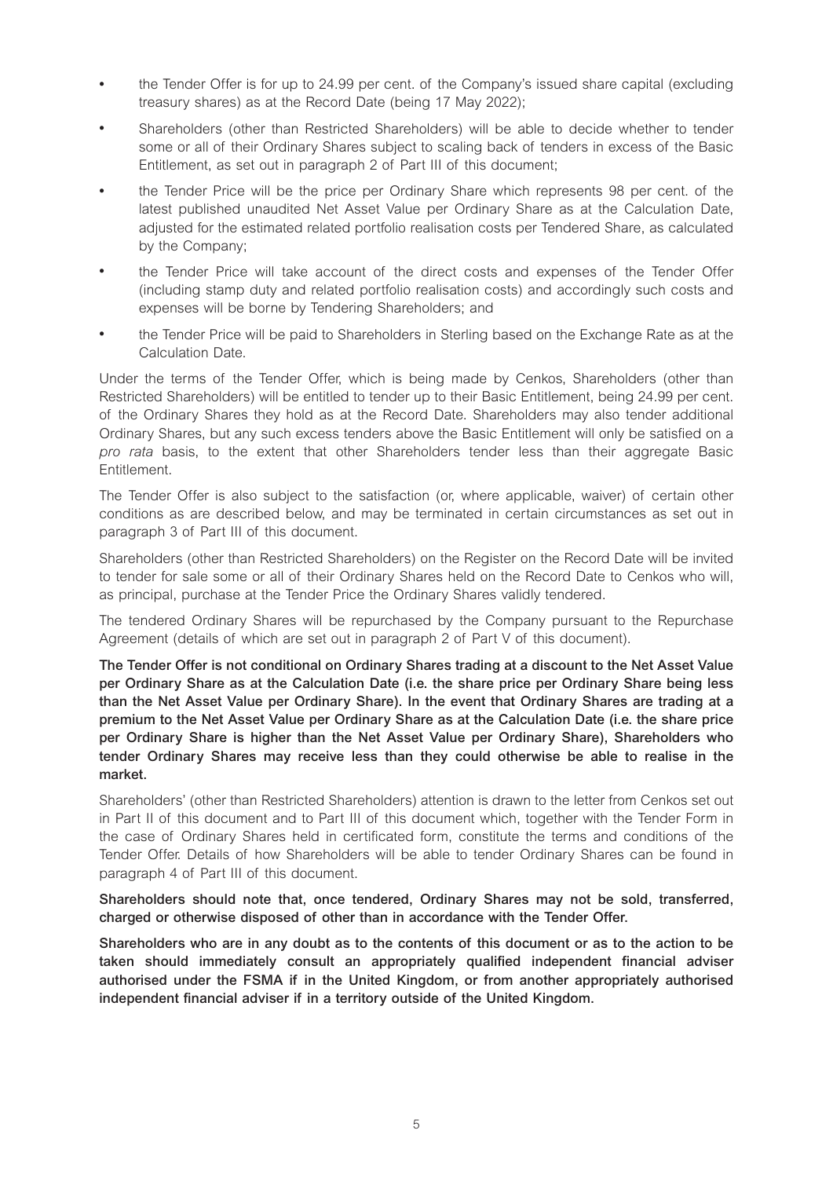- the Tender Offer is for up to 24.99 per cent. of the Company's issued share capital (excluding treasury shares) as at the Record Date (being 17 May 2022);
- Shareholders (other than Restricted Shareholders) will be able to decide whether to tender some or all of their Ordinary Shares subject to scaling back of tenders in excess of the Basic Entitlement, as set out in paragraph 2 of Part III of this document;
- the Tender Price will be the price per Ordinary Share which represents 98 per cent. of the latest published unaudited Net Asset Value per Ordinary Share as at the Calculation Date, adjusted for the estimated related portfolio realisation costs per Tendered Share, as calculated by the Company;
- the Tender Price will take account of the direct costs and expenses of the Tender Offer (including stamp duty and related portfolio realisation costs) and accordingly such costs and expenses will be borne by Tendering Shareholders; and
- the Tender Price will be paid to Shareholders in Sterling based on the Exchange Rate as at the Calculation Date.

Under the terms of the Tender Offer, which is being made by Cenkos, Shareholders (other than Restricted Shareholders) will be entitled to tender up to their Basic Entitlement, being 24.99 per cent. of the Ordinary Shares they hold as at the Record Date. Shareholders may also tender additional Ordinary Shares, but any such excess tenders above the Basic Entitlement will only be satisfied on a *pro rata* basis, to the extent that other Shareholders tender less than their aggregate Basic Entitlement.

The Tender Offer is also subject to the satisfaction (or, where applicable, waiver) of certain other conditions as are described below, and may be terminated in certain circumstances as set out in paragraph 3 of Part III of this document.

Shareholders (other than Restricted Shareholders) on the Register on the Record Date will be invited to tender for sale some or all of their Ordinary Shares held on the Record Date to Cenkos who will, as principal, purchase at the Tender Price the Ordinary Shares validly tendered.

The tendered Ordinary Shares will be repurchased by the Company pursuant to the Repurchase Agreement (details of which are set out in paragraph 2 of Part V of this document).

**The Tender Offer is not conditional on Ordinary Shares trading at a discount to the Net Asset Value per Ordinary Share as at the Calculation Date (i.e. the share price per Ordinary Share being less than the Net Asset Value per Ordinary Share). In the event that Ordinary Shares are trading at a premium to the Net Asset Value per Ordinary Share as at the Calculation Date (i.e. the share price per Ordinary Share is higher than the Net Asset Value per Ordinary Share), Shareholders who tender Ordinary Shares may receive less than they could otherwise be able to realise in the market.**

Shareholders' (other than Restricted Shareholders) attention is drawn to the letter from Cenkos set out in Part II of this document and to Part III of this document which, together with the Tender Form in the case of Ordinary Shares held in certificated form, constitute the terms and conditions of the Tender Offer. Details of how Shareholders will be able to tender Ordinary Shares can be found in paragraph 4 of Part III of this document.

**Shareholders should note that, once tendered, Ordinary Shares may not be sold, transferred, charged or otherwise disposed of other than in accordance with the Tender Offer.**

**Shareholders who are in any doubt as to the contents of this document or as to the action to be taken should immediately consult an appropriately qualified independent financial adviser authorised under the FSMA if in the United Kingdom, or from another appropriately authorised independent financial adviser if in a territory outside of the United Kingdom.**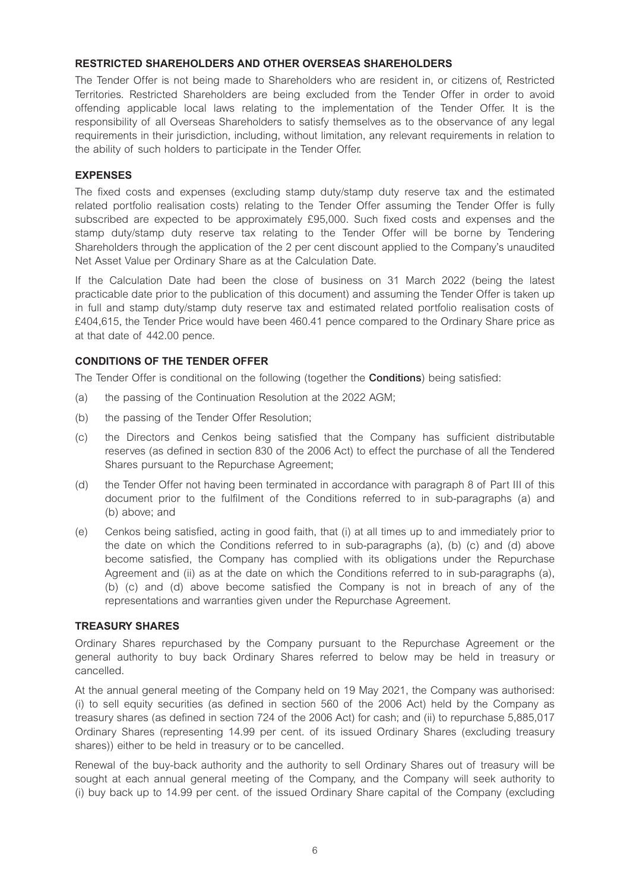## RESTRICTED SHAREHOLDERS AND OTHER OVERSEAS SHAREHOLDERS

The Tender Offer is not being made to Shareholders who are resident in, or citizens of, Restricted Territories. Restricted Shareholders are being excluded from the Tender Offer in order to avoid offending applicable local laws relating to the implementation of the Tender Offer. It is the responsibility of all Overseas Shareholders to satisfy themselves as to the observance of any legal requirements in their jurisdiction, including, without limitation, any relevant requirements in relation to the ability of such holders to participate in the Tender Offer.

## EXPENSES

The fixed costs and expenses (excluding stamp duty/stamp duty reserve tax and the estimated related portfolio realisation costs) relating to the Tender Offer assuming the Tender Offer is fully subscribed are expected to be approximately £95,000. Such fixed costs and expenses and the stamp duty/stamp duty reserve tax relating to the Tender Offer will be borne by Tendering Shareholders through the application of the 2 per cent discount applied to the Company's unaudited Net Asset Value per Ordinary Share as at the Calculation Date.

If the Calculation Date had been the close of business on 31 March 2022 (being the latest practicable date prior to the publication of this document) and assuming the Tender Offer is taken up in full and stamp duty/stamp duty reserve tax and estimated related portfolio realisation costs of £404,615, the Tender Price would have been 460.41 pence compared to the Ordinary Share price as at that date of 442.00 pence.

## CONDITIONS OF THE TENDER OFFER

The Tender Offer is conditional on the following (together the **Conditions**) being satisfied:

(a) the passing of the Continuation Resolution at the 2022 AGM;

(b) the passing of the Tender Offer Resolution;

(c) the Directors and Cenkos being satisfied that the Company has sufficient distributable reserves (as defined in section 830 of the 2006 Act) to effect the purchase of all the Tendered Shares pursuant to the Repurchase Agreement;

(d) the Tender Offer not having been terminated in accordance with paragraph 8 of Part III of this document prior to the fulfilment of the Conditions referred to in sub-paragraphs (a) and (b) above; and

(e) Cenkos being satisfied, acting in good faith, that (i) at all times up to and immediately prior to the date on which the Conditions referred to in sub-paragraphs (a), (b) (c) and (d) above become satisfied, the Company has complied with its obligations under the Repurchase Agreement and (ii) as at the date on which the Conditions referred to in sub-paragraphs (a), (b) (c) and (d) above become satisfied the Company is not in breach of any of the representations and warranties given under the Repurchase Agreement.

## TREASURY SHARES

Ordinary Shares repurchased by the Company pursuant to the Repurchase Agreement or the general authority to buy back Ordinary Shares referred to below may be held in treasury or cancelled.

At the annual general meeting of the Company held on 19 May 2021, the Company was authorised: (i) to sell equity securities (as defined in section 560 of the 2006 Act) held by the Company as treasury shares (as defined in section 724 of the 2006 Act) for cash; and (ii) to repurchase 5,885,017 Ordinary Shares (representing 14.99 per cent. of its issued Ordinary Shares (excluding treasury shares)) either to be held in treasury or to be cancelled.

Renewal of the buy-back authority and the authority to sell Ordinary Shares out of treasury will be sought at each annual general meeting of the Company, and the Company will seek authority to (i) buy back up to 14.99 per cent. of the issued Ordinary Share capital of the Company (excluding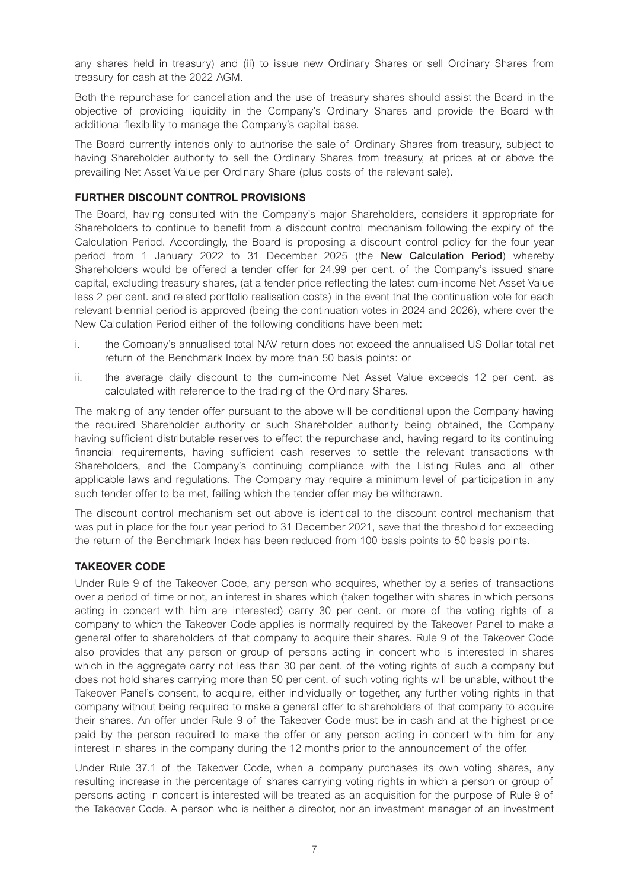any shares held in treasury) and (ii) to issue new Ordinary Shares or sell Ordinary Shares from treasury for cash at the 2022 AGM.

Both the repurchase for cancellation and the use of treasury shares should assist the Board in the objective of providing liquidity in the Company's Ordinary Shares and provide the Board with additional flexibility to manage the Company's capital base.

The Board currently intends only to authorise the sale of Ordinary Shares from treasury, subject to having Shareholder authority to sell the Ordinary Shares from treasury, at prices at or above the prevailing Net Asset Value per Ordinary Share (plus costs of the relevant sale).

### FURTHER DISCOUNT CONTROL PROVISIONS

The Board, having consulted with the Company's major Shareholders, considers it appropriate for Shareholders to continue to benefit from a discount control mechanism following the expiry of the Calculation Period. Accordingly, the Board is proposing a discount control policy for the four year period from 1 January 2022 to 31 December 2025 (the **New Calculation Period**) whereby Shareholders would be offered a tender offer for 24.99 per cent. of the Company's issued share capital, excluding treasury shares, (at a tender price reflecting the latest cum-income Net Asset Value less 2 per cent. and related portfolio realisation costs) in the event that the continuation vote for each relevant biennial period is approved (being the continuation votes in 2024 and 2026), where over the New Calculation Period either of the following conditions have been met:

i. the Company's annualised total NAV return does not exceed the annualised US Dollar total net return of the Benchmark Index by more than 50 basis points: or

ii. the average daily discount to the cum-income Net Asset Value exceeds 12 per cent. as calculated with reference to the trading of the Ordinary Shares.

The making of any tender offer pursuant to the above will be conditional upon the Company having the required Shareholder authority or such Shareholder authority being obtained, the Company having sufficient distributable reserves to effect the repurchase and, having regard to its continuing financial requirements, having sufficient cash reserves to settle the relevant transactions with Shareholders, and the Company's continuing compliance with the Listing Rules and all other applicable laws and regulations. The Company may require a minimum level of participation in any such tender offer to be met, failing which the tender offer may be withdrawn.

The discount control mechanism set out above is identical to the discount control mechanism that was put in place for the four year period to 31 December 2021, save that the threshold for exceeding the return of the Benchmark Index has been reduced from 100 basis points to 50 basis points.

### TAKEOVER CODE

Under Rule 9 of the Takeover Code, any person who acquires, whether by a series of transactions over a period of time or not, an interest in shares which (taken together with shares in which persons acting in concert with him are interested) carry 30 per cent. or more of the voting rights of a company to which the Takeover Code applies is normally required by the Takeover Panel to make a general offer to shareholders of that company to acquire their shares. Rule 9 of the Takeover Code also provides that any person or group of persons acting in concert who is interested in shares which in the aggregate carry not less than 30 per cent. of the voting rights of such a company but does not hold shares carrying more than 50 per cent. of such voting rights will be unable, without the Takeover Panel's consent, to acquire, either individually or together, any further voting rights in that company without being required to make a general offer to shareholders of that company to acquire their shares. An offer under Rule 9 of the Takeover Code must be in cash and at the highest price paid by the person required to make the offer or any person acting in concert with him for any interest in shares in the company during the 12 months prior to the announcement of the offer.

Under Rule 37.1 of the Takeover Code, when a company purchases its own voting shares, any resulting increase in the percentage of shares carrying voting rights in which a person or group of persons acting in concert is interested will be treated as an acquisition for the purpose of Rule 9 of the Takeover Code. A person who is neither a director, nor an investment manager of an investment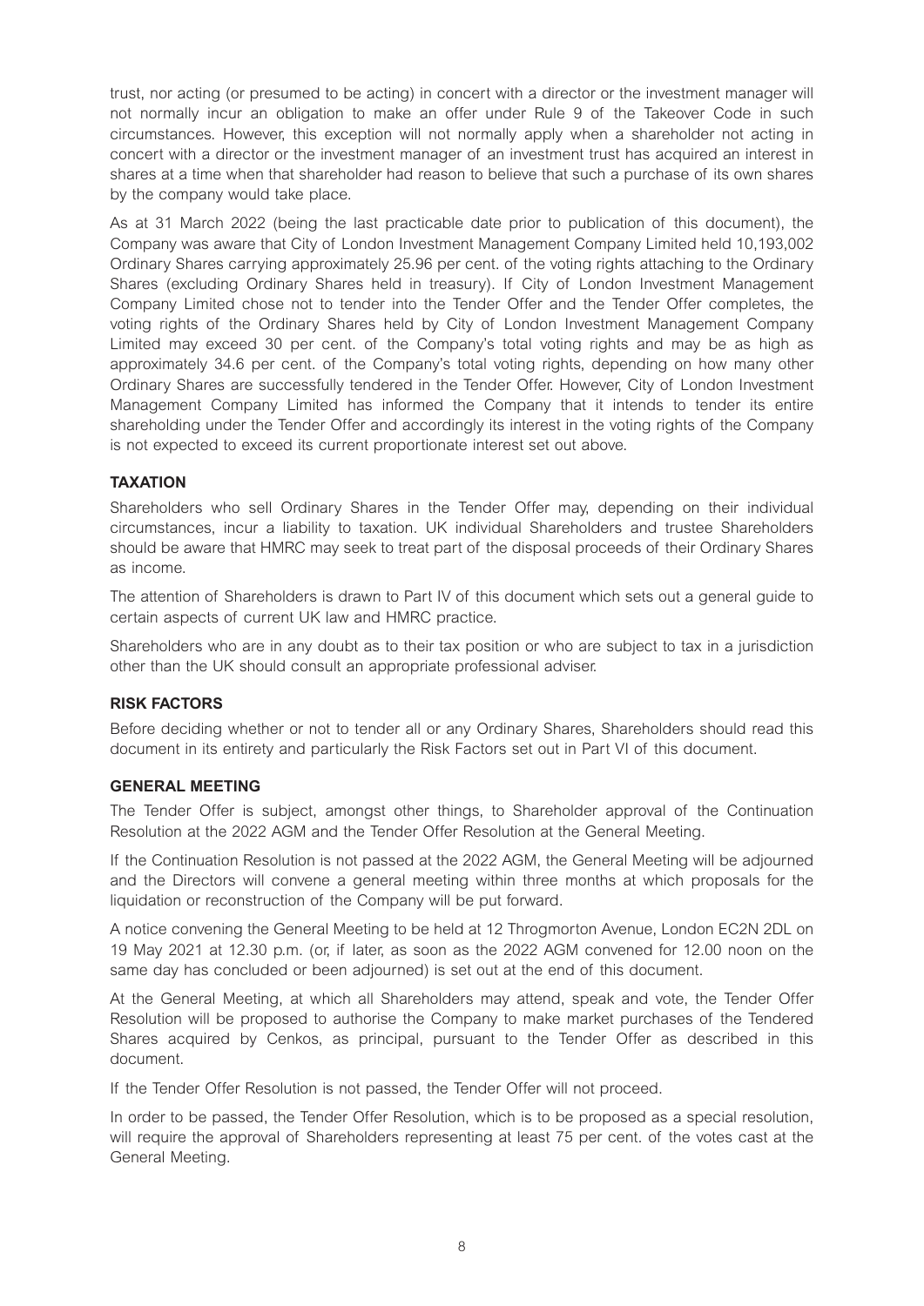trust, nor acting (or presumed to be acting) in concert with a director or the investment manager will not normally incur an obligation to make an offer under Rule 9 of the Takeover Code in such circumstances. However, this exception will not normally apply when a shareholder not acting in concert with a director or the investment manager of an investment trust has acquired an interest in shares at a time when that shareholder had reason to believe that such a purchase of its own shares by the company would take place.

As at 31 March 2022 (being the last practicable date prior to publication of this document), the Company was aware that City of London Investment Management Company Limited held 10,193,002 Ordinary Shares carrying approximately 25.96 per cent. of the voting rights attaching to the Ordinary Shares (excluding Ordinary Shares held in treasury). If City of London Investment Management Company Limited chose not to tender into the Tender Offer and the Tender Offer completes, the voting rights of the Ordinary Shares held by City of London Investment Management Company Limited may exceed 30 per cent. of the Company's total voting rights and may be as high as approximately 34.6 per cent. of the Company's total voting rights, depending on how many other Ordinary Shares are successfully tendered in the Tender Offer. However, City of London Investment Management Company Limited has informed the Company that it intends to tender its entire shareholding under the Tender Offer and accordingly its interest in the voting rights of the Company is not expected to exceed its current proportionate interest set out above.

## TAXATION

Shareholders who sell Ordinary Shares in the Tender Offer may, depending on their individual circumstances, incur a liability to taxation. UK individual Shareholders and trustee Shareholders should be aware that HMRC may seek to treat part of the disposal proceeds of their Ordinary Shares as income.

The attention of Shareholders is drawn to Part IV of this document which sets out a general guide to certain aspects of current UK law and HMRC practice.

Shareholders who are in any doubt as to their tax position or who are subject to tax in a jurisdiction other than the UK should consult an appropriate professional adviser.

## RISK FACTORS

Before deciding whether or not to tender all or any Ordinary Shares, Shareholders should read this document in its entirety and particularly the Risk Factors set out in Part VI of this document.

## GENERAL MEETING

The Tender Offer is subject, amongst other things, to Shareholder approval of the Continuation Resolution at the 2022 AGM and the Tender Offer Resolution at the General Meeting.

If the Continuation Resolution is not passed at the 2022 AGM, the General Meeting will be adjourned and the Directors will convene a general meeting within three months at which proposals for the liquidation or reconstruction of the Company will be put forward.

A notice convening the General Meeting to be held at 12 Throgmorton Avenue, London EC2N 2DL on 19 May 2021 at 12.30 p.m. (or, if later, as soon as the 2022 AGM convened for 12.00 noon on the same day has concluded or been adjourned) is set out at the end of this document.

At the General Meeting, at which all Shareholders may attend, speak and vote, the Tender Offer Resolution will be proposed to authorise the Company to make market purchases of the Tendered Shares acquired by Cenkos, as principal, pursuant to the Tender Offer as described in this document.

If the Tender Offer Resolution is not passed, the Tender Offer will not proceed.

In order to be passed, the Tender Offer Resolution, which is to be proposed as a special resolution, will require the approval of Shareholders representing at least 75 per cent. of the votes cast at the General Meeting.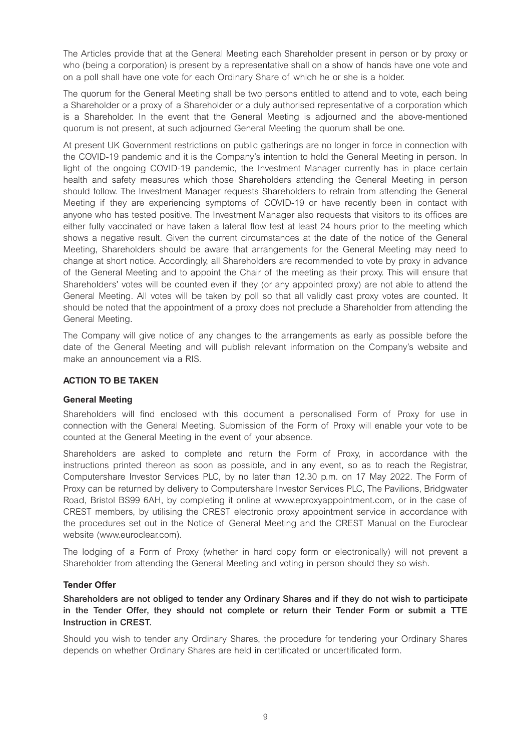The Articles provide that at the General Meeting each Shareholder present in person or by proxy or who (being a corporation) is present by a representative shall on a show of hands have one vote and on a poll shall have one vote for each Ordinary Share of which he or she is a holder.

The quorum for the General Meeting shall be two persons entitled to attend and to vote, each being a Shareholder or a proxy of a Shareholder or a duly authorised representative of a corporation which is a Shareholder. In the event that the General Meeting is adjourned and the above-mentioned quorum is not present, at such adjourned General Meeting the quorum shall be one.

At present UK Government restrictions on public gatherings are no longer in force in connection with the COVID-19 pandemic and it is the Company's intention to hold the General Meeting in person. In light of the ongoing COVID-19 pandemic, the Investment Manager currently has in place certain health and safety measures which those Shareholders attending the General Meeting in person should follow. The Investment Manager requests Shareholders to refrain from attending the General Meeting if they are experiencing symptoms of COVID-19 or have recently been in contact with anyone who has tested positive. The Investment Manager also requests that visitors to its offices are either fully vaccinated or have taken a lateral flow test at least 24 hours prior to the meeting which shows a negative result. Given the current circumstances at the date of the notice of the General Meeting, Shareholders should be aware that arrangements for the General Meeting may need to change at short notice. Accordingly, all Shareholders are recommended to vote by proxy in advance of the General Meeting and to appoint the Chair of the meeting as their proxy. This will ensure that Shareholders' votes will be counted even if they (or any appointed proxy) are not able to attend the General Meeting. All votes will be taken by poll so that all validly cast proxy votes are counted. It should be noted that the appointment of a proxy does not preclude a Shareholder from attending the General Meeting.

The Company will give notice of any changes to the arrangements as early as possible before the date of the General Meeting and will publish relevant information on the Company's website and make an announcement via a RIS.

## ACTION TO BE TAKEN

### General Meeting

Shareholders will find enclosed with this document a personalised Form of Proxy for use in connection with the General Meeting. Submission of the Form of Proxy will enable your vote to be counted at the General Meeting in the event of your absence.

Shareholders are asked to complete and return the Form of Proxy, in accordance with the instructions printed thereon as soon as possible, and in any event, so as to reach the Registrar, Computershare Investor Services PLC, by no later than 12.30 p.m. on 17 May 2022. The Form of Proxy can be returned by delivery to Computershare Investor Services PLC, The Pavilions, Bridgwater Road, Bristol BS99 6AH, by completing it online at www.eproxyappointment.com, or in the case of CREST members, by utilising the CREST electronic proxy appointment service in accordance with the procedures set out in the Notice of General Meeting and the CREST Manual on the Euroclear website (www.euroclear.com).

The lodging of a Form of Proxy (whether in hard copy form or electronically) will not prevent a Shareholder from attending the General Meeting and voting in person should they so wish.

### Tender Offer

**Shareholders are not obliged to tender any Ordinary Shares and if they do not wish to participate in the Tender Offer, they should not complete or return their Tender Form or submit a TTE Instruction in CREST.**

Should you wish to tender any Ordinary Shares, the procedure for tendering your Ordinary Shares depends on whether Ordinary Shares are held in certificated or uncertificated form.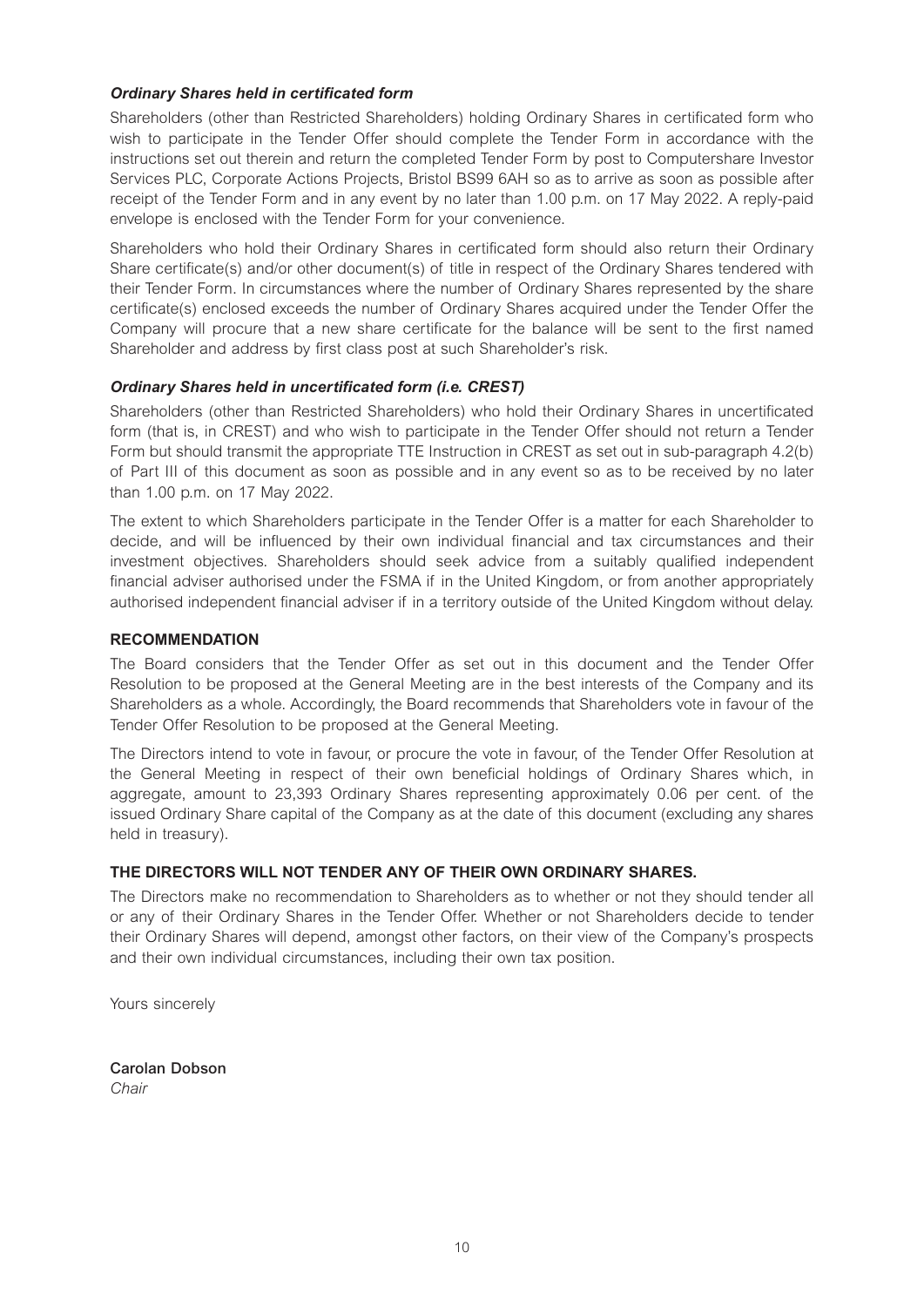***Ordinary Shares held in certificated form***

Shareholders (other than Restricted Shareholders) holding Ordinary Shares in certificated form who wish to participate in the Tender Offer should complete the Tender Form in accordance with the instructions set out therein and return the completed Tender Form by post to Computershare Investor Services PLC, Corporate Actions Projects, Bristol BS99 6AH so as to arrive as soon as possible after receipt of the Tender Form and in any event by no later than 1.00 p.m. on 17 May 2022. A reply-paid envelope is enclosed with the Tender Form for your convenience.

Shareholders who hold their Ordinary Shares in certificated form should also return their Ordinary Share certificate(s) and/or other document(s) of title in respect of the Ordinary Shares tendered with their Tender Form. In circumstances where the number of Ordinary Shares represented by the share certificate(s) enclosed exceeds the number of Ordinary Shares acquired under the Tender Offer the Company will procure that a new share certificate for the balance will be sent to the first named Shareholder and address by first class post at such Shareholder's risk.

***Ordinary Shares held in uncertificated form (i.e. CREST)***

Shareholders (other than Restricted Shareholders) who hold their Ordinary Shares in uncertificated form (that is, in CREST) and who wish to participate in the Tender Offer should not return a Tender Form but should transmit the appropriate TTE Instruction in CREST as set out in sub-paragraph 4.2(b) of Part III of this document as soon as possible and in any event so as to be received by no later than 1.00 p.m. on 17 May 2022.

The extent to which Shareholders participate in the Tender Offer is a matter for each Shareholder to decide, and will be influenced by their own individual financial and tax circumstances and their investment objectives. Shareholders should seek advice from a suitably qualified independent financial adviser authorised under the FSMA if in the United Kingdom, or from another appropriately authorised independent financial adviser if in a territory outside of the United Kingdom without delay.

**RECOMMENDATION**

The Board considers that the Tender Offer as set out in this document and the Tender Offer Resolution to be proposed at the General Meeting are in the best interests of the Company and its Shareholders as a whole. Accordingly, the Board recommends that Shareholders vote in favour of the Tender Offer Resolution to be proposed at the General Meeting.

The Directors intend to vote in favour, or procure the vote in favour, of the Tender Offer Resolution at the General Meeting in respect of their own beneficial holdings of Ordinary Shares which, in aggregate, amount to 23,393 Ordinary Shares representing approximately 0.06 per cent. of the issued Ordinary Share capital of the Company as at the date of this document (excluding any shares held in treasury).

**THE DIRECTORS WILL NOT TENDER ANY OF THEIR OWN ORDINARY SHARES.**

The Directors make no recommendation to Shareholders as to whether or not they should tender all or any of their Ordinary Shares in the Tender Offer. Whether or not Shareholders decide to tender their Ordinary Shares will depend, amongst other factors, on their view of the Company's prospects and their own individual circumstances, including their own tax position.

Yours sincerely

**Carolan Dobson**
*Chair*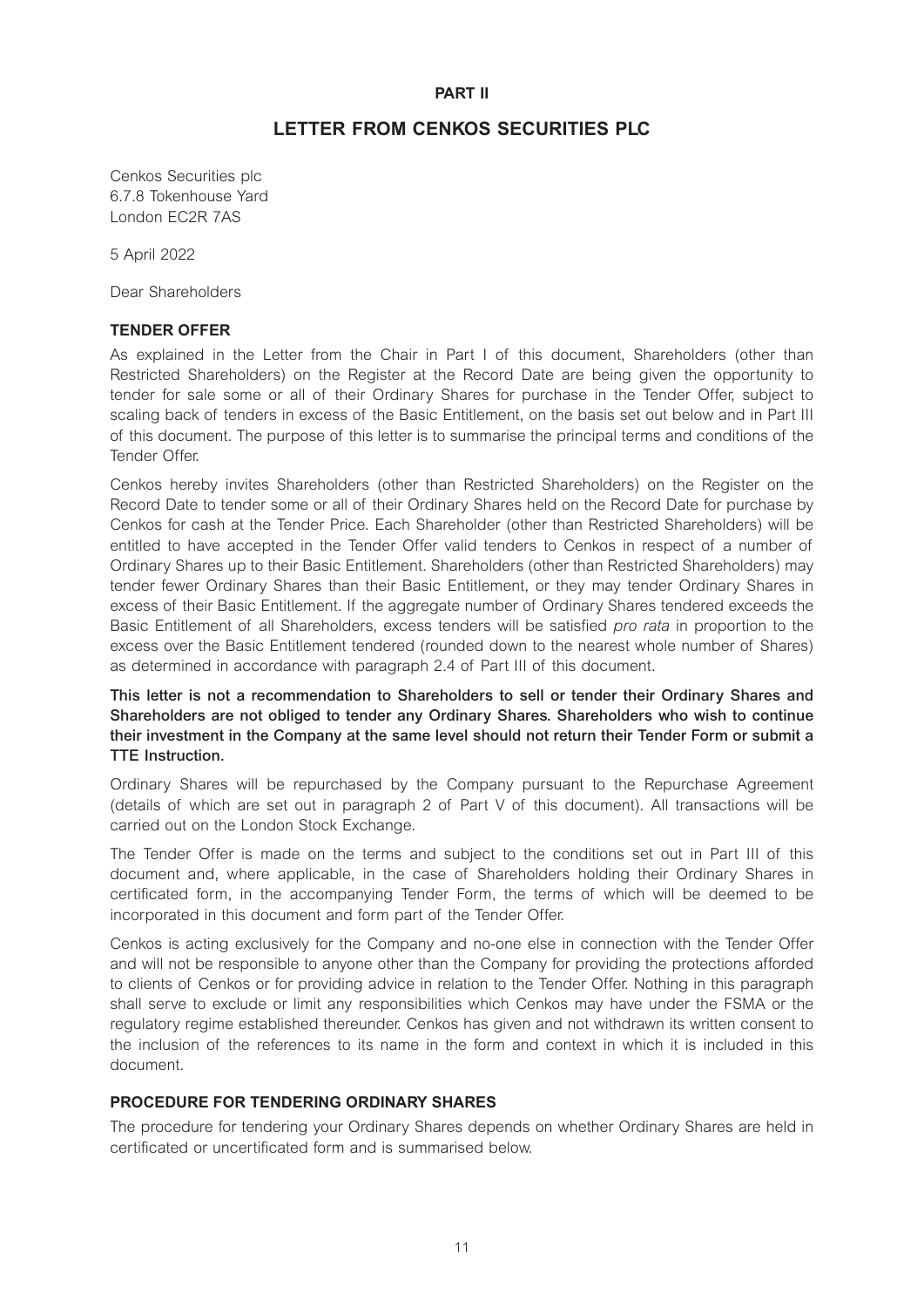**PART II**

# LETTER FROM CENKOS SECURITIES PLC

Cenkos Securities plc
6.7.8 Tokenhouse Yard
London EC2R 7AS

5 April 2022

Dear Shareholders

## TENDER OFFER

As explained in the Letter from the Chair in Part I of this document, Shareholders (other than Restricted Shareholders) on the Register at the Record Date are being given the opportunity to tender for sale some or all of their Ordinary Shares for purchase in the Tender Offer, subject to scaling back of tenders in excess of the Basic Entitlement, on the basis set out below and in Part III of this document. The purpose of this letter is to summarise the principal terms and conditions of the Tender Offer.

Cenkos hereby invites Shareholders (other than Restricted Shareholders) on the Register on the Record Date to tender some or all of their Ordinary Shares held on the Record Date for purchase by Cenkos for cash at the Tender Price. Each Shareholder (other than Restricted Shareholders) will be entitled to have accepted in the Tender Offer valid tenders to Cenkos in respect of a number of Ordinary Shares up to their Basic Entitlement. Shareholders (other than Restricted Shareholders) may tender fewer Ordinary Shares than their Basic Entitlement, or they may tender Ordinary Shares in excess of their Basic Entitlement. If the aggregate number of Ordinary Shares tendered exceeds the Basic Entitlement of all Shareholders, excess tenders will be satisfied *pro rata* in proportion to the excess over the Basic Entitlement tendered (rounded down to the nearest whole number of Shares) as determined in accordance with paragraph 2.4 of Part III of this document.

**This letter is not a recommendation to Shareholders to sell or tender their Ordinary Shares and Shareholders are not obliged to tender any Ordinary Shares. Shareholders who wish to continue their investment in the Company at the same level should not return their Tender Form or submit a TTE Instruction.**

Ordinary Shares will be repurchased by the Company pursuant to the Repurchase Agreement (details of which are set out in paragraph 2 of Part V of this document). All transactions will be carried out on the London Stock Exchange.

The Tender Offer is made on the terms and subject to the conditions set out in Part III of this document and, where applicable, in the case of Shareholders holding their Ordinary Shares in certificated form, in the accompanying Tender Form, the terms of which will be deemed to be incorporated in this document and form part of the Tender Offer.

Cenkos is acting exclusively for the Company and no-one else in connection with the Tender Offer and will not be responsible to anyone other than the Company for providing the protections afforded to clients of Cenkos or for providing advice in relation to the Tender Offer. Nothing in this paragraph shall serve to exclude or limit any responsibilities which Cenkos may have under the FSMA or the regulatory regime established thereunder. Cenkos has given and not withdrawn its written consent to the inclusion of the references to its name in the form and context in which it is included in this document.

## PROCEDURE FOR TENDERING ORDINARY SHARES

The procedure for tendering your Ordinary Shares depends on whether Ordinary Shares are held in certificated or uncertificated form and is summarised below.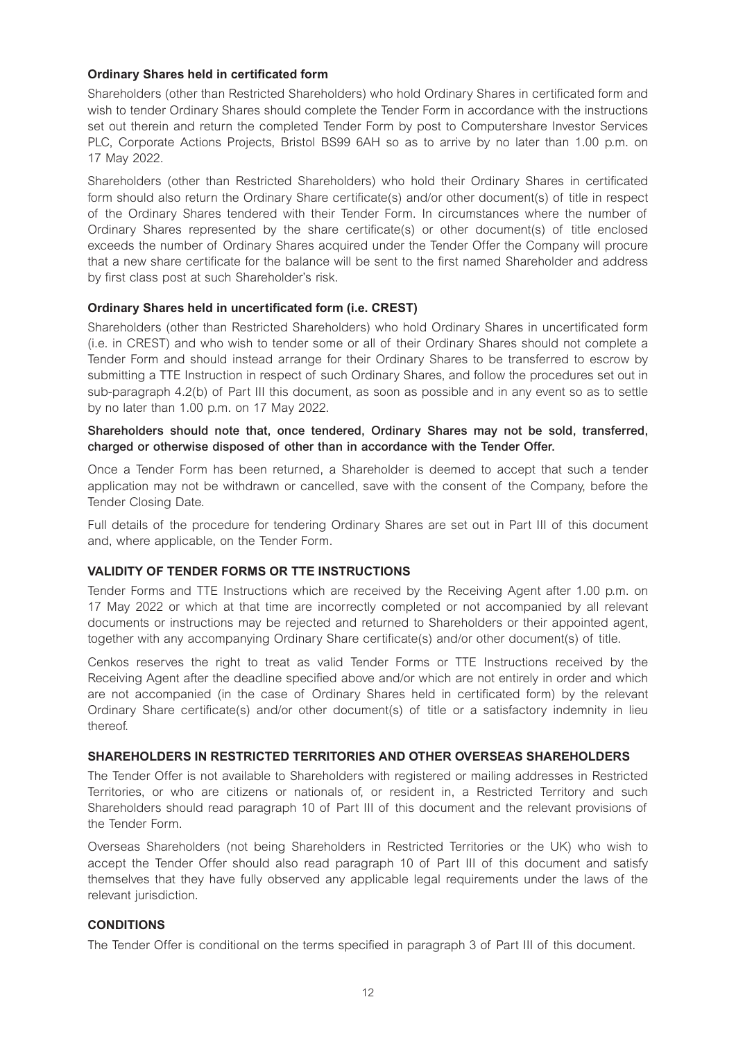**Ordinary Shares held in certificated form**

Shareholders (other than Restricted Shareholders) who hold Ordinary Shares in certificated form and wish to tender Ordinary Shares should complete the Tender Form in accordance with the instructions set out therein and return the completed Tender Form by post to Computershare Investor Services PLC, Corporate Actions Projects, Bristol BS99 6AH so as to arrive by no later than 1.00 p.m. on 17 May 2022.

Shareholders (other than Restricted Shareholders) who hold their Ordinary Shares in certificated form should also return the Ordinary Share certificate(s) and/or other document(s) of title in respect of the Ordinary Shares tendered with their Tender Form. In circumstances where the number of Ordinary Shares represented by the share certificate(s) or other document(s) of title enclosed exceeds the number of Ordinary Shares acquired under the Tender Offer the Company will procure that a new share certificate for the balance will be sent to the first named Shareholder and address by first class post at such Shareholder's risk.

**Ordinary Shares held in uncertificated form (i.e. CREST)**

Shareholders (other than Restricted Shareholders) who hold Ordinary Shares in uncertificated form (i.e. in CREST) and who wish to tender some or all of their Ordinary Shares should not complete a Tender Form and should instead arrange for their Ordinary Shares to be transferred to escrow by submitting a TTE Instruction in respect of such Ordinary Shares, and follow the procedures set out in sub-paragraph 4.2(b) of Part III this document, as soon as possible and in any event so as to settle by no later than 1.00 p.m. on 17 May 2022.

**Shareholders should note that, once tendered, Ordinary Shares may not be sold, transferred, charged or otherwise disposed of other than in accordance with the Tender Offer.**

Once a Tender Form has been returned, a Shareholder is deemed to accept that such a tender application may not be withdrawn or cancelled, save with the consent of the Company, before the Tender Closing Date.

Full details of the procedure for tendering Ordinary Shares are set out in Part III of this document and, where applicable, on the Tender Form.

**VALIDITY OF TENDER FORMS OR TTE INSTRUCTIONS**

Tender Forms and TTE Instructions which are received by the Receiving Agent after 1.00 p.m. on 17 May 2022 or which at that time are incorrectly completed or not accompanied by all relevant documents or instructions may be rejected and returned to Shareholders or their appointed agent, together with any accompanying Ordinary Share certificate(s) and/or other document(s) of title.

Cenkos reserves the right to treat as valid Tender Forms or TTE Instructions received by the Receiving Agent after the deadline specified above and/or which are not entirely in order and which are not accompanied (in the case of Ordinary Shares held in certificated form) by the relevant Ordinary Share certificate(s) and/or other document(s) of title or a satisfactory indemnity in lieu thereof.

**SHAREHOLDERS IN RESTRICTED TERRITORIES AND OTHER OVERSEAS SHAREHOLDERS**

The Tender Offer is not available to Shareholders with registered or mailing addresses in Restricted Territories, or who are citizens or nationals of, or resident in, a Restricted Territory and such Shareholders should read paragraph 10 of Part III of this document and the relevant provisions of the Tender Form.

Overseas Shareholders (not being Shareholders in Restricted Territories or the UK) who wish to accept the Tender Offer should also read paragraph 10 of Part III of this document and satisfy themselves that they have fully observed any applicable legal requirements under the laws of the relevant jurisdiction.

**CONDITIONS**

The Tender Offer is conditional on the terms specified in paragraph 3 of Part III of this document.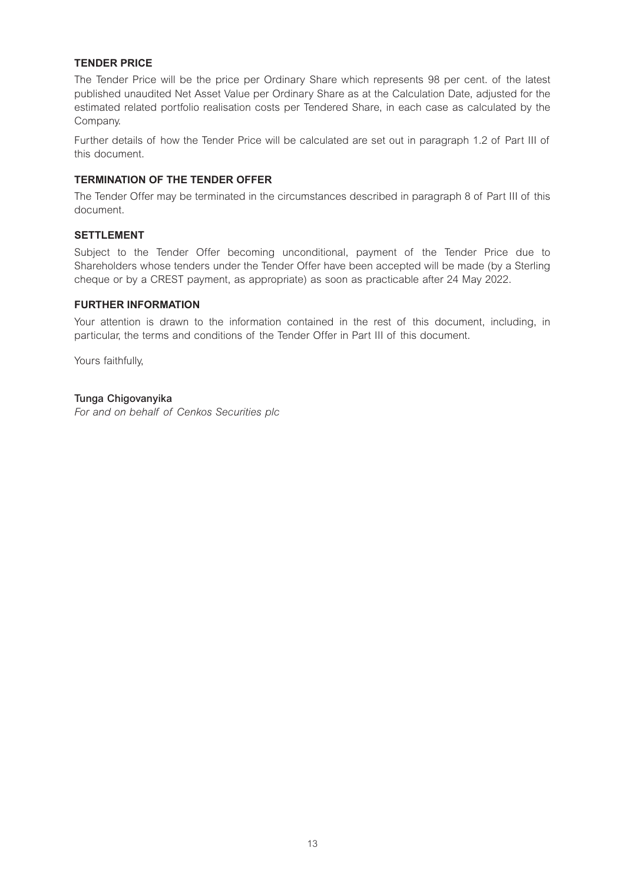### TENDER PRICE

The Tender Price will be the price per Ordinary Share which represents 98 per cent. of the latest published unaudited Net Asset Value per Ordinary Share as at the Calculation Date, adjusted for the estimated related portfolio realisation costs per Tendered Share, in each case as calculated by the Company.

Further details of how the Tender Price will be calculated are set out in paragraph 1.2 of Part III of this document.

### TERMINATION OF THE TENDER OFFER

The Tender Offer may be terminated in the circumstances described in paragraph 8 of Part III of this document.

### SETTLEMENT

Subject to the Tender Offer becoming unconditional, payment of the Tender Price due to Shareholders whose tenders under the Tender Offer have been accepted will be made (by a Sterling cheque or by a CREST payment, as appropriate) as soon as practicable after 24 May 2022.

### FURTHER INFORMATION

Your attention is drawn to the information contained in the rest of this document, including, in particular, the terms and conditions of the Tender Offer in Part III of this document.

Yours faithfully,

Tunga Chigovanyika
*For and on behalf of Cenkos Securities plc*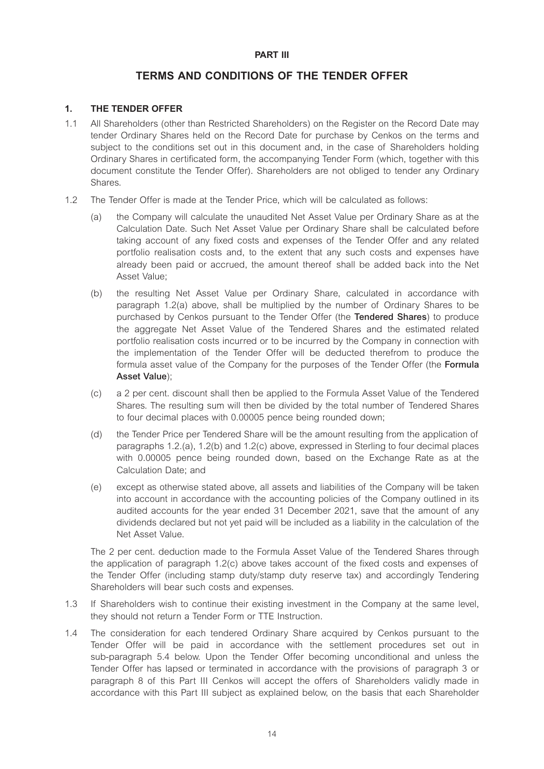# PART III

## TERMS AND CONDITIONS OF THE TENDER OFFER

### 1. THE TENDER OFFER

1.1 All Shareholders (other than Restricted Shareholders) on the Register on the Record Date may tender Ordinary Shares held on the Record Date for purchase by Cenkos on the terms and subject to the conditions set out in this document and, in the case of Shareholders holding Ordinary Shares in certificated form, the accompanying Tender Form (which, together with this document constitute the Tender Offer). Shareholders are not obliged to tender any Ordinary Shares.

1.2 The Tender Offer is made at the Tender Price, which will be calculated as follows:

(a) the Company will calculate the unaudited Net Asset Value per Ordinary Share as at the Calculation Date. Such Net Asset Value per Ordinary Share shall be calculated before taking account of any fixed costs and expenses of the Tender Offer and any related portfolio realisation costs and, to the extent that any such costs and expenses have already been paid or accrued, the amount thereof shall be added back into the Net Asset Value;

(b) the resulting Net Asset Value per Ordinary Share, calculated in accordance with paragraph 1.2(a) above, shall be multiplied by the number of Ordinary Shares to be purchased by Cenkos pursuant to the Tender Offer (the **Tendered Shares**) to produce the aggregate Net Asset Value of the Tendered Shares and the estimated related portfolio realisation costs incurred or to be incurred by the Company in connection with the implementation of the Tender Offer will be deducted therefrom to produce the formula asset value of the Company for the purposes of the Tender Offer (the **Formula Asset Value**);

(c) a 2 per cent. discount shall then be applied to the Formula Asset Value of the Tendered Shares. The resulting sum will then be divided by the total number of Tendered Shares to four decimal places with 0.00005 pence being rounded down;

(d) the Tender Price per Tendered Share will be the amount resulting from the application of paragraphs 1.2.(a), 1.2(b) and 1.2(c) above, expressed in Sterling to four decimal places with 0.00005 pence being rounded down, based on the Exchange Rate as at the Calculation Date; and

(e) except as otherwise stated above, all assets and liabilities of the Company will be taken into account in accordance with the accounting policies of the Company outlined in its audited accounts for the year ended 31 December 2021, save that the amount of any dividends declared but not yet paid will be included as a liability in the calculation of the Net Asset Value.

The 2 per cent. deduction made to the Formula Asset Value of the Tendered Shares through the application of paragraph 1.2(c) above takes account of the fixed costs and expenses of the Tender Offer (including stamp duty/stamp duty reserve tax) and accordingly Tendering Shareholders will bear such costs and expenses.

1.3 If Shareholders wish to continue their existing investment in the Company at the same level, they should not return a Tender Form or TTE Instruction.

1.4 The consideration for each tendered Ordinary Share acquired by Cenkos pursuant to the Tender Offer will be paid in accordance with the settlement procedures set out in sub-paragraph 5.4 below. Upon the Tender Offer becoming unconditional and unless the Tender Offer has lapsed or terminated in accordance with the provisions of paragraph 3 or paragraph 8 of this Part III Cenkos will accept the offers of Shareholders validly made in accordance with this Part III subject as explained below, on the basis that each Shareholder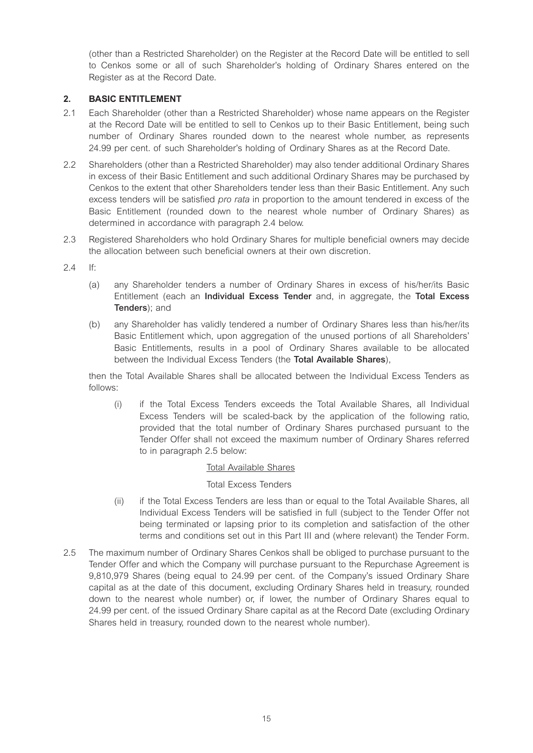(other than a Restricted Shareholder) on the Register at the Record Date will be entitled to sell to Cenkos some or all of such Shareholder's holding of Ordinary Shares entered on the Register as at the Record Date.

## 2. BASIC ENTITLEMENT

2.1 Each Shareholder (other than a Restricted Shareholder) whose name appears on the Register at the Record Date will be entitled to sell to Cenkos up to their Basic Entitlement, being such number of Ordinary Shares rounded down to the nearest whole number, as represents 24.99 per cent. of such Shareholder's holding of Ordinary Shares as at the Record Date.

2.2 Shareholders (other than a Restricted Shareholder) may also tender additional Ordinary Shares in excess of their Basic Entitlement and such additional Ordinary Shares may be purchased by Cenkos to the extent that other Shareholders tender less than their Basic Entitlement. Any such excess tenders will be satisfied *pro rata* in proportion to the amount tendered in excess of the Basic Entitlement (rounded down to the nearest whole number of Ordinary Shares) as determined in accordance with paragraph 2.4 below.

2.3 Registered Shareholders who hold Ordinary Shares for multiple beneficial owners may decide the allocation between such beneficial owners at their own discretion.

2.4 If:

(a) any Shareholder tenders a number of Ordinary Shares in excess of his/her/its Basic Entitlement (each an **Individual Excess Tender** and, in aggregate, the **Total Excess Tenders**); and

(b) any Shareholder has validly tendered a number of Ordinary Shares less than his/her/its Basic Entitlement which, upon aggregation of the unused portions of all Shareholders' Basic Entitlements, results in a pool of Ordinary Shares available to be allocated between the Individual Excess Tenders (the **Total Available Shares**),

then the Total Available Shares shall be allocated between the Individual Excess Tenders as follows:

(i) if the Total Excess Tenders exceeds the Total Available Shares, all Individual Excess Tenders will be scaled-back by the application of the following ratio, provided that the total number of Ordinary Shares purchased pursuant to the Tender Offer shall not exceed the maximum number of Ordinary Shares referred to in paragraph 2.5 below:

$$\frac{\text{Total Available Shares}}{\text{Total Excess Tenders}}$$

(ii) if the Total Excess Tenders are less than or equal to the Total Available Shares, all Individual Excess Tenders will be satisfied in full (subject to the Tender Offer not being terminated or lapsing prior to its completion and satisfaction of the other terms and conditions set out in this Part III and (where relevant) the Tender Form.

2.5 The maximum number of Ordinary Shares Cenkos shall be obliged to purchase pursuant to the Tender Offer and which the Company will purchase pursuant to the Repurchase Agreement is 9,810,979 Shares (being equal to 24.99 per cent. of the Company's issued Ordinary Share capital as at the date of this document, excluding Ordinary Shares held in treasury, rounded down to the nearest whole number) or, if lower, the number of Ordinary Shares equal to 24.99 per cent. of the issued Ordinary Share capital as at the Record Date (excluding Ordinary Shares held in treasury, rounded down to the nearest whole number).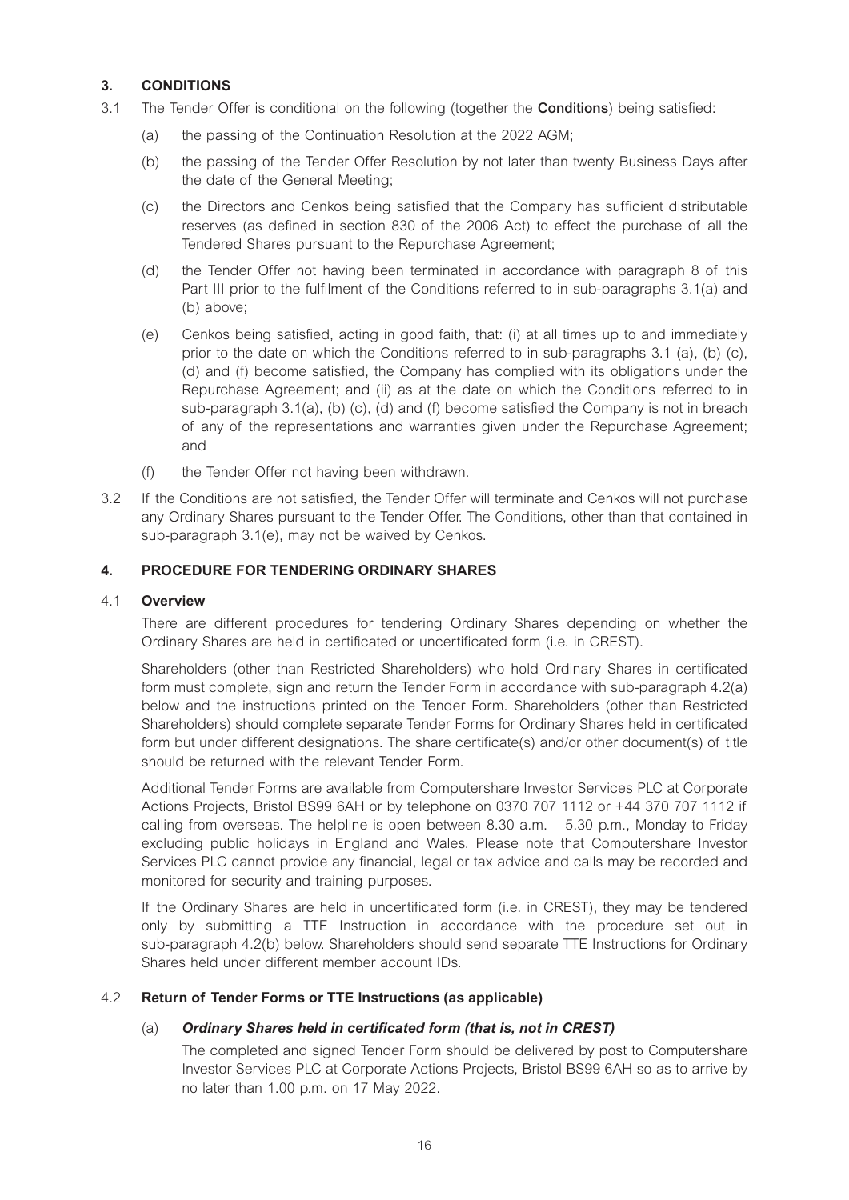## 3. CONDITIONS

3.1 The Tender Offer is conditional on the following (together the **Conditions**) being satisfied:

(a) the passing of the Continuation Resolution at the 2022 AGM;

(b) the passing of the Tender Offer Resolution by not later than twenty Business Days after the date of the General Meeting;

(c) the Directors and Cenkos being satisfied that the Company has sufficient distributable reserves (as defined in section 830 of the 2006 Act) to effect the purchase of all the Tendered Shares pursuant to the Repurchase Agreement;

(d) the Tender Offer not having been terminated in accordance with paragraph 8 of this Part III prior to the fulfilment of the Conditions referred to in sub-paragraphs 3.1(a) and (b) above;

(e) Cenkos being satisfied, acting in good faith, that: (i) at all times up to and immediately prior to the date on which the Conditions referred to in sub-paragraphs 3.1 (a), (b) (c), (d) and (f) become satisfied, the Company has complied with its obligations under the Repurchase Agreement; and (ii) as at the date on which the Conditions referred to in sub-paragraph 3.1(a), (b) (c), (d) and (f) become satisfied the Company is not in breach of any of the representations and warranties given under the Repurchase Agreement; and

(f) the Tender Offer not having been withdrawn.

3.2 If the Conditions are not satisfied, the Tender Offer will terminate and Cenkos will not purchase any Ordinary Shares pursuant to the Tender Offer. The Conditions, other than that contained in sub-paragraph 3.1(e), may not be waived by Cenkos.

## 4. PROCEDURE FOR TENDERING ORDINARY SHARES

### 4.1 Overview

There are different procedures for tendering Ordinary Shares depending on whether the Ordinary Shares are held in certificated or uncertificated form (i.e. in CREST).

Shareholders (other than Restricted Shareholders) who hold Ordinary Shares in certificated form must complete, sign and return the Tender Form in accordance with sub-paragraph 4.2(a) below and the instructions printed on the Tender Form. Shareholders (other than Restricted Shareholders) should complete separate Tender Forms for Ordinary Shares held in certificated form but under different designations. The share certificate(s) and/or other document(s) of title should be returned with the relevant Tender Form.

Additional Tender Forms are available from Computershare Investor Services PLC at Corporate Actions Projects, Bristol BS99 6AH or by telephone on 0370 707 1112 or +44 370 707 1112 if calling from overseas. The helpline is open between 8.30 a.m. – 5.30 p.m., Monday to Friday excluding public holidays in England and Wales. Please note that Computershare Investor Services PLC cannot provide any financial, legal or tax advice and calls may be recorded and monitored for security and training purposes.

If the Ordinary Shares are held in uncertificated form (i.e. in CREST), they may be tendered only by submitting a TTE Instruction in accordance with the procedure set out in sub-paragraph 4.2(b) below. Shareholders should send separate TTE Instructions for Ordinary Shares held under different member account IDs.

### 4.2 Return of Tender Forms or TTE Instructions (as applicable)

(a) ***Ordinary Shares held in certificated form (that is, not in CREST)***

The completed and signed Tender Form should be delivered by post to Computershare Investor Services PLC at Corporate Actions Projects, Bristol BS99 6AH so as to arrive by no later than 1.00 p.m. on 17 May 2022.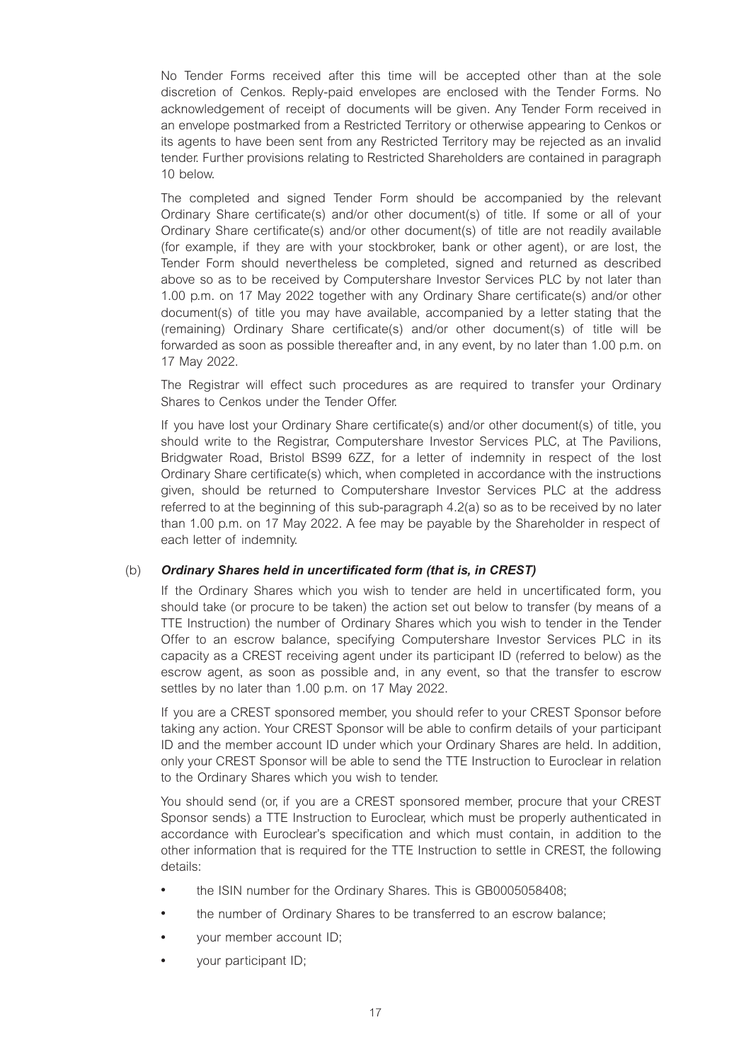No Tender Forms received after this time will be accepted other than at the sole discretion of Cenkos. Reply-paid envelopes are enclosed with the Tender Forms. No acknowledgement of receipt of documents will be given. Any Tender Form received in an envelope postmarked from a Restricted Territory or otherwise appearing to Cenkos or its agents to have been sent from any Restricted Territory may be rejected as an invalid tender. Further provisions relating to Restricted Shareholders are contained in paragraph 10 below.

The completed and signed Tender Form should be accompanied by the relevant Ordinary Share certificate(s) and/or other document(s) of title. If some or all of your Ordinary Share certificate(s) and/or other document(s) of title are not readily available (for example, if they are with your stockbroker, bank or other agent), or are lost, the Tender Form should nevertheless be completed, signed and returned as described above so as to be received by Computershare Investor Services PLC by not later than 1.00 p.m. on 17 May 2022 together with any Ordinary Share certificate(s) and/or other document(s) of title you may have available, accompanied by a letter stating that the (remaining) Ordinary Share certificate(s) and/or other document(s) of title will be forwarded as soon as possible thereafter and, in any event, by no later than 1.00 p.m. on 17 May 2022.

The Registrar will effect such procedures as are required to transfer your Ordinary Shares to Cenkos under the Tender Offer.

If you have lost your Ordinary Share certificate(s) and/or other document(s) of title, you should write to the Registrar, Computershare Investor Services PLC, at The Pavilions, Bridgwater Road, Bristol BS99 6ZZ, for a letter of indemnity in respect of the lost Ordinary Share certificate(s) which, when completed in accordance with the instructions given, should be returned to Computershare Investor Services PLC at the address referred to at the beginning of this sub-paragraph 4.2(a) so as to be received by no later than 1.00 p.m. on 17 May 2022. A fee may be payable by the Shareholder in respect of each letter of indemnity.

(b) ***Ordinary Shares held in uncertificated form (that is, in CREST)***

If the Ordinary Shares which you wish to tender are held in uncertificated form, you should take (or procure to be taken) the action set out below to transfer (by means of a TTE Instruction) the number of Ordinary Shares which you wish to tender in the Tender Offer to an escrow balance, specifying Computershare Investor Services PLC in its capacity as a CREST receiving agent under its participant ID (referred to below) as the escrow agent, as soon as possible and, in any event, so that the transfer to escrow settles by no later than 1.00 p.m. on 17 May 2022.

If you are a CREST sponsored member, you should refer to your CREST Sponsor before taking any action. Your CREST Sponsor will be able to confirm details of your participant ID and the member account ID under which your Ordinary Shares are held. In addition, only your CREST Sponsor will be able to send the TTE Instruction to Euroclear in relation to the Ordinary Shares which you wish to tender.

You should send (or, if you are a CREST sponsored member, procure that your CREST Sponsor sends) a TTE Instruction to Euroclear, which must be properly authenticated in accordance with Euroclear's specification and which must contain, in addition to the other information that is required for the TTE Instruction to settle in CREST, the following details:

- the ISIN number for the Ordinary Shares. This is GB0005058408;
- the number of Ordinary Shares to be transferred to an escrow balance;
- your member account ID;
- your participant ID;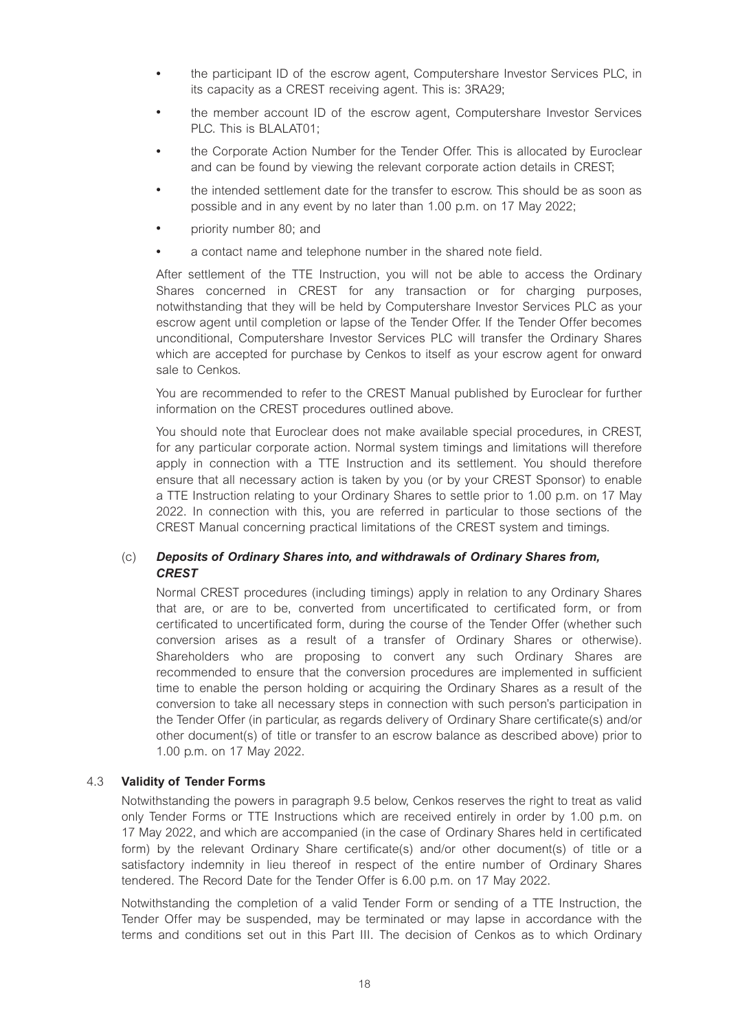- the participant ID of the escrow agent, Computershare Investor Services PLC, in its capacity as a CREST receiving agent. This is: 3RA29;
- the member account ID of the escrow agent, Computershare Investor Services PLC. This is BLALAT01;
- the Corporate Action Number for the Tender Offer. This is allocated by Euroclear and can be found by viewing the relevant corporate action details in CREST;
- the intended settlement date for the transfer to escrow. This should be as soon as possible and in any event by no later than 1.00 p.m. on 17 May 2022;
- priority number 80; and
- a contact name and telephone number in the shared note field.

After settlement of the TTE Instruction, you will not be able to access the Ordinary Shares concerned in CREST for any transaction or for charging purposes, notwithstanding that they will be held by Computershare Investor Services PLC as your escrow agent until completion or lapse of the Tender Offer. If the Tender Offer becomes unconditional, Computershare Investor Services PLC will transfer the Ordinary Shares which are accepted for purchase by Cenkos to itself as your escrow agent for onward sale to Cenkos.

You are recommended to refer to the CREST Manual published by Euroclear for further information on the CREST procedures outlined above.

You should note that Euroclear does not make available special procedures, in CREST, for any particular corporate action. Normal system timings and limitations will therefore apply in connection with a TTE Instruction and its settlement. You should therefore ensure that all necessary action is taken by you (or by your CREST Sponsor) to enable a TTE Instruction relating to your Ordinary Shares to settle prior to 1.00 p.m. on 17 May 2022. In connection with this, you are referred in particular to those sections of the CREST Manual concerning practical limitations of the CREST system and timings.

(c) ***Deposits of Ordinary Shares into, and withdrawals of Ordinary Shares from, CREST***

Normal CREST procedures (including timings) apply in relation to any Ordinary Shares that are, or are to be, converted from uncertificated to certificated form, or from certificated to uncertificated form, during the course of the Tender Offer (whether such conversion arises as a result of a transfer of Ordinary Shares or otherwise). Shareholders who are proposing to convert any such Ordinary Shares are recommended to ensure that the conversion procedures are implemented in sufficient time to enable the person holding or acquiring the Ordinary Shares as a result of the conversion to take all necessary steps in connection with such person's participation in the Tender Offer (in particular, as regards delivery of Ordinary Share certificate(s) and/or other document(s) of title or transfer to an escrow balance as described above) prior to 1.00 p.m. on 17 May 2022.

4.3 **Validity of Tender Forms**

Notwithstanding the powers in paragraph 9.5 below, Cenkos reserves the right to treat as valid only Tender Forms or TTE Instructions which are received entirely in order by 1.00 p.m. on 17 May 2022, and which are accompanied (in the case of Ordinary Shares held in certificated form) by the relevant Ordinary Share certificate(s) and/or other document(s) of title or a satisfactory indemnity in lieu thereof in respect of the entire number of Ordinary Shares tendered. The Record Date for the Tender Offer is 6.00 p.m. on 17 May 2022.

Notwithstanding the completion of a valid Tender Form or sending of a TTE Instruction, the Tender Offer may be suspended, may be terminated or may lapse in accordance with the terms and conditions set out in this Part III. The decision of Cenkos as to which Ordinary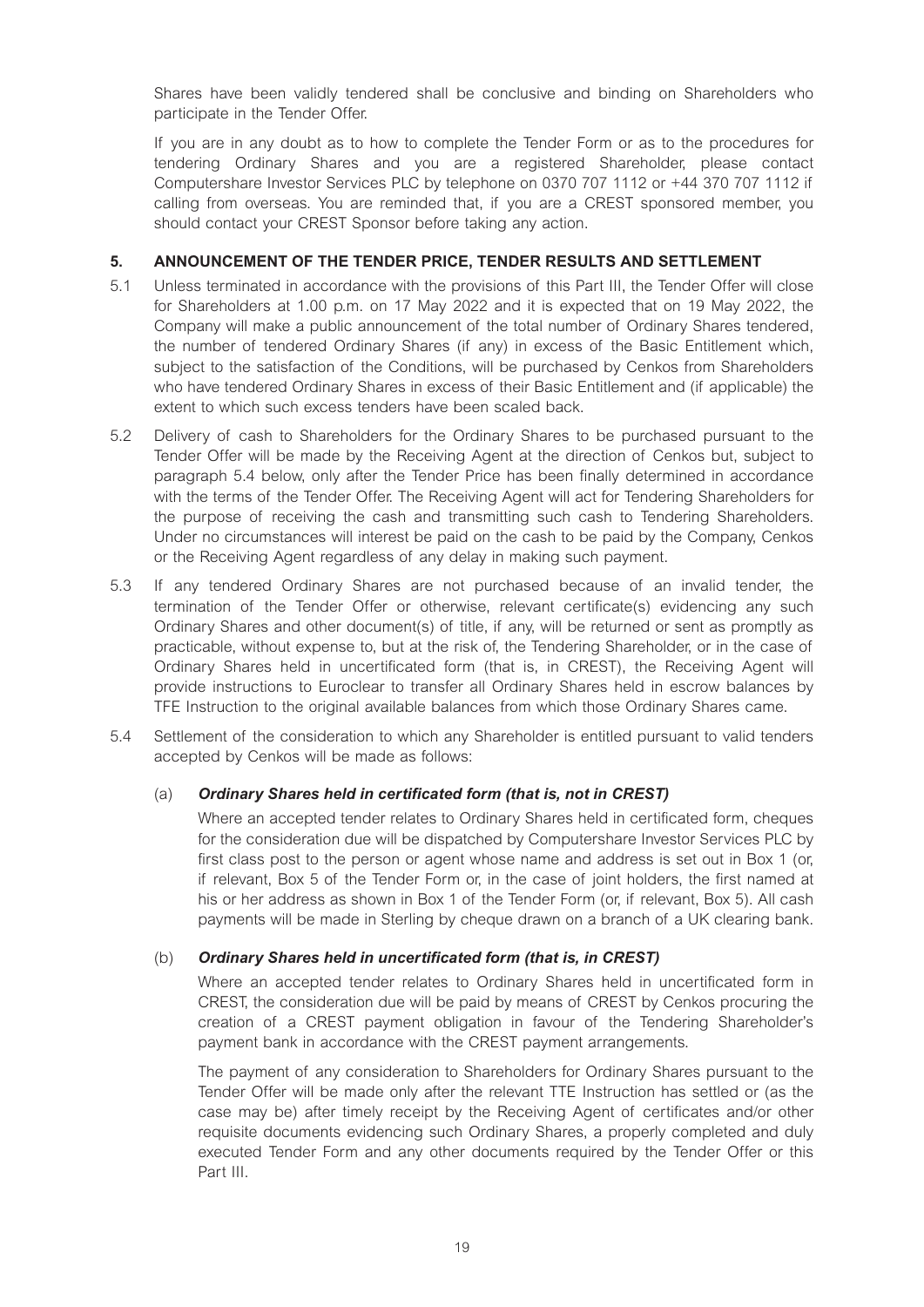Shares have been validly tendered shall be conclusive and binding on Shareholders who participate in the Tender Offer.

If you are in any doubt as to how to complete the Tender Form or as to the procedures for tendering Ordinary Shares and you are a registered Shareholder, please contact Computershare Investor Services PLC by telephone on 0370 707 1112 or +44 370 707 1112 if calling from overseas. You are reminded that, if you are a CREST sponsored member, you should contact your CREST Sponsor before taking any action.

## 5. ANNOUNCEMENT OF THE TENDER PRICE, TENDER RESULTS AND SETTLEMENT

5.1 Unless terminated in accordance with the provisions of this Part III, the Tender Offer will close for Shareholders at 1.00 p.m. on 17 May 2022 and it is expected that on 19 May 2022, the Company will make a public announcement of the total number of Ordinary Shares tendered, the number of tendered Ordinary Shares (if any) in excess of the Basic Entitlement which, subject to the satisfaction of the Conditions, will be purchased by Cenkos from Shareholders who have tendered Ordinary Shares in excess of their Basic Entitlement and (if applicable) the extent to which such excess tenders have been scaled back.

5.2 Delivery of cash to Shareholders for the Ordinary Shares to be purchased pursuant to the Tender Offer will be made by the Receiving Agent at the direction of Cenkos but, subject to paragraph 5.4 below, only after the Tender Price has been finally determined in accordance with the terms of the Tender Offer. The Receiving Agent will act for Tendering Shareholders for the purpose of receiving the cash and transmitting such cash to Tendering Shareholders. Under no circumstances will interest be paid on the cash to be paid by the Company, Cenkos or the Receiving Agent regardless of any delay in making such payment.

5.3 If any tendered Ordinary Shares are not purchased because of an invalid tender, the termination of the Tender Offer or otherwise, relevant certificate(s) evidencing any such Ordinary Shares and other document(s) of title, if any, will be returned or sent as promptly as practicable, without expense to, but at the risk of, the Tendering Shareholder, or in the case of Ordinary Shares held in uncertificated form (that is, in CREST), the Receiving Agent will provide instructions to Euroclear to transfer all Ordinary Shares held in escrow balances by TFE Instruction to the original available balances from which those Ordinary Shares came.

5.4 Settlement of the consideration to which any Shareholder is entitled pursuant to valid tenders accepted by Cenkos will be made as follows:

(a) ***Ordinary Shares held in certificated form (that is, not in CREST)***

Where an accepted tender relates to Ordinary Shares held in certificated form, cheques for the consideration due will be dispatched by Computershare Investor Services PLC by first class post to the person or agent whose name and address is set out in Box 1 (or, if relevant, Box 5 of the Tender Form or, in the case of joint holders, the first named at his or her address as shown in Box 1 of the Tender Form (or, if relevant, Box 5). All cash payments will be made in Sterling by cheque drawn on a branch of a UK clearing bank.

(b) ***Ordinary Shares held in uncertificated form (that is, in CREST)***

Where an accepted tender relates to Ordinary Shares held in uncertificated form in CREST, the consideration due will be paid by means of CREST by Cenkos procuring the creation of a CREST payment obligation in favour of the Tendering Shareholder's payment bank in accordance with the CREST payment arrangements.

The payment of any consideration to Shareholders for Ordinary Shares pursuant to the Tender Offer will be made only after the relevant TTE Instruction has settled or (as the case may be) after timely receipt by the Receiving Agent of certificates and/or other requisite documents evidencing such Ordinary Shares, a properly completed and duly executed Tender Form and any other documents required by the Tender Offer or this Part III.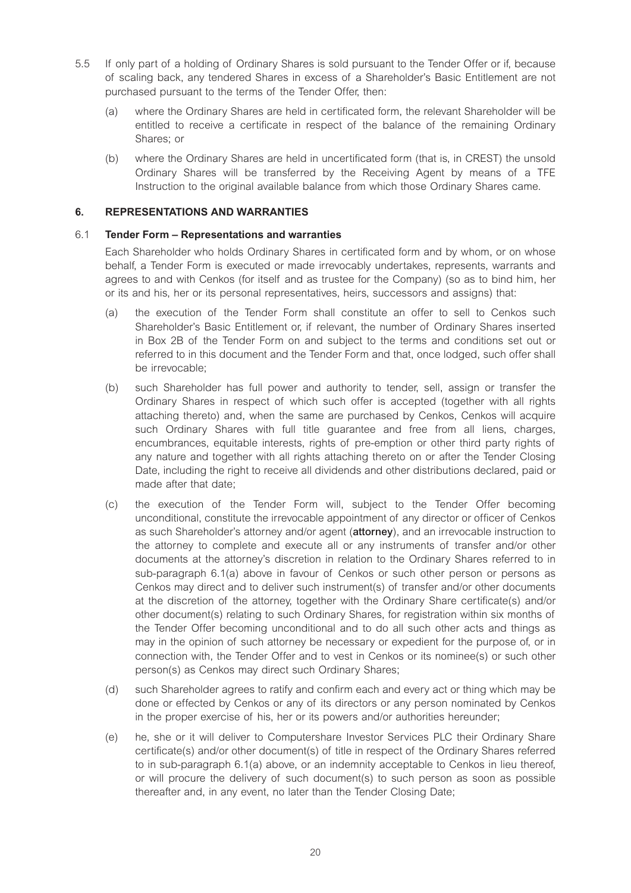5.5 If only part of a holding of Ordinary Shares is sold pursuant to the Tender Offer or if, because of scaling back, any tendered Shares in excess of a Shareholder's Basic Entitlement are not purchased pursuant to the terms of the Tender Offer, then:

(a) where the Ordinary Shares are held in certificated form, the relevant Shareholder will be entitled to receive a certificate in respect of the balance of the remaining Ordinary Shares; or

(b) where the Ordinary Shares are held in uncertificated form (that is, in CREST) the unsold Ordinary Shares will be transferred by the Receiving Agent by means of a TFE Instruction to the original available balance from which those Ordinary Shares came.

## 6. REPRESENTATIONS AND WARRANTIES

### 6.1 Tender Form – Representations and warranties

Each Shareholder who holds Ordinary Shares in certificated form and by whom, or on whose behalf, a Tender Form is executed or made irrevocably undertakes, represents, warrants and agrees to and with Cenkos (for itself and as trustee for the Company) (so as to bind him, her or its and his, her or its personal representatives, heirs, successors and assigns) that:

(a) the execution of the Tender Form shall constitute an offer to sell to Cenkos such Shareholder's Basic Entitlement or, if relevant, the number of Ordinary Shares inserted in Box 2B of the Tender Form on and subject to the terms and conditions set out or referred to in this document and the Tender Form and that, once lodged, such offer shall be irrevocable;

(b) such Shareholder has full power and authority to tender, sell, assign or transfer the Ordinary Shares in respect of which such offer is accepted (together with all rights attaching thereto) and, when the same are purchased by Cenkos, Cenkos will acquire such Ordinary Shares with full title guarantee and free from all liens, charges, encumbrances, equitable interests, rights of pre-emption or other third party rights of any nature and together with all rights attaching thereto on or after the Tender Closing Date, including the right to receive all dividends and other distributions declared, paid or made after that date;

(c) the execution of the Tender Form will, subject to the Tender Offer becoming unconditional, constitute the irrevocable appointment of any director or officer of Cenkos as such Shareholder's attorney and/or agent (**attorney**), and an irrevocable instruction to the attorney to complete and execute all or any instruments of transfer and/or other documents at the attorney's discretion in relation to the Ordinary Shares referred to in sub-paragraph 6.1(a) above in favour of Cenkos or such other person or persons as Cenkos may direct and to deliver such instrument(s) of transfer and/or other documents at the discretion of the attorney, together with the Ordinary Share certificate(s) and/or other document(s) relating to such Ordinary Shares, for registration within six months of the Tender Offer becoming unconditional and to do all such other acts and things as may in the opinion of such attorney be necessary or expedient for the purpose of, or in connection with, the Tender Offer and to vest in Cenkos or its nominee(s) or such other person(s) as Cenkos may direct such Ordinary Shares;

(d) such Shareholder agrees to ratify and confirm each and every act or thing which may be done or effected by Cenkos or any of its directors or any person nominated by Cenkos in the proper exercise of his, her or its powers and/or authorities hereunder;

(e) he, she or it will deliver to Computershare Investor Services PLC their Ordinary Share certificate(s) and/or other document(s) of title in respect of the Ordinary Shares referred to in sub-paragraph 6.1(a) above, or an indemnity acceptable to Cenkos in lieu thereof, or will procure the delivery of such document(s) to such person as soon as possible thereafter and, in any event, no later than the Tender Closing Date;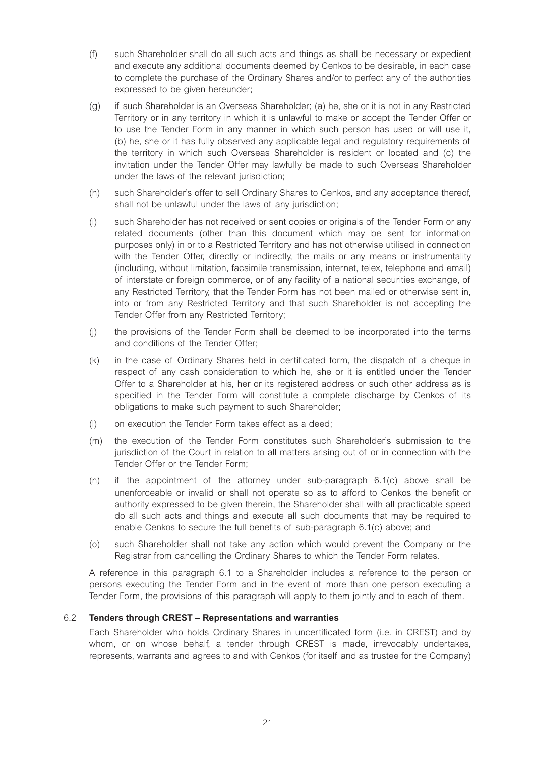(f) such Shareholder shall do all such acts and things as shall be necessary or expedient and execute any additional documents deemed by Cenkos to be desirable, in each case to complete the purchase of the Ordinary Shares and/or to perfect any of the authorities expressed to be given hereunder;

(g) if such Shareholder is an Overseas Shareholder; (a) he, she or it is not in any Restricted Territory or in any territory in which it is unlawful to make or accept the Tender Offer or to use the Tender Form in any manner in which such person has used or will use it, (b) he, she or it has fully observed any applicable legal and regulatory requirements of the territory in which such Overseas Shareholder is resident or located and (c) the invitation under the Tender Offer may lawfully be made to such Overseas Shareholder under the laws of the relevant jurisdiction;

(h) such Shareholder's offer to sell Ordinary Shares to Cenkos, and any acceptance thereof, shall not be unlawful under the laws of any jurisdiction;

(i) such Shareholder has not received or sent copies or originals of the Tender Form or any related documents (other than this document which may be sent for information purposes only) in or to a Restricted Territory and has not otherwise utilised in connection with the Tender Offer, directly or indirectly, the mails or any means or instrumentality (including, without limitation, facsimile transmission, internet, telex, telephone and email) of interstate or foreign commerce, or of any facility of a national securities exchange, of any Restricted Territory, that the Tender Form has not been mailed or otherwise sent in, into or from any Restricted Territory and that such Shareholder is not accepting the Tender Offer from any Restricted Territory;

(j) the provisions of the Tender Form shall be deemed to be incorporated into the terms and conditions of the Tender Offer;

(k) in the case of Ordinary Shares held in certificated form, the dispatch of a cheque in respect of any cash consideration to which he, she or it is entitled under the Tender Offer to a Shareholder at his, her or its registered address or such other address as is specified in the Tender Form will constitute a complete discharge by Cenkos of its obligations to make such payment to such Shareholder;

(l) on execution the Tender Form takes effect as a deed;

(m) the execution of the Tender Form constitutes such Shareholder's submission to the jurisdiction of the Court in relation to all matters arising out of or in connection with the Tender Offer or the Tender Form;

(n) if the appointment of the attorney under sub-paragraph 6.1(c) above shall be unenforceable or invalid or shall not operate so as to afford to Cenkos the benefit or authority expressed to be given therein, the Shareholder shall with all practicable speed do all such acts and things and execute all such documents that may be required to enable Cenkos to secure the full benefits of sub-paragraph 6.1(c) above; and

(o) such Shareholder shall not take any action which would prevent the Company or the Registrar from cancelling the Ordinary Shares to which the Tender Form relates.

A reference in this paragraph 6.1 to a Shareholder includes a reference to the person or persons executing the Tender Form and in the event of more than one person executing a Tender Form, the provisions of this paragraph will apply to them jointly and to each of them.

### 6.2 Tenders through CREST – Representations and warranties

Each Shareholder who holds Ordinary Shares in uncertificated form (i.e. in CREST) and by whom, or on whose behalf, a tender through CREST is made, irrevocably undertakes, represents, warrants and agrees to and with Cenkos (for itself and as trustee for the Company)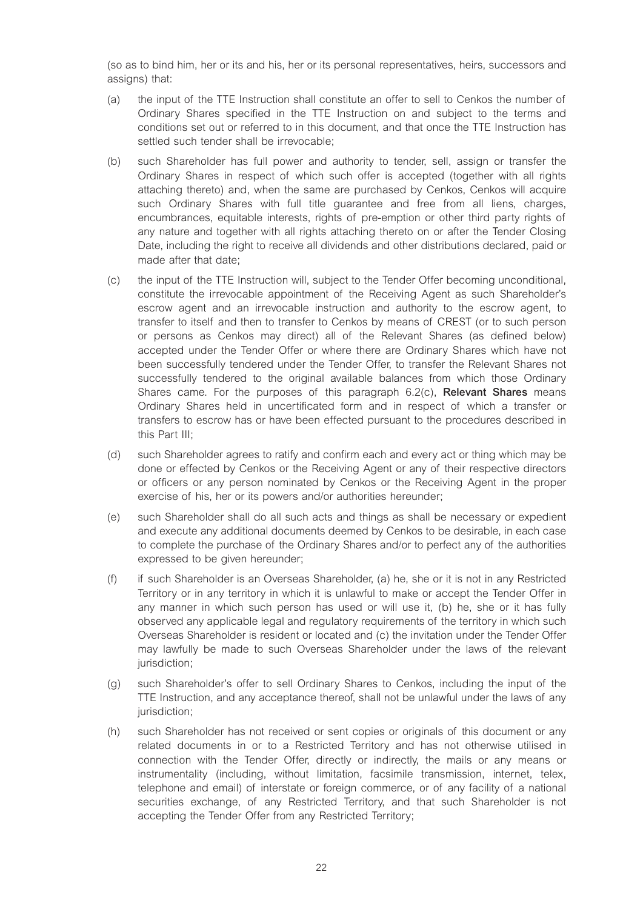(so as to bind him, her or its and his, her or its personal representatives, heirs, successors and assigns) that:

(a) the input of the TTE Instruction shall constitute an offer to sell to Cenkos the number of Ordinary Shares specified in the TTE Instruction on and subject to the terms and conditions set out or referred to in this document, and that once the TTE Instruction has settled such tender shall be irrevocable;

(b) such Shareholder has full power and authority to tender, sell, assign or transfer the Ordinary Shares in respect of which such offer is accepted (together with all rights attaching thereto) and, when the same are purchased by Cenkos, Cenkos will acquire such Ordinary Shares with full title guarantee and free from all liens, charges, encumbrances, equitable interests, rights of pre-emption or other third party rights of any nature and together with all rights attaching thereto on or after the Tender Closing Date, including the right to receive all dividends and other distributions declared, paid or made after that date;

(c) the input of the TTE Instruction will, subject to the Tender Offer becoming unconditional, constitute the irrevocable appointment of the Receiving Agent as such Shareholder's escrow agent and an irrevocable instruction and authority to the escrow agent, to transfer to itself and then to transfer to Cenkos by means of CREST (or to such person or persons as Cenkos may direct) all of the Relevant Shares (as defined below) accepted under the Tender Offer or where there are Ordinary Shares which have not been successfully tendered under the Tender Offer, to transfer the Relevant Shares not successfully tendered to the original available balances from which those Ordinary Shares came. For the purposes of this paragraph 6.2(c), **Relevant Shares** means Ordinary Shares held in uncertificated form and in respect of which a transfer or transfers to escrow has or have been effected pursuant to the procedures described in this Part III;

(d) such Shareholder agrees to ratify and confirm each and every act or thing which may be done or effected by Cenkos or the Receiving Agent or any of their respective directors or officers or any person nominated by Cenkos or the Receiving Agent in the proper exercise of his, her or its powers and/or authorities hereunder;

(e) such Shareholder shall do all such acts and things as shall be necessary or expedient and execute any additional documents deemed by Cenkos to be desirable, in each case to complete the purchase of the Ordinary Shares and/or to perfect any of the authorities expressed to be given hereunder;

(f) if such Shareholder is an Overseas Shareholder, (a) he, she or it is not in any Restricted Territory or in any territory in which it is unlawful to make or accept the Tender Offer in any manner in which such person has used or will use it, (b) he, she or it has fully observed any applicable legal and regulatory requirements of the territory in which such Overseas Shareholder is resident or located and (c) the invitation under the Tender Offer may lawfully be made to such Overseas Shareholder under the laws of the relevant jurisdiction;

(g) such Shareholder's offer to sell Ordinary Shares to Cenkos, including the input of the TTE Instruction, and any acceptance thereof, shall not be unlawful under the laws of any jurisdiction;

(h) such Shareholder has not received or sent copies or originals of this document or any related documents in or to a Restricted Territory and has not otherwise utilised in connection with the Tender Offer, directly or indirectly, the mails or any means or instrumentality (including, without limitation, facsimile transmission, internet, telex, telephone and email) of interstate or foreign commerce, or of any facility of a national securities exchange, of any Restricted Territory, and that such Shareholder is not accepting the Tender Offer from any Restricted Territory;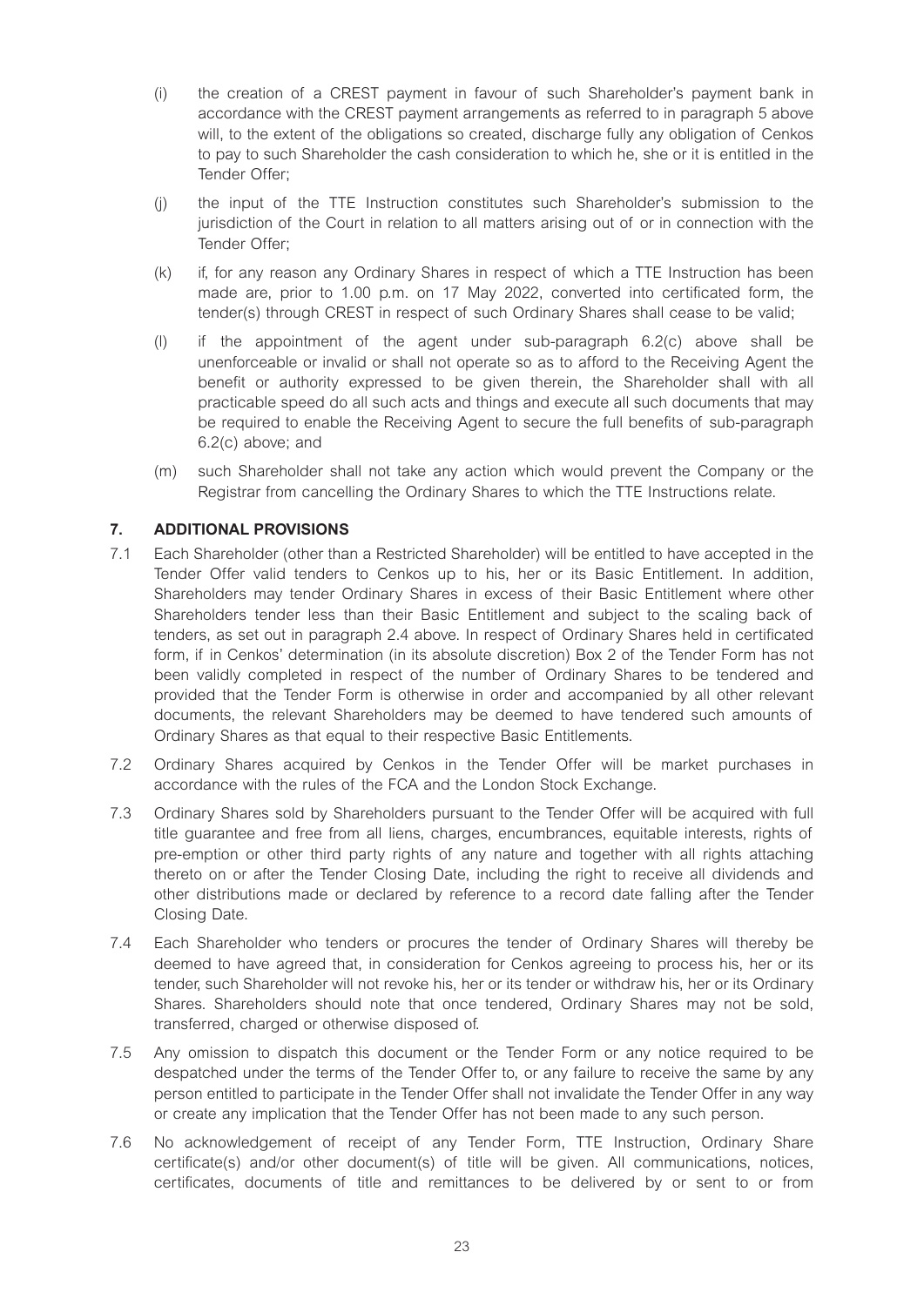(i) the creation of a CREST payment in favour of such Shareholder's payment bank in accordance with the CREST payment arrangements as referred to in paragraph 5 above will, to the extent of the obligations so created, discharge fully any obligation of Cenkos to pay to such Shareholder the cash consideration to which he, she or it is entitled in the Tender Offer;

(j) the input of the TTE Instruction constitutes such Shareholder's submission to the jurisdiction of the Court in relation to all matters arising out of or in connection with the Tender Offer;

(k) if, for any reason any Ordinary Shares in respect of which a TTE Instruction has been made are, prior to 1.00 p.m. on 17 May 2022, converted into certificated form, the tender(s) through CREST in respect of such Ordinary Shares shall cease to be valid;

(l) if the appointment of the agent under sub-paragraph 6.2(c) above shall be unenforceable or invalid or shall not operate so as to afford to the Receiving Agent the benefit or authority expressed to be given therein, the Shareholder shall with all practicable speed do all such acts and things and execute all such documents that may be required to enable the Receiving Agent to secure the full benefits of sub-paragraph 6.2(c) above; and

(m) such Shareholder shall not take any action which would prevent the Company or the Registrar from cancelling the Ordinary Shares to which the TTE Instructions relate.

## 7. ADDITIONAL PROVISIONS

7.1 Each Shareholder (other than a Restricted Shareholder) will be entitled to have accepted in the Tender Offer valid tenders to Cenkos up to his, her or its Basic Entitlement. In addition, Shareholders may tender Ordinary Shares in excess of their Basic Entitlement where other Shareholders tender less than their Basic Entitlement and subject to the scaling back of tenders, as set out in paragraph 2.4 above. In respect of Ordinary Shares held in certificated form, if in Cenkos' determination (in its absolute discretion) Box 2 of the Tender Form has not been validly completed in respect of the number of Ordinary Shares to be tendered and provided that the Tender Form is otherwise in order and accompanied by all other relevant documents, the relevant Shareholders may be deemed to have tendered such amounts of Ordinary Shares as that equal to their respective Basic Entitlements.

7.2 Ordinary Shares acquired by Cenkos in the Tender Offer will be market purchases in accordance with the rules of the FCA and the London Stock Exchange.

7.3 Ordinary Shares sold by Shareholders pursuant to the Tender Offer will be acquired with full title guarantee and free from all liens, charges, encumbrances, equitable interests, rights of pre-emption or other third party rights of any nature and together with all rights attaching thereto on or after the Tender Closing Date, including the right to receive all dividends and other distributions made or declared by reference to a record date falling after the Tender Closing Date.

7.4 Each Shareholder who tenders or procures the tender of Ordinary Shares will thereby be deemed to have agreed that, in consideration for Cenkos agreeing to process his, her or its tender, such Shareholder will not revoke his, her or its tender or withdraw his, her or its Ordinary Shares. Shareholders should note that once tendered, Ordinary Shares may not be sold, transferred, charged or otherwise disposed of.

7.5 Any omission to dispatch this document or the Tender Form or any notice required to be despatched under the terms of the Tender Offer to, or any failure to receive the same by any person entitled to participate in the Tender Offer shall not invalidate the Tender Offer in any way or create any implication that the Tender Offer has not been made to any such person.

7.6 No acknowledgement of receipt of any Tender Form, TTE Instruction, Ordinary Share certificate(s) and/or other document(s) of title will be given. All communications, notices, certificates, documents of title and remittances to be delivered by or sent to or from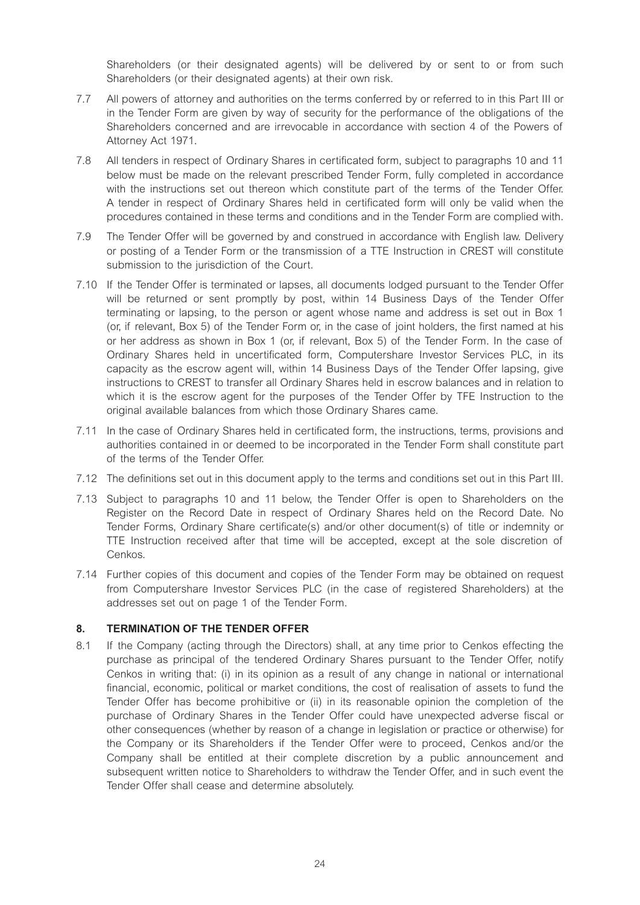Shareholders (or their designated agents) will be delivered by or sent to or from such Shareholders (or their designated agents) at their own risk.

7.7 All powers of attorney and authorities on the terms conferred by or referred to in this Part III or in the Tender Form are given by way of security for the performance of the obligations of the Shareholders concerned and are irrevocable in accordance with section 4 of the Powers of Attorney Act 1971.

7.8 All tenders in respect of Ordinary Shares in certificated form, subject to paragraphs 10 and 11 below must be made on the relevant prescribed Tender Form, fully completed in accordance with the instructions set out thereon which constitute part of the terms of the Tender Offer. A tender in respect of Ordinary Shares held in certificated form will only be valid when the procedures contained in these terms and conditions and in the Tender Form are complied with.

7.9 The Tender Offer will be governed by and construed in accordance with English law. Delivery or posting of a Tender Form or the transmission of a TTE Instruction in CREST will constitute submission to the jurisdiction of the Court.

7.10 If the Tender Offer is terminated or lapses, all documents lodged pursuant to the Tender Offer will be returned or sent promptly by post, within 14 Business Days of the Tender Offer terminating or lapsing, to the person or agent whose name and address is set out in Box 1 (or, if relevant, Box 5) of the Tender Form or, in the case of joint holders, the first named at his or her address as shown in Box 1 (or, if relevant, Box 5) of the Tender Form. In the case of Ordinary Shares held in uncertificated form, Computershare Investor Services PLC, in its capacity as the escrow agent will, within 14 Business Days of the Tender Offer lapsing, give instructions to CREST to transfer all Ordinary Shares held in escrow balances and in relation to which it is the escrow agent for the purposes of the Tender Offer by TFE Instruction to the original available balances from which those Ordinary Shares came.

7.11 In the case of Ordinary Shares held in certificated form, the instructions, terms, provisions and authorities contained in or deemed to be incorporated in the Tender Form shall constitute part of the terms of the Tender Offer.

7.12 The definitions set out in this document apply to the terms and conditions set out in this Part III.

7.13 Subject to paragraphs 10 and 11 below, the Tender Offer is open to Shareholders on the Register on the Record Date in respect of Ordinary Shares held on the Record Date. No Tender Forms, Ordinary Share certificate(s) and/or other document(s) of title or indemnity or TTE Instruction received after that time will be accepted, except at the sole discretion of Cenkos.

7.14 Further copies of this document and copies of the Tender Form may be obtained on request from Computershare Investor Services PLC (in the case of registered Shareholders) at the addresses set out on page 1 of the Tender Form.

## 8. TERMINATION OF THE TENDER OFFER

8.1 If the Company (acting through the Directors) shall, at any time prior to Cenkos effecting the purchase as principal of the tendered Ordinary Shares pursuant to the Tender Offer, notify Cenkos in writing that: (i) in its opinion as a result of any change in national or international financial, economic, political or market conditions, the cost of realisation of assets to fund the Tender Offer has become prohibitive or (ii) in its reasonable opinion the completion of the purchase of Ordinary Shares in the Tender Offer could have unexpected adverse fiscal or other consequences (whether by reason of a change in legislation or practice or otherwise) for the Company or its Shareholders if the Tender Offer were to proceed, Cenkos and/or the Company shall be entitled at their complete discretion by a public announcement and subsequent written notice to Shareholders to withdraw the Tender Offer, and in such event the Tender Offer shall cease and determine absolutely.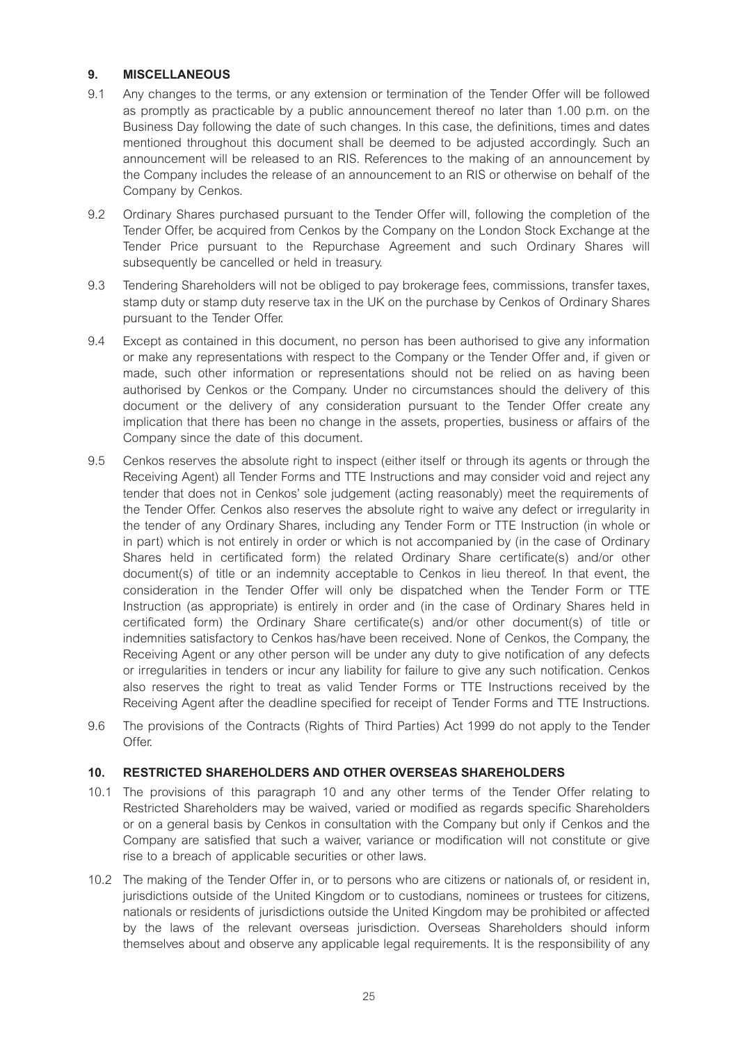## 9. MISCELLANEOUS

9.1 Any changes to the terms, or any extension or termination of the Tender Offer will be followed as promptly as practicable by a public announcement thereof no later than 1.00 p.m. on the Business Day following the date of such changes. In this case, the definitions, times and dates mentioned throughout this document shall be deemed to be adjusted accordingly. Such an announcement will be released to an RIS. References to the making of an announcement by the Company includes the release of an announcement to an RIS or otherwise on behalf of the Company by Cenkos.

9.2 Ordinary Shares purchased pursuant to the Tender Offer will, following the completion of the Tender Offer, be acquired from Cenkos by the Company on the London Stock Exchange at the Tender Price pursuant to the Repurchase Agreement and such Ordinary Shares will subsequently be cancelled or held in treasury.

9.3 Tendering Shareholders will not be obliged to pay brokerage fees, commissions, transfer taxes, stamp duty or stamp duty reserve tax in the UK on the purchase by Cenkos of Ordinary Shares pursuant to the Tender Offer.

9.4 Except as contained in this document, no person has been authorised to give any information or make any representations with respect to the Company or the Tender Offer and, if given or made, such other information or representations should not be relied on as having been authorised by Cenkos or the Company. Under no circumstances should the delivery of this document or the delivery of any consideration pursuant to the Tender Offer create any implication that there has been no change in the assets, properties, business or affairs of the Company since the date of this document.

9.5 Cenkos reserves the absolute right to inspect (either itself or through its agents or through the Receiving Agent) all Tender Forms and TTE Instructions and may consider void and reject any tender that does not in Cenkos' sole judgement (acting reasonably) meet the requirements of the Tender Offer. Cenkos also reserves the absolute right to waive any defect or irregularity in the tender of any Ordinary Shares, including any Tender Form or TTE Instruction (in whole or in part) which is not entirely in order or which is not accompanied by (in the case of Ordinary Shares held in certificated form) the related Ordinary Share certificate(s) and/or other document(s) of title or an indemnity acceptable to Cenkos in lieu thereof. In that event, the consideration in the Tender Offer will only be dispatched when the Tender Form or TTE Instruction (as appropriate) is entirely in order and (in the case of Ordinary Shares held in certificated form) the Ordinary Share certificate(s) and/or other document(s) of title or indemnities satisfactory to Cenkos has/have been received. None of Cenkos, the Company, the Receiving Agent or any other person will be under any duty to give notification of any defects or irregularities in tenders or incur any liability for failure to give any such notification. Cenkos also reserves the right to treat as valid Tender Forms or TTE Instructions received by the Receiving Agent after the deadline specified for receipt of Tender Forms and TTE Instructions.

9.6 The provisions of the Contracts (Rights of Third Parties) Act 1999 do not apply to the Tender Offer.

## 10. RESTRICTED SHAREHOLDERS AND OTHER OVERSEAS SHAREHOLDERS

10.1 The provisions of this paragraph 10 and any other terms of the Tender Offer relating to Restricted Shareholders may be waived, varied or modified as regards specific Shareholders or on a general basis by Cenkos in consultation with the Company but only if Cenkos and the Company are satisfied that such a waiver, variance or modification will not constitute or give rise to a breach of applicable securities or other laws.

10.2 The making of the Tender Offer in, or to persons who are citizens or nationals of, or resident in, jurisdictions outside of the United Kingdom or to custodians, nominees or trustees for citizens, nationals or residents of jurisdictions outside the United Kingdom may be prohibited or affected by the laws of the relevant overseas jurisdiction. Overseas Shareholders should inform themselves about and observe any applicable legal requirements. It is the responsibility of any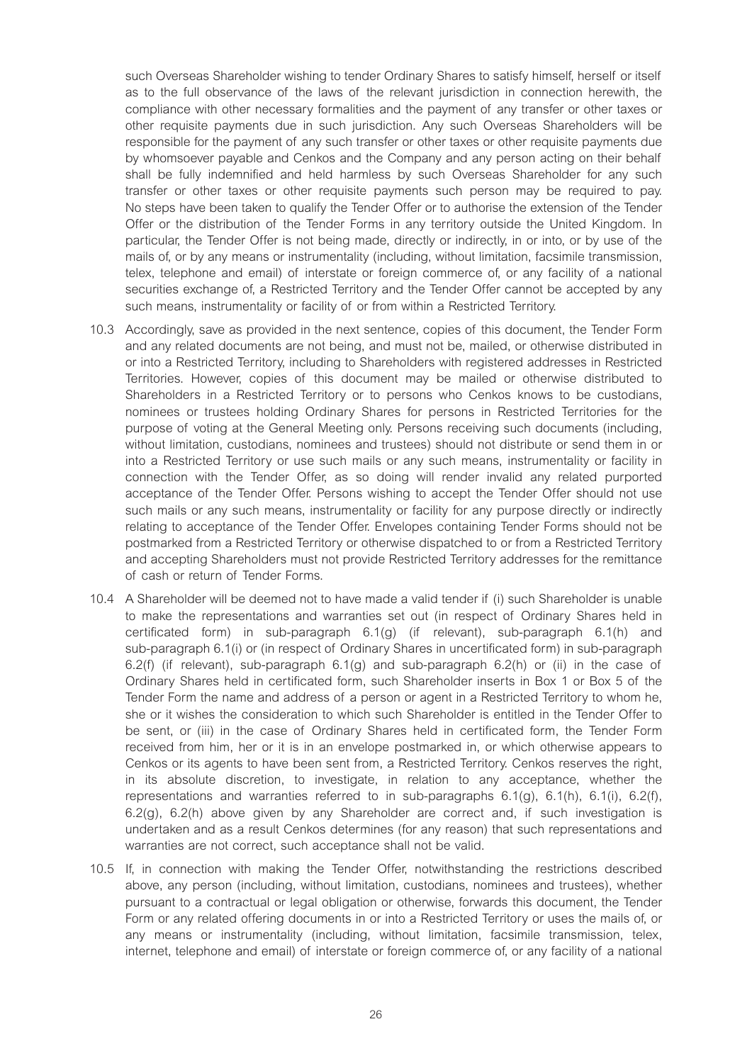such Overseas Shareholder wishing to tender Ordinary Shares to satisfy himself, herself or itself as to the full observance of the laws of the relevant jurisdiction in connection herewith, the compliance with other necessary formalities and the payment of any transfer or other taxes or other requisite payments due in such jurisdiction. Any such Overseas Shareholders will be responsible for the payment of any such transfer or other taxes or other requisite payments due by whomsoever payable and Cenkos and the Company and any person acting on their behalf shall be fully indemnified and held harmless by such Overseas Shareholder for any such transfer or other taxes or other requisite payments such person may be required to pay. No steps have been taken to qualify the Tender Offer or to authorise the extension of the Tender Offer or the distribution of the Tender Forms in any territory outside the United Kingdom. In particular, the Tender Offer is not being made, directly or indirectly, in or into, or by use of the mails of, or by any means or instrumentality (including, without limitation, facsimile transmission, telex, telephone and email) of interstate or foreign commerce of, or any facility of a national securities exchange of, a Restricted Territory and the Tender Offer cannot be accepted by any such means, instrumentality or facility of or from within a Restricted Territory.

10.3 Accordingly, save as provided in the next sentence, copies of this document, the Tender Form and any related documents are not being, and must not be, mailed, or otherwise distributed in or into a Restricted Territory, including to Shareholders with registered addresses in Restricted Territories. However, copies of this document may be mailed or otherwise distributed to Shareholders in a Restricted Territory or to persons who Cenkos knows to be custodians, nominees or trustees holding Ordinary Shares for persons in Restricted Territories for the purpose of voting at the General Meeting only. Persons receiving such documents (including, without limitation, custodians, nominees and trustees) should not distribute or send them in or into a Restricted Territory or use such mails or any such means, instrumentality or facility in connection with the Tender Offer, as so doing will render invalid any related purported acceptance of the Tender Offer. Persons wishing to accept the Tender Offer should not use such mails or any such means, instrumentality or facility for any purpose directly or indirectly relating to acceptance of the Tender Offer. Envelopes containing Tender Forms should not be postmarked from a Restricted Territory or otherwise dispatched to or from a Restricted Territory and accepting Shareholders must not provide Restricted Territory addresses for the remittance of cash or return of Tender Forms.

10.4 A Shareholder will be deemed not to have made a valid tender if (i) such Shareholder is unable to make the representations and warranties set out (in respect of Ordinary Shares held in certificated form) in sub-paragraph 6.1(g) (if relevant), sub-paragraph 6.1(h) and sub-paragraph 6.1(i) or (in respect of Ordinary Shares in uncertificated form) in sub-paragraph 6.2(f) (if relevant), sub-paragraph 6.1(g) and sub-paragraph 6.2(h) or (ii) in the case of Ordinary Shares held in certificated form, such Shareholder inserts in Box 1 or Box 5 of the Tender Form the name and address of a person or agent in a Restricted Territory to whom he, she or it wishes the consideration to which such Shareholder is entitled in the Tender Offer to be sent, or (iii) in the case of Ordinary Shares held in certificated form, the Tender Form received from him, her or it is in an envelope postmarked in, or which otherwise appears to Cenkos or its agents to have been sent from, a Restricted Territory. Cenkos reserves the right, in its absolute discretion, to investigate, in relation to any acceptance, whether the representations and warranties referred to in sub-paragraphs 6.1(g), 6.1(h), 6.1(i), 6.2(f), 6.2(g), 6.2(h) above given by any Shareholder are correct and, if such investigation is undertaken and as a result Cenkos determines (for any reason) that such representations and warranties are not correct, such acceptance shall not be valid.

10.5 If, in connection with making the Tender Offer, notwithstanding the restrictions described above, any person (including, without limitation, custodians, nominees and trustees), whether pursuant to a contractual or legal obligation or otherwise, forwards this document, the Tender Form or any related offering documents in or into a Restricted Territory or uses the mails of, or any means or instrumentality (including, without limitation, facsimile transmission, telex, internet, telephone and email) of interstate or foreign commerce of, or any facility of a national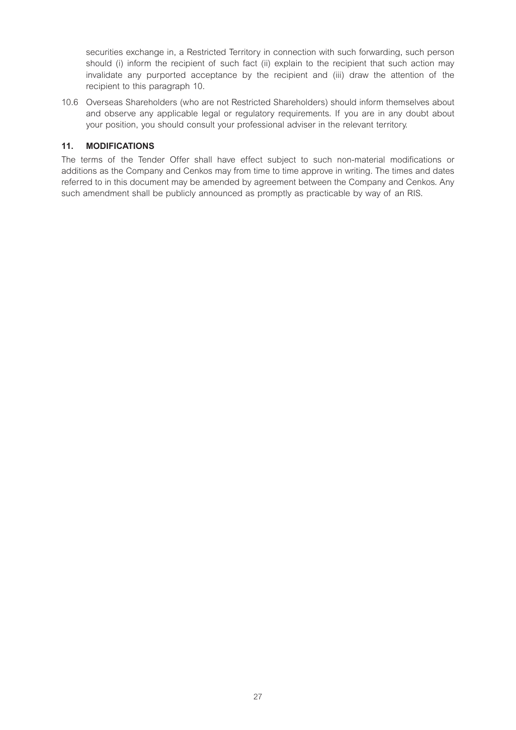securities exchange in, a Restricted Territory in connection with such forwarding, such person should (i) inform the recipient of such fact (ii) explain to the recipient that such action may invalidate any purported acceptance by the recipient and (iii) draw the attention of the recipient to this paragraph 10.

10.6 Overseas Shareholders (who are not Restricted Shareholders) should inform themselves about and observe any applicable legal or regulatory requirements. If you are in any doubt about your position, you should consult your professional adviser in the relevant territory.

## 11. MODIFICATIONS

The terms of the Tender Offer shall have effect subject to such non-material modifications or additions as the Company and Cenkos may from time to time approve in writing. The times and dates referred to in this document may be amended by agreement between the Company and Cenkos. Any such amendment shall be publicly announced as promptly as practicable by way of an RIS.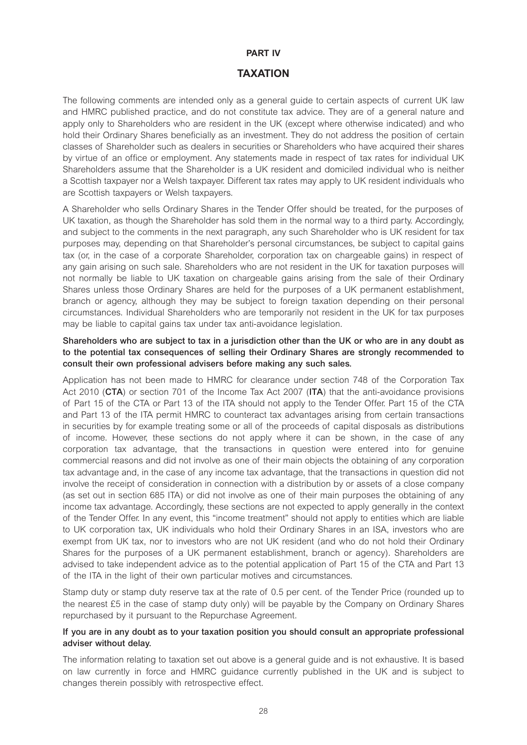# PART IV

# TAXATION

The following comments are intended only as a general guide to certain aspects of current UK law and HMRC published practice, and do not constitute tax advice. They are of a general nature and apply only to Shareholders who are resident in the UK (except where otherwise indicated) and who hold their Ordinary Shares beneficially as an investment. They do not address the position of certain classes of Shareholder such as dealers in securities or Shareholders who have acquired their shares by virtue of an office or employment. Any statements made in respect of tax rates for individual UK Shareholders assume that the Shareholder is a UK resident and domiciled individual who is neither a Scottish taxpayer nor a Welsh taxpayer. Different tax rates may apply to UK resident individuals who are Scottish taxpayers or Welsh taxpayers.

A Shareholder who sells Ordinary Shares in the Tender Offer should be treated, for the purposes of UK taxation, as though the Shareholder has sold them in the normal way to a third party. Accordingly, and subject to the comments in the next paragraph, any such Shareholder who is UK resident for tax purposes may, depending on that Shareholder's personal circumstances, be subject to capital gains tax (or, in the case of a corporate Shareholder, corporation tax on chargeable gains) in respect of any gain arising on such sale. Shareholders who are not resident in the UK for taxation purposes will not normally be liable to UK taxation on chargeable gains arising from the sale of their Ordinary Shares unless those Ordinary Shares are held for the purposes of a UK permanent establishment, branch or agency, although they may be subject to foreign taxation depending on their personal circumstances. Individual Shareholders who are temporarily not resident in the UK for tax purposes may be liable to capital gains tax under tax anti-avoidance legislation.

**Shareholders who are subject to tax in a jurisdiction other than the UK or who are in any doubt as to the potential tax consequences of selling their Ordinary Shares are strongly recommended to consult their own professional advisers before making any such sales.**

Application has not been made to HMRC for clearance under section 748 of the Corporation Tax Act 2010 (**CTA**) or section 701 of the Income Tax Act 2007 (**ITA**) that the anti-avoidance provisions of Part 15 of the CTA or Part 13 of the ITA should not apply to the Tender Offer. Part 15 of the CTA and Part 13 of the ITA permit HMRC to counteract tax advantages arising from certain transactions in securities by for example treating some or all of the proceeds of capital disposals as distributions of income. However, these sections do not apply where it can be shown, in the case of any corporation tax advantage, that the transactions in question were entered into for genuine commercial reasons and did not involve as one of their main objects the obtaining of any corporation tax advantage and, in the case of any income tax advantage, that the transactions in question did not involve the receipt of consideration in connection with a distribution by or assets of a close company (as set out in section 685 ITA) or did not involve as one of their main purposes the obtaining of any income tax advantage. Accordingly, these sections are not expected to apply generally in the context of the Tender Offer. In any event, this "income treatment" should not apply to entities which are liable to UK corporation tax, UK individuals who hold their Ordinary Shares in an ISA, investors who are exempt from UK tax, nor to investors who are not UK resident (and who do not hold their Ordinary Shares for the purposes of a UK permanent establishment, branch or agency). Shareholders are advised to take independent advice as to the potential application of Part 15 of the CTA and Part 13 of the ITA in the light of their own particular motives and circumstances.

Stamp duty or stamp duty reserve tax at the rate of 0.5 per cent. of the Tender Price (rounded up to the nearest £5 in the case of stamp duty only) will be payable by the Company on Ordinary Shares repurchased by it pursuant to the Repurchase Agreement.

**If you are in any doubt as to your taxation position you should consult an appropriate professional adviser without delay.**

The information relating to taxation set out above is a general guide and is not exhaustive. It is based on law currently in force and HMRC guidance currently published in the UK and is subject to changes therein possibly with retrospective effect.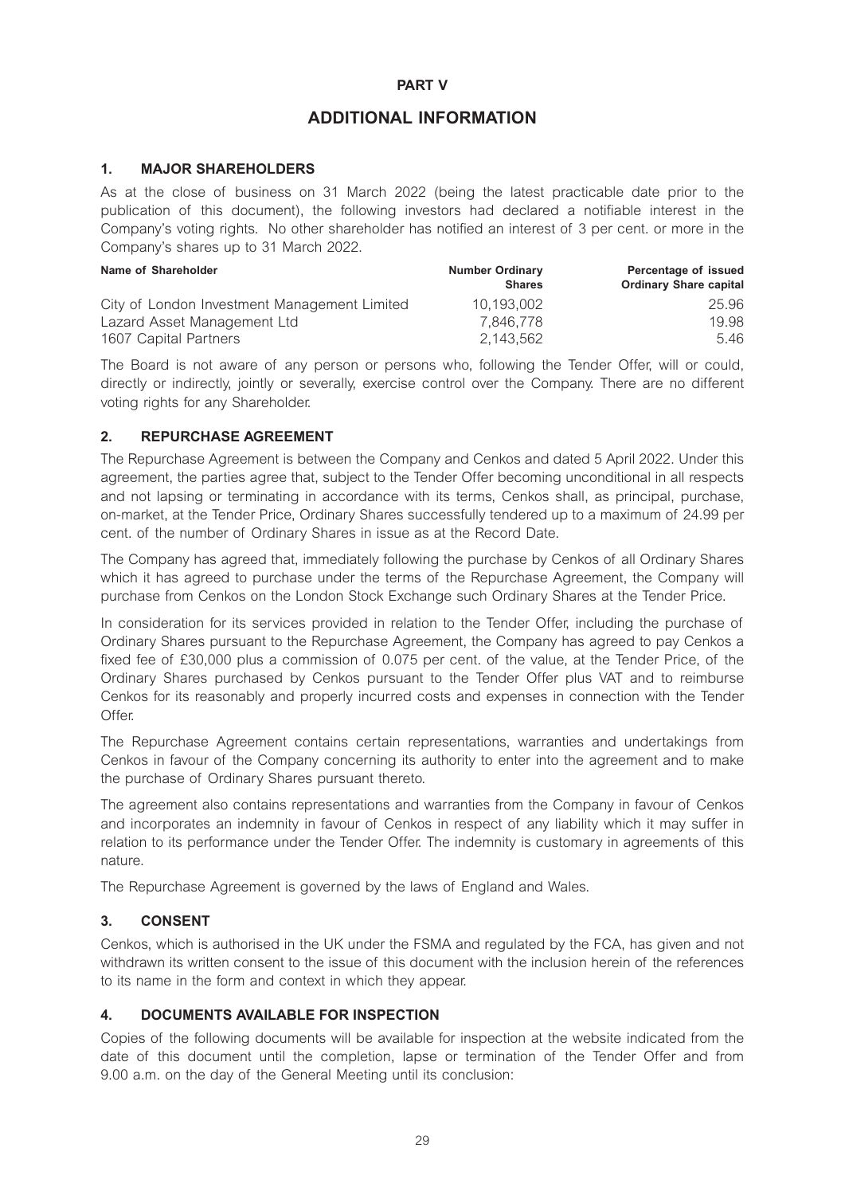# PART V

## ADDITIONAL INFORMATION

### 1. MAJOR SHAREHOLDERS

As at the close of business on 31 March 2022 (being the latest practicable date prior to the publication of this document), the following investors had declared a notifiable interest in the Company's voting rights. No other shareholder has notified an interest of 3 per cent. or more in the Company's shares up to 31 March 2022.

| Name of Shareholder | Number Ordinary Shares | Percentage of issued Ordinary Share capital |
|---|---|---|
| City of London Investment Management Limited | 10,193,002 | 25.96 |
| Lazard Asset Management Ltd | 7,846,778 | 19.98 |
| 1607 Capital Partners | 2,143,562 | 5.46 |

The Board is not aware of any person or persons who, following the Tender Offer, will or could, directly or indirectly, jointly or severally, exercise control over the Company. There are no different voting rights for any Shareholder.

### 2. REPURCHASE AGREEMENT

The Repurchase Agreement is between the Company and Cenkos and dated 5 April 2022. Under this agreement, the parties agree that, subject to the Tender Offer becoming unconditional in all respects and not lapsing or terminating in accordance with its terms, Cenkos shall, as principal, purchase, on-market, at the Tender Price, Ordinary Shares successfully tendered up to a maximum of 24.99 per cent. of the number of Ordinary Shares in issue as at the Record Date.

The Company has agreed that, immediately following the purchase by Cenkos of all Ordinary Shares which it has agreed to purchase under the terms of the Repurchase Agreement, the Company will purchase from Cenkos on the London Stock Exchange such Ordinary Shares at the Tender Price.

In consideration for its services provided in relation to the Tender Offer, including the purchase of Ordinary Shares pursuant to the Repurchase Agreement, the Company has agreed to pay Cenkos a fixed fee of £30,000 plus a commission of 0.075 per cent. of the value, at the Tender Price, of the Ordinary Shares purchased by Cenkos pursuant to the Tender Offer plus VAT and to reimburse Cenkos for its reasonably and properly incurred costs and expenses in connection with the Tender Offer.

The Repurchase Agreement contains certain representations, warranties and undertakings from Cenkos in favour of the Company concerning its authority to enter into the agreement and to make the purchase of Ordinary Shares pursuant thereto.

The agreement also contains representations and warranties from the Company in favour of Cenkos and incorporates an indemnity in favour of Cenkos in respect of any liability which it may suffer in relation to its performance under the Tender Offer. The indemnity is customary in agreements of this nature.

The Repurchase Agreement is governed by the laws of England and Wales.

### 3. CONSENT

Cenkos, which is authorised in the UK under the FSMA and regulated by the FCA, has given and not withdrawn its written consent to the issue of this document with the inclusion herein of the references to its name in the form and context in which they appear.

### 4. DOCUMENTS AVAILABLE FOR INSPECTION

Copies of the following documents will be available for inspection at the website indicated from the date of this document until the completion, lapse or termination of the Tender Offer and from 9.00 a.m. on the day of the General Meeting until its conclusion: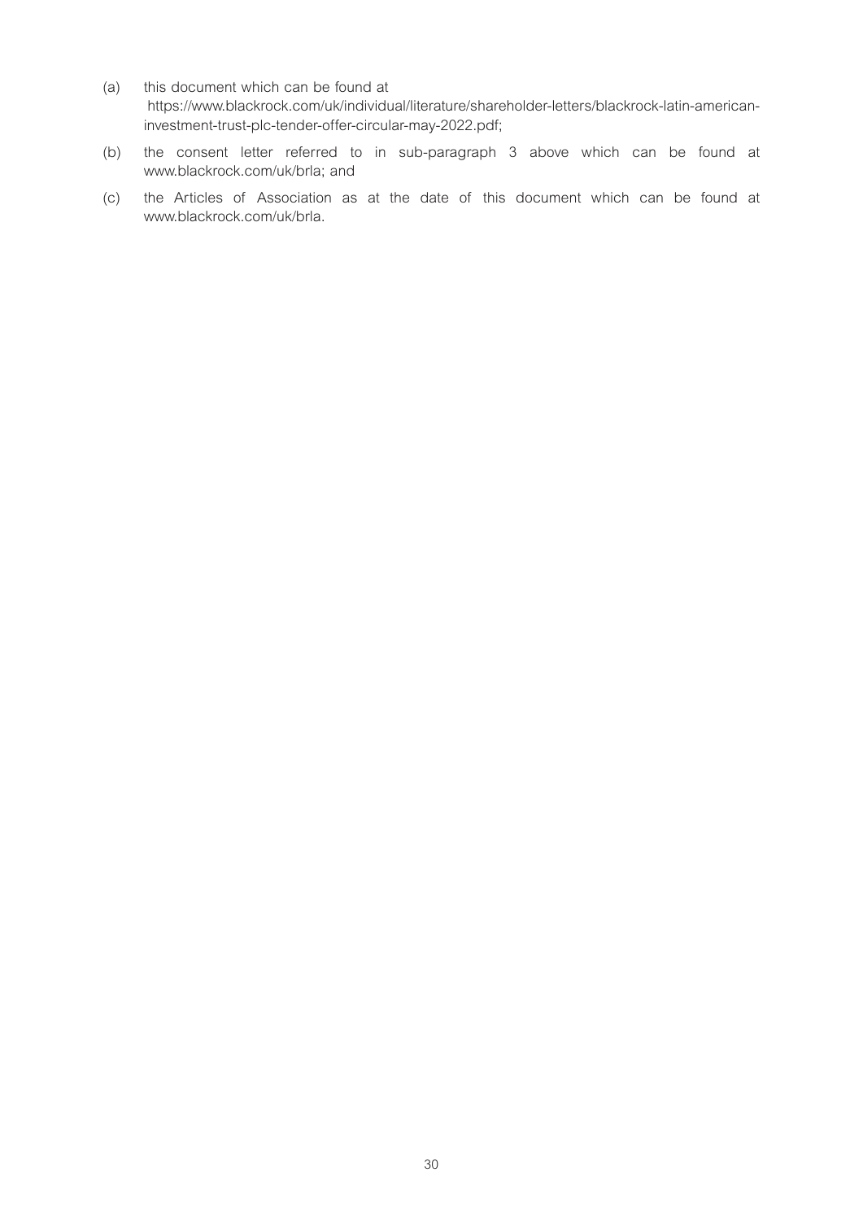(a) this document which can be found at https://www.blackrock.com/uk/individual/literature/shareholder-letters/blackrock-latin-american-investment-trust-plc-tender-offer-circular-may-2022.pdf;

(b) the consent letter referred to in sub-paragraph 3 above which can be found at www.blackrock.com/uk/brla; and

(c) the Articles of Association as at the date of this document which can be found at www.blackrock.com/uk/brla.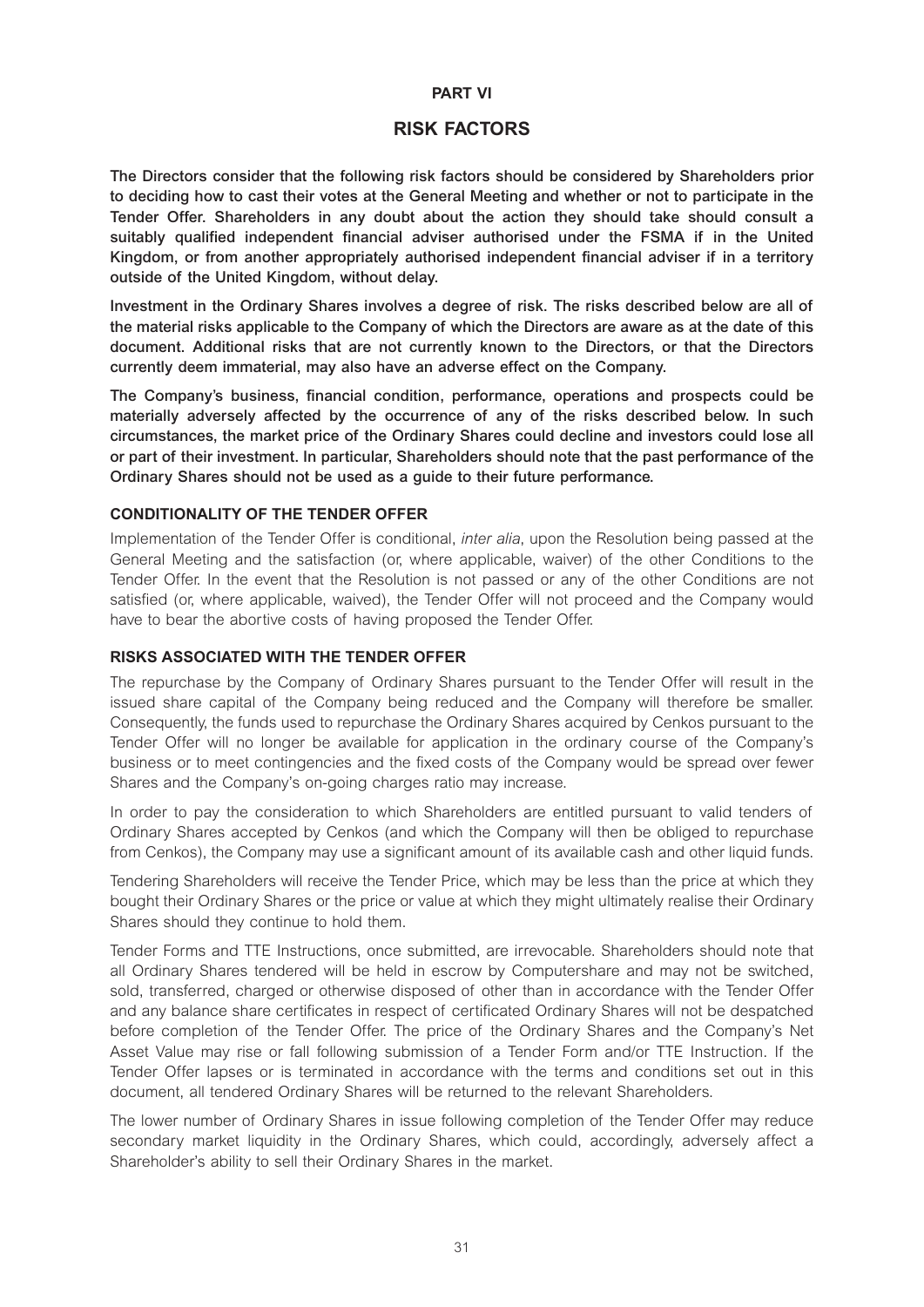# PART VI

# RISK FACTORS

**The Directors consider that the following risk factors should be considered by Shareholders prior to deciding how to cast their votes at the General Meeting and whether or not to participate in the Tender Offer. Shareholders in any doubt about the action they should take should consult a suitably qualified independent financial adviser authorised under the FSMA if in the United Kingdom, or from another appropriately authorised independent financial adviser if in a territory outside of the United Kingdom, without delay.**

**Investment in the Ordinary Shares involves a degree of risk. The risks described below are all of the material risks applicable to the Company of which the Directors are aware as at the date of this document. Additional risks that are not currently known to the Directors, or that the Directors currently deem immaterial, may also have an adverse effect on the Company.**

**The Company's business, financial condition, performance, operations and prospects could be materially adversely affected by the occurrence of any of the risks described below. In such circumstances, the market price of the Ordinary Shares could decline and investors could lose all or part of their investment. In particular, Shareholders should note that the past performance of the Ordinary Shares should not be used as a guide to their future performance.**

## CONDITIONALITY OF THE TENDER OFFER

Implementation of the Tender Offer is conditional, *inter alia*, upon the Resolution being passed at the General Meeting and the satisfaction (or, where applicable, waiver) of the other Conditions to the Tender Offer. In the event that the Resolution is not passed or any of the other Conditions are not satisfied (or, where applicable, waived), the Tender Offer will not proceed and the Company would have to bear the abortive costs of having proposed the Tender Offer.

## RISKS ASSOCIATED WITH THE TENDER OFFER

The repurchase by the Company of Ordinary Shares pursuant to the Tender Offer will result in the issued share capital of the Company being reduced and the Company will therefore be smaller. Consequently, the funds used to repurchase the Ordinary Shares acquired by Cenkos pursuant to the Tender Offer will no longer be available for application in the ordinary course of the Company's business or to meet contingencies and the fixed costs of the Company would be spread over fewer Shares and the Company's on-going charges ratio may increase.

In order to pay the consideration to which Shareholders are entitled pursuant to valid tenders of Ordinary Shares accepted by Cenkos (and which the Company will then be obliged to repurchase from Cenkos), the Company may use a significant amount of its available cash and other liquid funds.

Tendering Shareholders will receive the Tender Price, which may be less than the price at which they bought their Ordinary Shares or the price or value at which they might ultimately realise their Ordinary Shares should they continue to hold them.

Tender Forms and TTE Instructions, once submitted, are irrevocable. Shareholders should note that all Ordinary Shares tendered will be held in escrow by Computershare and may not be switched, sold, transferred, charged or otherwise disposed of other than in accordance with the Tender Offer and any balance share certificates in respect of certificated Ordinary Shares will not be despatched before completion of the Tender Offer. The price of the Ordinary Shares and the Company's Net Asset Value may rise or fall following submission of a Tender Form and/or TTE Instruction. If the Tender Offer lapses or is terminated in accordance with the terms and conditions set out in this document, all tendered Ordinary Shares will be returned to the relevant Shareholders.

The lower number of Ordinary Shares in issue following completion of the Tender Offer may reduce secondary market liquidity in the Ordinary Shares, which could, accordingly, adversely affect a Shareholder's ability to sell their Ordinary Shares in the market.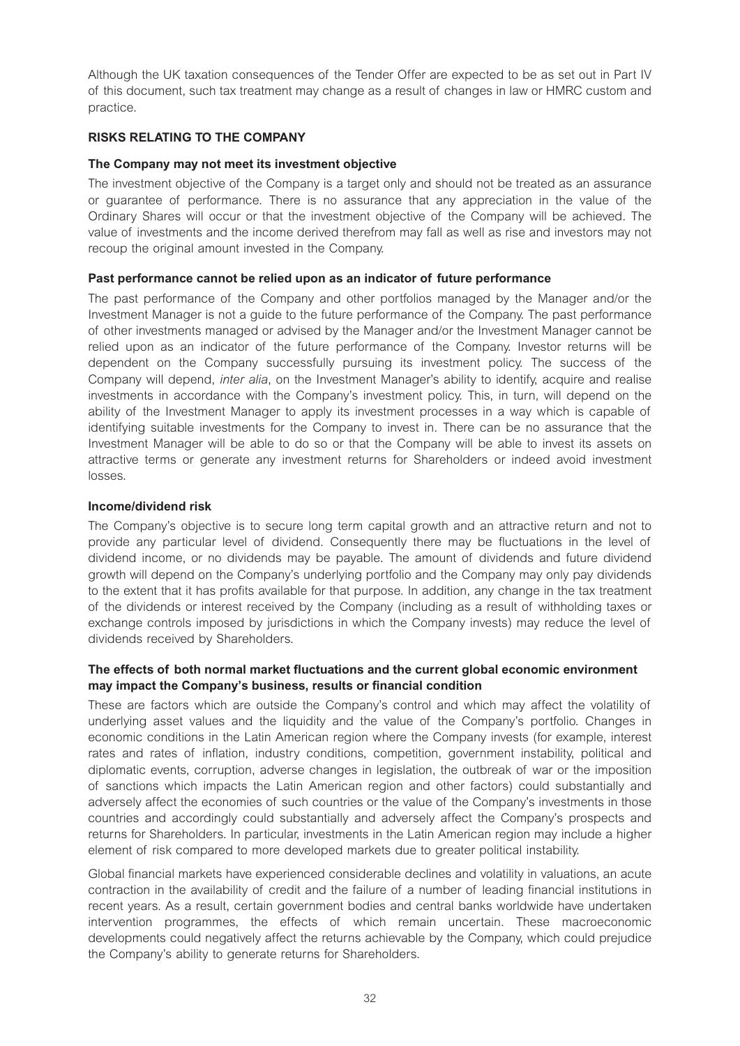Although the UK taxation consequences of the Tender Offer are expected to be as set out in Part IV of this document, such tax treatment may change as a result of changes in law or HMRC custom and practice.

## RISKS RELATING TO THE COMPANY

### The Company may not meet its investment objective

The investment objective of the Company is a target only and should not be treated as an assurance or guarantee of performance. There is no assurance that any appreciation in the value of the Ordinary Shares will occur or that the investment objective of the Company will be achieved. The value of investments and the income derived therefrom may fall as well as rise and investors may not recoup the original amount invested in the Company.

### Past performance cannot be relied upon as an indicator of future performance

The past performance of the Company and other portfolios managed by the Manager and/or the Investment Manager is not a guide to the future performance of the Company. The past performance of other investments managed or advised by the Manager and/or the Investment Manager cannot be relied upon as an indicator of the future performance of the Company. Investor returns will be dependent on the Company successfully pursuing its investment policy. The success of the Company will depend, *inter alia*, on the Investment Manager's ability to identify, acquire and realise investments in accordance with the Company's investment policy. This, in turn, will depend on the ability of the Investment Manager to apply its investment processes in a way which is capable of identifying suitable investments for the Company to invest in. There can be no assurance that the Investment Manager will be able to do so or that the Company will be able to invest its assets on attractive terms or generate any investment returns for Shareholders or indeed avoid investment losses.

### Income/dividend risk

The Company's objective is to secure long term capital growth and an attractive return and not to provide any particular level of dividend. Consequently there may be fluctuations in the level of dividend income, or no dividends may be payable. The amount of dividends and future dividend growth will depend on the Company's underlying portfolio and the Company may only pay dividends to the extent that it has profits available for that purpose. In addition, any change in the tax treatment of the dividends or interest received by the Company (including as a result of withholding taxes or exchange controls imposed by jurisdictions in which the Company invests) may reduce the level of dividends received by Shareholders.

### The effects of both normal market fluctuations and the current global economic environment may impact the Company's business, results or financial condition

These are factors which are outside the Company's control and which may affect the volatility of underlying asset values and the liquidity and the value of the Company's portfolio. Changes in economic conditions in the Latin American region where the Company invests (for example, interest rates and rates of inflation, industry conditions, competition, government instability, political and diplomatic events, corruption, adverse changes in legislation, the outbreak of war or the imposition of sanctions which impacts the Latin American region and other factors) could substantially and adversely affect the economies of such countries or the value of the Company's investments in those countries and accordingly could substantially and adversely affect the Company's prospects and returns for Shareholders. In particular, investments in the Latin American region may include a higher element of risk compared to more developed markets due to greater political instability.

Global financial markets have experienced considerable declines and volatility in valuations, an acute contraction in the availability of credit and the failure of a number of leading financial institutions in recent years. As a result, certain government bodies and central banks worldwide have undertaken intervention programmes, the effects of which remain uncertain. These macroeconomic developments could negatively affect the returns achievable by the Company, which could prejudice the Company's ability to generate returns for Shareholders.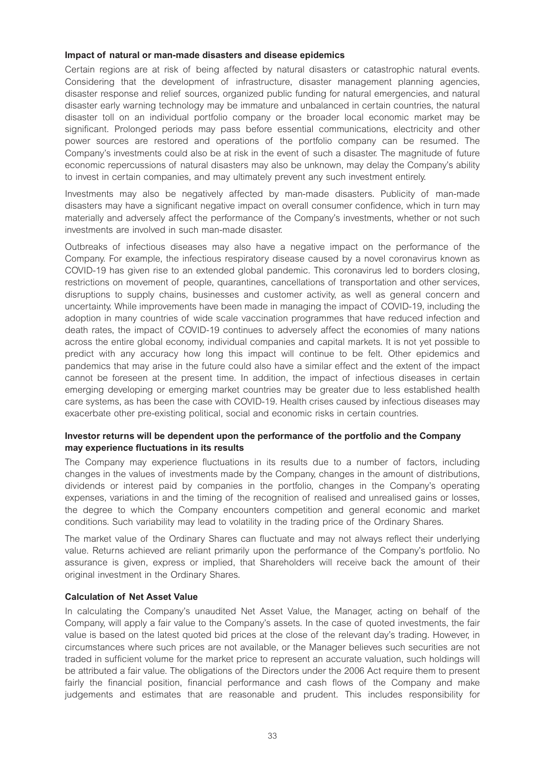**Impact of natural or man-made disasters and disease epidemics**

Certain regions are at risk of being affected by natural disasters or catastrophic natural events. Considering that the development of infrastructure, disaster management planning agencies, disaster response and relief sources, organized public funding for natural emergencies, and natural disaster early warning technology may be immature and unbalanced in certain countries, the natural disaster toll on an individual portfolio company or the broader local economic market may be significant. Prolonged periods may pass before essential communications, electricity and other power sources are restored and operations of the portfolio company can be resumed. The Company's investments could also be at risk in the event of such a disaster. The magnitude of future economic repercussions of natural disasters may also be unknown, may delay the Company's ability to invest in certain companies, and may ultimately prevent any such investment entirely.

Investments may also be negatively affected by man-made disasters. Publicity of man-made disasters may have a significant negative impact on overall consumer confidence, which in turn may materially and adversely affect the performance of the Company's investments, whether or not such investments are involved in such man-made disaster.

Outbreaks of infectious diseases may also have a negative impact on the performance of the Company. For example, the infectious respiratory disease caused by a novel coronavirus known as COVID-19 has given rise to an extended global pandemic. This coronavirus led to borders closing, restrictions on movement of people, quarantines, cancellations of transportation and other services, disruptions to supply chains, businesses and customer activity, as well as general concern and uncertainty. While improvements have been made in managing the impact of COVID-19, including the adoption in many countries of wide scale vaccination programmes that have reduced infection and death rates, the impact of COVID-19 continues to adversely affect the economies of many nations across the entire global economy, individual companies and capital markets. It is not yet possible to predict with any accuracy how long this impact will continue to be felt. Other epidemics and pandemics that may arise in the future could also have a similar effect and the extent of the impact cannot be foreseen at the present time. In addition, the impact of infectious diseases in certain emerging developing or emerging market countries may be greater due to less established health care systems, as has been the case with COVID-19. Health crises caused by infectious diseases may exacerbate other pre-existing political, social and economic risks in certain countries.

**Investor returns will be dependent upon the performance of the portfolio and the Company may experience fluctuations in its results**

The Company may experience fluctuations in its results due to a number of factors, including changes in the values of investments made by the Company, changes in the amount of distributions, dividends or interest paid by companies in the portfolio, changes in the Company's operating expenses, variations in and the timing of the recognition of realised and unrealised gains or losses, the degree to which the Company encounters competition and general economic and market conditions. Such variability may lead to volatility in the trading price of the Ordinary Shares.

The market value of the Ordinary Shares can fluctuate and may not always reflect their underlying value. Returns achieved are reliant primarily upon the performance of the Company's portfolio. No assurance is given, express or implied, that Shareholders will receive back the amount of their original investment in the Ordinary Shares.

**Calculation of Net Asset Value**

In calculating the Company's unaudited Net Asset Value, the Manager, acting on behalf of the Company, will apply a fair value to the Company's assets. In the case of quoted investments, the fair value is based on the latest quoted bid prices at the close of the relevant day's trading. However, in circumstances where such prices are not available, or the Manager believes such securities are not traded in sufficient volume for the market price to represent an accurate valuation, such holdings will be attributed a fair value. The obligations of the Directors under the 2006 Act require them to present fairly the financial position, financial performance and cash flows of the Company and make judgements and estimates that are reasonable and prudent. This includes responsibility for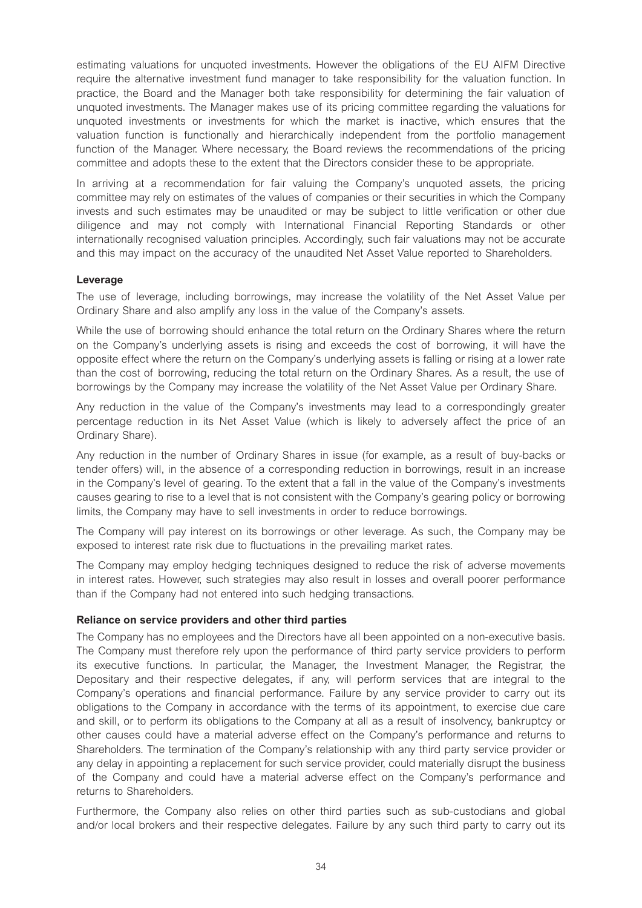estimating valuations for unquoted investments. However the obligations of the EU AIFM Directive require the alternative investment fund manager to take responsibility for the valuation function. In practice, the Board and the Manager both take responsibility for determining the fair valuation of unquoted investments. The Manager makes use of its pricing committee regarding the valuations for unquoted investments or investments for which the market is inactive, which ensures that the valuation function is functionally and hierarchically independent from the portfolio management function of the Manager. Where necessary, the Board reviews the recommendations of the pricing committee and adopts these to the extent that the Directors consider these to be appropriate.

In arriving at a recommendation for fair valuing the Company's unquoted assets, the pricing committee may rely on estimates of the values of companies or their securities in which the Company invests and such estimates may be unaudited or may be subject to little verification or other due diligence and may not comply with International Financial Reporting Standards or other internationally recognised valuation principles. Accordingly, such fair valuations may not be accurate and this may impact on the accuracy of the unaudited Net Asset Value reported to Shareholders.

**Leverage**

The use of leverage, including borrowings, may increase the volatility of the Net Asset Value per Ordinary Share and also amplify any loss in the value of the Company's assets.

While the use of borrowing should enhance the total return on the Ordinary Shares where the return on the Company's underlying assets is rising and exceeds the cost of borrowing, it will have the opposite effect where the return on the Company's underlying assets is falling or rising at a lower rate than the cost of borrowing, reducing the total return on the Ordinary Shares. As a result, the use of borrowings by the Company may increase the volatility of the Net Asset Value per Ordinary Share.

Any reduction in the value of the Company's investments may lead to a correspondingly greater percentage reduction in its Net Asset Value (which is likely to adversely affect the price of an Ordinary Share).

Any reduction in the number of Ordinary Shares in issue (for example, as a result of buy-backs or tender offers) will, in the absence of a corresponding reduction in borrowings, result in an increase in the Company's level of gearing. To the extent that a fall in the value of the Company's investments causes gearing to rise to a level that is not consistent with the Company's gearing policy or borrowing limits, the Company may have to sell investments in order to reduce borrowings.

The Company will pay interest on its borrowings or other leverage. As such, the Company may be exposed to interest rate risk due to fluctuations in the prevailing market rates.

The Company may employ hedging techniques designed to reduce the risk of adverse movements in interest rates. However, such strategies may also result in losses and overall poorer performance than if the Company had not entered into such hedging transactions.

**Reliance on service providers and other third parties**

The Company has no employees and the Directors have all been appointed on a non-executive basis. The Company must therefore rely upon the performance of third party service providers to perform its executive functions. In particular, the Manager, the Investment Manager, the Registrar, the Depositary and their respective delegates, if any, will perform services that are integral to the Company's operations and financial performance. Failure by any service provider to carry out its obligations to the Company in accordance with the terms of its appointment, to exercise due care and skill, or to perform its obligations to the Company at all as a result of insolvency, bankruptcy or other causes could have a material adverse effect on the Company's performance and returns to Shareholders. The termination of the Company's relationship with any third party service provider or any delay in appointing a replacement for such service provider, could materially disrupt the business of the Company and could have a material adverse effect on the Company's performance and returns to Shareholders.

Furthermore, the Company also relies on other third parties such as sub-custodians and global and/or local brokers and their respective delegates. Failure by any such third party to carry out its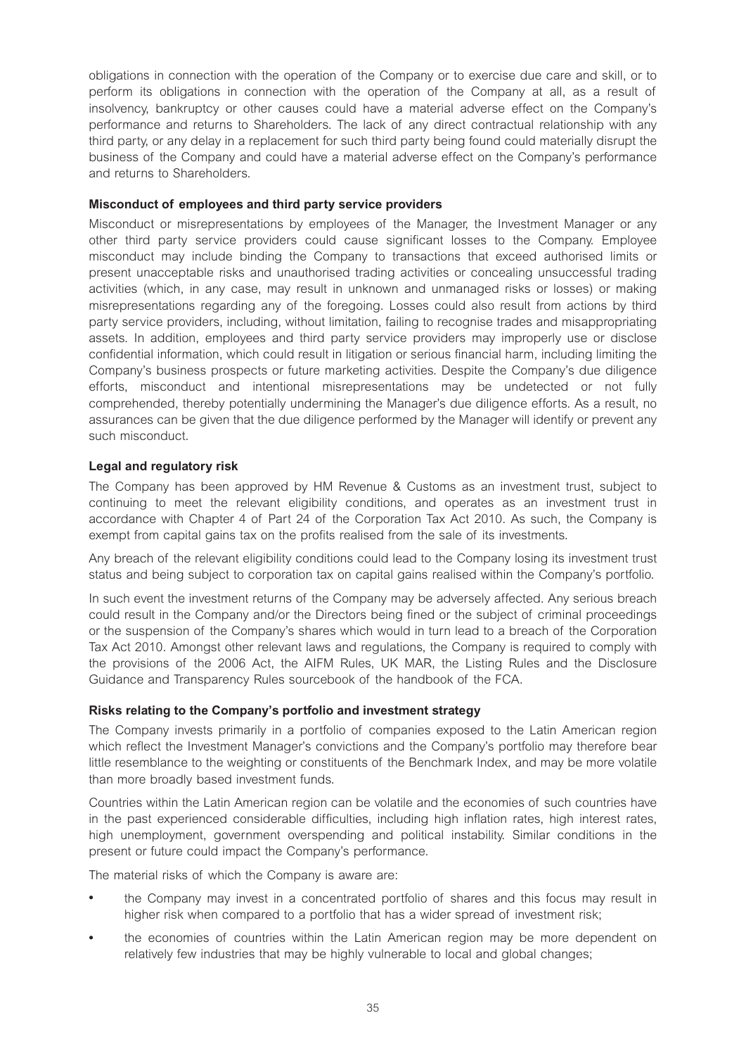obligations in connection with the operation of the Company or to exercise due care and skill, or to perform its obligations in connection with the operation of the Company at all, as a result of insolvency, bankruptcy or other causes could have a material adverse effect on the Company's performance and returns to Shareholders. The lack of any direct contractual relationship with any third party, or any delay in a replacement for such third party being found could materially disrupt the business of the Company and could have a material adverse effect on the Company's performance and returns to Shareholders.

**Misconduct of employees and third party service providers**

Misconduct or misrepresentations by employees of the Manager, the Investment Manager or any other third party service providers could cause significant losses to the Company. Employee misconduct may include binding the Company to transactions that exceed authorised limits or present unacceptable risks and unauthorised trading activities or concealing unsuccessful trading activities (which, in any case, may result in unknown and unmanaged risks or losses) or making misrepresentations regarding any of the foregoing. Losses could also result from actions by third party service providers, including, without limitation, failing to recognise trades and misappropriating assets. In addition, employees and third party service providers may improperly use or disclose confidential information, which could result in litigation or serious financial harm, including limiting the Company's business prospects or future marketing activities. Despite the Company's due diligence efforts, misconduct and intentional misrepresentations may be undetected or not fully comprehended, thereby potentially undermining the Manager's due diligence efforts. As a result, no assurances can be given that the due diligence performed by the Manager will identify or prevent any such misconduct.

**Legal and regulatory risk**

The Company has been approved by HM Revenue & Customs as an investment trust, subject to continuing to meet the relevant eligibility conditions, and operates as an investment trust in accordance with Chapter 4 of Part 24 of the Corporation Tax Act 2010. As such, the Company is exempt from capital gains tax on the profits realised from the sale of its investments.

Any breach of the relevant eligibility conditions could lead to the Company losing its investment trust status and being subject to corporation tax on capital gains realised within the Company's portfolio.

In such event the investment returns of the Company may be adversely affected. Any serious breach could result in the Company and/or the Directors being fined or the subject of criminal proceedings or the suspension of the Company's shares which would in turn lead to a breach of the Corporation Tax Act 2010. Amongst other relevant laws and regulations, the Company is required to comply with the provisions of the 2006 Act, the AIFM Rules, UK MAR, the Listing Rules and the Disclosure Guidance and Transparency Rules sourcebook of the handbook of the FCA.

**Risks relating to the Company's portfolio and investment strategy**

The Company invests primarily in a portfolio of companies exposed to the Latin American region which reflect the Investment Manager's convictions and the Company's portfolio may therefore bear little resemblance to the weighting or constituents of the Benchmark Index, and may be more volatile than more broadly based investment funds.

Countries within the Latin American region can be volatile and the economies of such countries have in the past experienced considerable difficulties, including high inflation rates, high interest rates, high unemployment, government overspending and political instability. Similar conditions in the present or future could impact the Company's performance.

The material risks of which the Company is aware are:

- the Company may invest in a concentrated portfolio of shares and this focus may result in higher risk when compared to a portfolio that has a wider spread of investment risk;
- the economies of countries within the Latin American region may be more dependent on relatively few industries that may be highly vulnerable to local and global changes;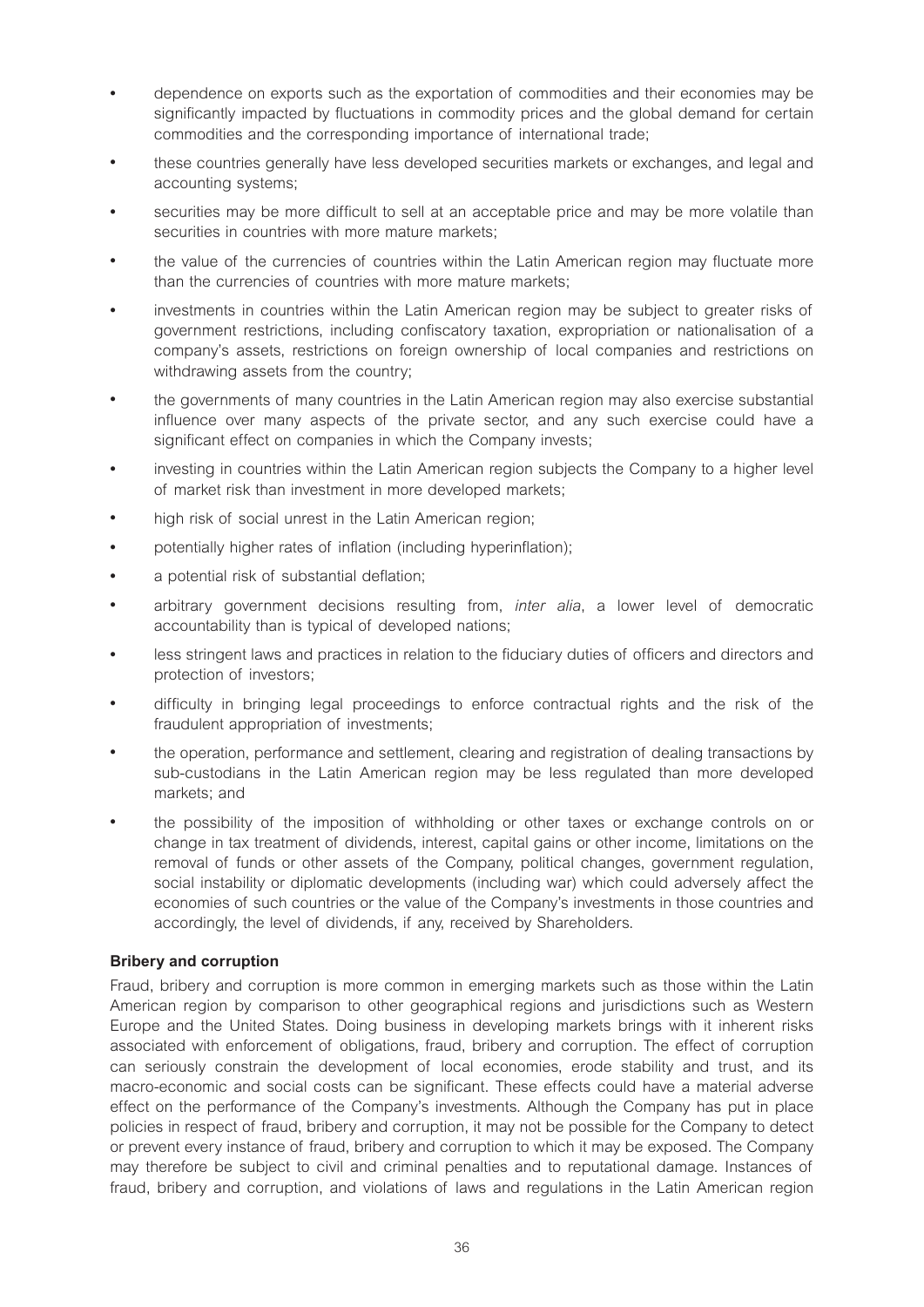- dependence on exports such as the exportation of commodities and their economies may be significantly impacted by fluctuations in commodity prices and the global demand for certain commodities and the corresponding importance of international trade;
- these countries generally have less developed securities markets or exchanges, and legal and accounting systems;
- securities may be more difficult to sell at an acceptable price and may be more volatile than securities in countries with more mature markets;
- the value of the currencies of countries within the Latin American region may fluctuate more than the currencies of countries with more mature markets;
- investments in countries within the Latin American region may be subject to greater risks of government restrictions, including confiscatory taxation, expropriation or nationalisation of a company's assets, restrictions on foreign ownership of local companies and restrictions on withdrawing assets from the country;
- the governments of many countries in the Latin American region may also exercise substantial influence over many aspects of the private sector, and any such exercise could have a significant effect on companies in which the Company invests;
- investing in countries within the Latin American region subjects the Company to a higher level of market risk than investment in more developed markets;
- high risk of social unrest in the Latin American region;
- potentially higher rates of inflation (including hyperinflation);
- a potential risk of substantial deflation;
- arbitrary government decisions resulting from, *inter alia*, a lower level of democratic accountability than is typical of developed nations;
- less stringent laws and practices in relation to the fiduciary duties of officers and directors and protection of investors;
- difficulty in bringing legal proceedings to enforce contractual rights and the risk of the fraudulent appropriation of investments;
- the operation, performance and settlement, clearing and registration of dealing transactions by sub-custodians in the Latin American region may be less regulated than more developed markets; and
- the possibility of the imposition of withholding or other taxes or exchange controls on or change in tax treatment of dividends, interest, capital gains or other income, limitations on the removal of funds or other assets of the Company, political changes, government regulation, social instability or diplomatic developments (including war) which could adversely affect the economies of such countries or the value of the Company's investments in those countries and accordingly, the level of dividends, if any, received by Shareholders.

**Bribery and corruption**

Fraud, bribery and corruption is more common in emerging markets such as those within the Latin American region by comparison to other geographical regions and jurisdictions such as Western Europe and the United States. Doing business in developing markets brings with it inherent risks associated with enforcement of obligations, fraud, bribery and corruption. The effect of corruption can seriously constrain the development of local economies, erode stability and trust, and its macro-economic and social costs can be significant. These effects could have a material adverse effect on the performance of the Company's investments. Although the Company has put in place policies in respect of fraud, bribery and corruption, it may not be possible for the Company to detect or prevent every instance of fraud, bribery and corruption to which it may be exposed. The Company may therefore be subject to civil and criminal penalties and to reputational damage. Instances of fraud, bribery and corruption, and violations of laws and regulations in the Latin American region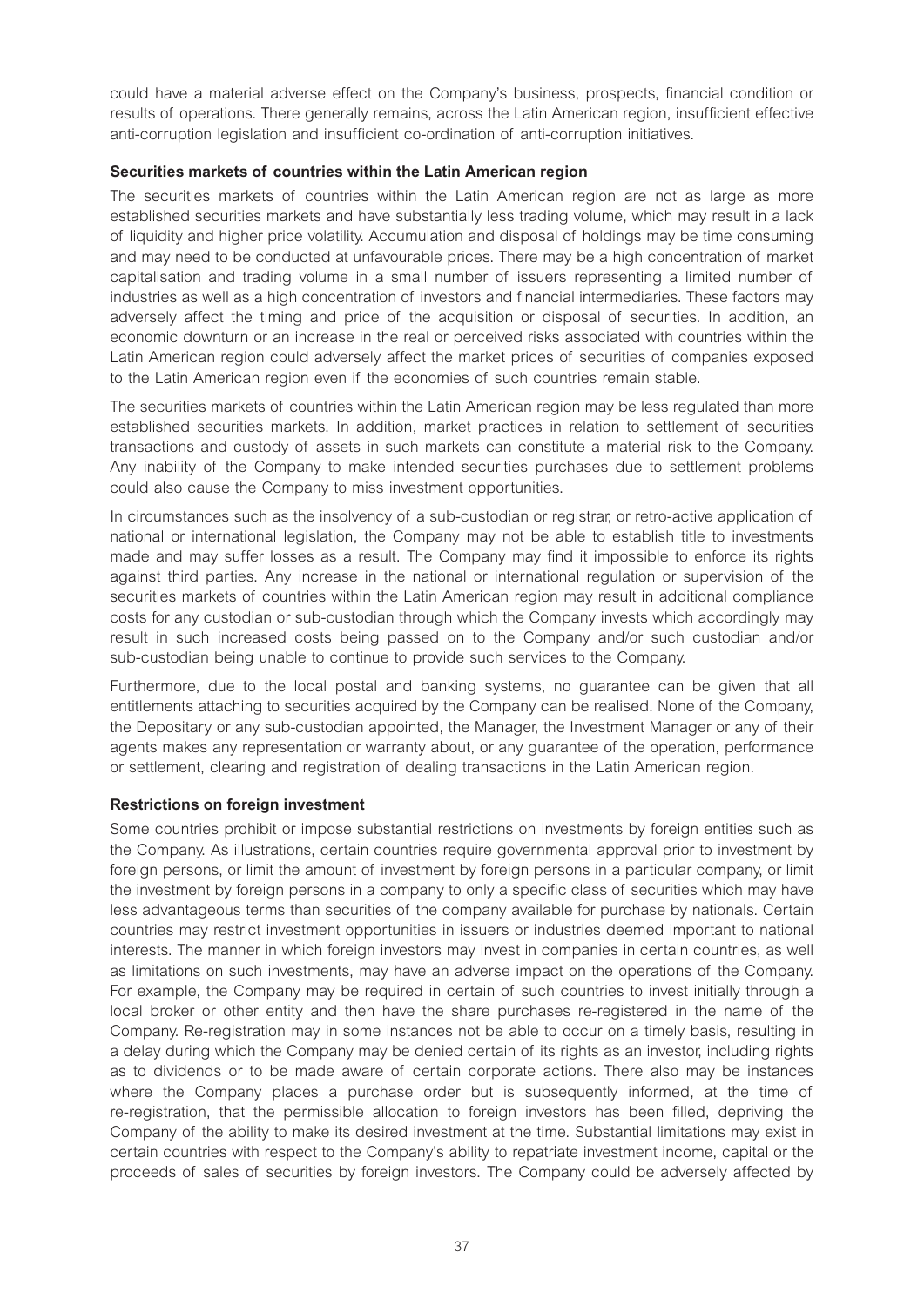could have a material adverse effect on the Company's business, prospects, financial condition or results of operations. There generally remains, across the Latin American region, insufficient effective anti-corruption legislation and insufficient co-ordination of anti-corruption initiatives.

**Securities markets of countries within the Latin American region**

The securities markets of countries within the Latin American region are not as large as more established securities markets and have substantially less trading volume, which may result in a lack of liquidity and higher price volatility. Accumulation and disposal of holdings may be time consuming and may need to be conducted at unfavourable prices. There may be a high concentration of market capitalisation and trading volume in a small number of issuers representing a limited number of industries as well as a high concentration of investors and financial intermediaries. These factors may adversely affect the timing and price of the acquisition or disposal of securities. In addition, an economic downturn or an increase in the real or perceived risks associated with countries within the Latin American region could adversely affect the market prices of securities of companies exposed to the Latin American region even if the economies of such countries remain stable.

The securities markets of countries within the Latin American region may be less regulated than more established securities markets. In addition, market practices in relation to settlement of securities transactions and custody of assets in such markets can constitute a material risk to the Company. Any inability of the Company to make intended securities purchases due to settlement problems could also cause the Company to miss investment opportunities.

In circumstances such as the insolvency of a sub-custodian or registrar, or retro-active application of national or international legislation, the Company may not be able to establish title to investments made and may suffer losses as a result. The Company may find it impossible to enforce its rights against third parties. Any increase in the national or international regulation or supervision of the securities markets of countries within the Latin American region may result in additional compliance costs for any custodian or sub-custodian through which the Company invests which accordingly may result in such increased costs being passed on to the Company and/or such custodian and/or sub-custodian being unable to continue to provide such services to the Company.

Furthermore, due to the local postal and banking systems, no guarantee can be given that all entitlements attaching to securities acquired by the Company can be realised. None of the Company, the Depositary or any sub-custodian appointed, the Manager, the Investment Manager or any of their agents makes any representation or warranty about, or any guarantee of the operation, performance or settlement, clearing and registration of dealing transactions in the Latin American region.

**Restrictions on foreign investment**

Some countries prohibit or impose substantial restrictions on investments by foreign entities such as the Company. As illustrations, certain countries require governmental approval prior to investment by foreign persons, or limit the amount of investment by foreign persons in a particular company, or limit the investment by foreign persons in a company to only a specific class of securities which may have less advantageous terms than securities of the company available for purchase by nationals. Certain countries may restrict investment opportunities in issuers or industries deemed important to national interests. The manner in which foreign investors may invest in companies in certain countries, as well as limitations on such investments, may have an adverse impact on the operations of the Company. For example, the Company may be required in certain of such countries to invest initially through a local broker or other entity and then have the share purchases re-registered in the name of the Company. Re-registration may in some instances not be able to occur on a timely basis, resulting in a delay during which the Company may be denied certain of its rights as an investor, including rights as to dividends or to be made aware of certain corporate actions. There also may be instances where the Company places a purchase order but is subsequently informed, at the time of re-registration, that the permissible allocation to foreign investors has been filled, depriving the Company of the ability to make its desired investment at the time. Substantial limitations may exist in certain countries with respect to the Company's ability to repatriate investment income, capital or the proceeds of sales of securities by foreign investors. The Company could be adversely affected by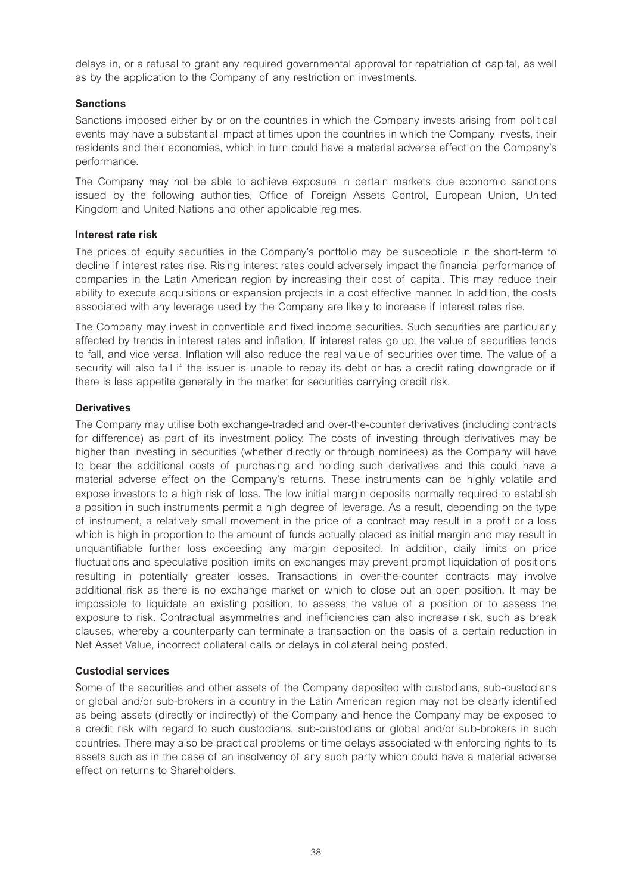delays in, or a refusal to grant any required governmental approval for repatriation of capital, as well as by the application to the Company of any restriction on investments.

**Sanctions**

Sanctions imposed either by or on the countries in which the Company invests arising from political events may have a substantial impact at times upon the countries in which the Company invests, their residents and their economies, which in turn could have a material adverse effect on the Company's performance.

The Company may not be able to achieve exposure in certain markets due economic sanctions issued by the following authorities, Office of Foreign Assets Control, European Union, United Kingdom and United Nations and other applicable regimes.

**Interest rate risk**

The prices of equity securities in the Company's portfolio may be susceptible in the short-term to decline if interest rates rise. Rising interest rates could adversely impact the financial performance of companies in the Latin American region by increasing their cost of capital. This may reduce their ability to execute acquisitions or expansion projects in a cost effective manner. In addition, the costs associated with any leverage used by the Company are likely to increase if interest rates rise.

The Company may invest in convertible and fixed income securities. Such securities are particularly affected by trends in interest rates and inflation. If interest rates go up, the value of securities tends to fall, and vice versa. Inflation will also reduce the real value of securities over time. The value of a security will also fall if the issuer is unable to repay its debt or has a credit rating downgrade or if there is less appetite generally in the market for securities carrying credit risk.

**Derivatives**

The Company may utilise both exchange-traded and over-the-counter derivatives (including contracts for difference) as part of its investment policy. The costs of investing through derivatives may be higher than investing in securities (whether directly or through nominees) as the Company will have to bear the additional costs of purchasing and holding such derivatives and this could have a material adverse effect on the Company's returns. These instruments can be highly volatile and expose investors to a high risk of loss. The low initial margin deposits normally required to establish a position in such instruments permit a high degree of leverage. As a result, depending on the type of instrument, a relatively small movement in the price of a contract may result in a profit or a loss which is high in proportion to the amount of funds actually placed as initial margin and may result in unquantifiable further loss exceeding any margin deposited. In addition, daily limits on price fluctuations and speculative position limits on exchanges may prevent prompt liquidation of positions resulting in potentially greater losses. Transactions in over-the-counter contracts may involve additional risk as there is no exchange market on which to close out an open position. It may be impossible to liquidate an existing position, to assess the value of a position or to assess the exposure to risk. Contractual asymmetries and inefficiencies can also increase risk, such as break clauses, whereby a counterparty can terminate a transaction on the basis of a certain reduction in Net Asset Value, incorrect collateral calls or delays in collateral being posted.

**Custodial services**

Some of the securities and other assets of the Company deposited with custodians, sub-custodians or global and/or sub-brokers in a country in the Latin American region may not be clearly identified as being assets (directly or indirectly) of the Company and hence the Company may be exposed to a credit risk with regard to such custodians, sub-custodians or global and/or sub-brokers in such countries. There may also be practical problems or time delays associated with enforcing rights to its assets such as in the case of an insolvency of any such party which could have a material adverse effect on returns to Shareholders.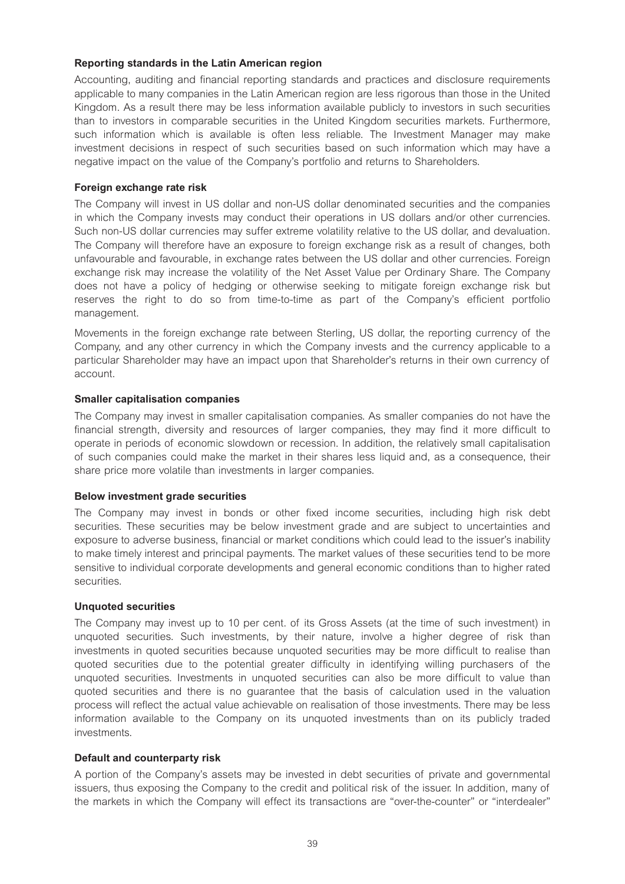**Reporting standards in the Latin American region**

Accounting, auditing and financial reporting standards and practices and disclosure requirements applicable to many companies in the Latin American region are less rigorous than those in the United Kingdom. As a result there may be less information available publicly to investors in such securities than to investors in comparable securities in the United Kingdom securities markets. Furthermore, such information which is available is often less reliable. The Investment Manager may make investment decisions in respect of such securities based on such information which may have a negative impact on the value of the Company's portfolio and returns to Shareholders.

**Foreign exchange rate risk**

The Company will invest in US dollar and non-US dollar denominated securities and the companies in which the Company invests may conduct their operations in US dollars and/or other currencies. Such non-US dollar currencies may suffer extreme volatility relative to the US dollar, and devaluation. The Company will therefore have an exposure to foreign exchange risk as a result of changes, both unfavourable and favourable, in exchange rates between the US dollar and other currencies. Foreign exchange risk may increase the volatility of the Net Asset Value per Ordinary Share. The Company does not have a policy of hedging or otherwise seeking to mitigate foreign exchange risk but reserves the right to do so from time-to-time as part of the Company's efficient portfolio management.

Movements in the foreign exchange rate between Sterling, US dollar, the reporting currency of the Company, and any other currency in which the Company invests and the currency applicable to a particular Shareholder may have an impact upon that Shareholder's returns in their own currency of account.

**Smaller capitalisation companies**

The Company may invest in smaller capitalisation companies. As smaller companies do not have the financial strength, diversity and resources of larger companies, they may find it more difficult to operate in periods of economic slowdown or recession. In addition, the relatively small capitalisation of such companies could make the market in their shares less liquid and, as a consequence, their share price more volatile than investments in larger companies.

**Below investment grade securities**

The Company may invest in bonds or other fixed income securities, including high risk debt securities. These securities may be below investment grade and are subject to uncertainties and exposure to adverse business, financial or market conditions which could lead to the issuer's inability to make timely interest and principal payments. The market values of these securities tend to be more sensitive to individual corporate developments and general economic conditions than to higher rated securities.

**Unquoted securities**

The Company may invest up to 10 per cent. of its Gross Assets (at the time of such investment) in unquoted securities. Such investments, by their nature, involve a higher degree of risk than investments in quoted securities because unquoted securities may be more difficult to realise than quoted securities due to the potential greater difficulty in identifying willing purchasers of the unquoted securities. Investments in unquoted securities can also be more difficult to value than quoted securities and there is no guarantee that the basis of calculation used in the valuation process will reflect the actual value achievable on realisation of those investments. There may be less information available to the Company on its unquoted investments than on its publicly traded investments.

**Default and counterparty risk**

A portion of the Company's assets may be invested in debt securities of private and governmental issuers, thus exposing the Company to the credit and political risk of the issuer. In addition, many of the markets in which the Company will effect its transactions are "over-the-counter" or "interdealer"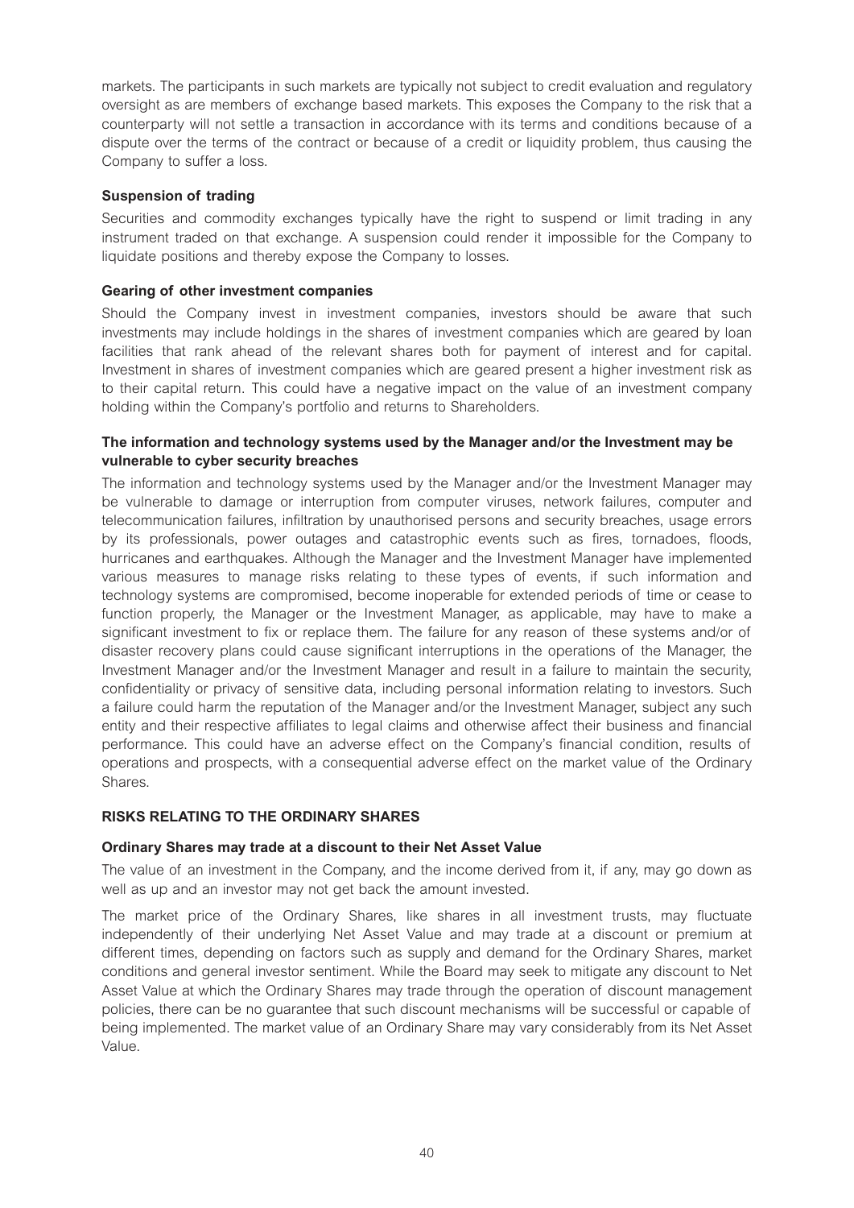markets. The participants in such markets are typically not subject to credit evaluation and regulatory oversight as are members of exchange based markets. This exposes the Company to the risk that a counterparty will not settle a transaction in accordance with its terms and conditions because of a dispute over the terms of the contract or because of a credit or liquidity problem, thus causing the Company to suffer a loss.

**Suspension of trading**

Securities and commodity exchanges typically have the right to suspend or limit trading in any instrument traded on that exchange. A suspension could render it impossible for the Company to liquidate positions and thereby expose the Company to losses.

**Gearing of other investment companies**

Should the Company invest in investment companies, investors should be aware that such investments may include holdings in the shares of investment companies which are geared by loan facilities that rank ahead of the relevant shares both for payment of interest and for capital. Investment in shares of investment companies which are geared present a higher investment risk as to their capital return. This could have a negative impact on the value of an investment company holding within the Company's portfolio and returns to Shareholders.

**The information and technology systems used by the Manager and/or the Investment may be vulnerable to cyber security breaches**

The information and technology systems used by the Manager and/or the Investment Manager may be vulnerable to damage or interruption from computer viruses, network failures, computer and telecommunication failures, infiltration by unauthorised persons and security breaches, usage errors by its professionals, power outages and catastrophic events such as fires, tornadoes, floods, hurricanes and earthquakes. Although the Manager and the Investment Manager have implemented various measures to manage risks relating to these types of events, if such information and technology systems are compromised, become inoperable for extended periods of time or cease to function properly, the Manager or the Investment Manager, as applicable, may have to make a significant investment to fix or replace them. The failure for any reason of these systems and/or of disaster recovery plans could cause significant interruptions in the operations of the Manager, the Investment Manager and/or the Investment Manager and result in a failure to maintain the security, confidentiality or privacy of sensitive data, including personal information relating to investors. Such a failure could harm the reputation of the Manager and/or the Investment Manager, subject any such entity and their respective affiliates to legal claims and otherwise affect their business and financial performance. This could have an adverse effect on the Company's financial condition, results of operations and prospects, with a consequential adverse effect on the market value of the Ordinary Shares.

## RISKS RELATING TO THE ORDINARY SHARES

**Ordinary Shares may trade at a discount to their Net Asset Value**

The value of an investment in the Company, and the income derived from it, if any, may go down as well as up and an investor may not get back the amount invested.

The market price of the Ordinary Shares, like shares in all investment trusts, may fluctuate independently of their underlying Net Asset Value and may trade at a discount or premium at different times, depending on factors such as supply and demand for the Ordinary Shares, market conditions and general investor sentiment. While the Board may seek to mitigate any discount to Net Asset Value at which the Ordinary Shares may trade through the operation of discount management policies, there can be no guarantee that such discount mechanisms will be successful or capable of being implemented. The market value of an Ordinary Share may vary considerably from its Net Asset Value.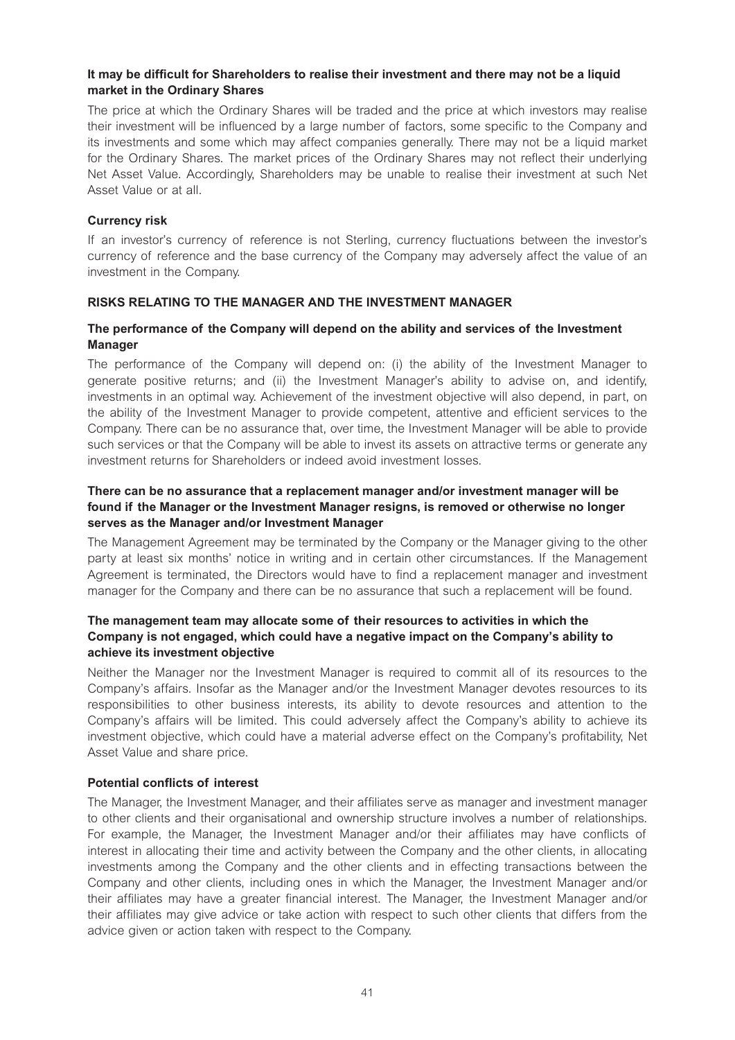**It may be difficult for Shareholders to realise their investment and there may not be a liquid market in the Ordinary Shares**

The price at which the Ordinary Shares will be traded and the price at which investors may realise their investment will be influenced by a large number of factors, some specific to the Company and its investments and some which may affect companies generally. There may not be a liquid market for the Ordinary Shares. The market prices of the Ordinary Shares may not reflect their underlying Net Asset Value. Accordingly, Shareholders may be unable to realise their investment at such Net Asset Value or at all.

**Currency risk**

If an investor's currency of reference is not Sterling, currency fluctuations between the investor's currency of reference and the base currency of the Company may adversely affect the value of an investment in the Company.

## RISKS RELATING TO THE MANAGER AND THE INVESTMENT MANAGER

**The performance of the Company will depend on the ability and services of the Investment Manager**

The performance of the Company will depend on: (i) the ability of the Investment Manager to generate positive returns; and (ii) the Investment Manager's ability to advise on, and identify, investments in an optimal way. Achievement of the investment objective will also depend, in part, on the ability of the Investment Manager to provide competent, attentive and efficient services to the Company. There can be no assurance that, over time, the Investment Manager will be able to provide such services or that the Company will be able to invest its assets on attractive terms or generate any investment returns for Shareholders or indeed avoid investment losses.

**There can be no assurance that a replacement manager and/or investment manager will be found if the Manager or the Investment Manager resigns, is removed or otherwise no longer serves as the Manager and/or Investment Manager**

The Management Agreement may be terminated by the Company or the Manager giving to the other party at least six months' notice in writing and in certain other circumstances. If the Management Agreement is terminated, the Directors would have to find a replacement manager and investment manager for the Company and there can be no assurance that such a replacement will be found.

**The management team may allocate some of their resources to activities in which the Company is not engaged, which could have a negative impact on the Company's ability to achieve its investment objective**

Neither the Manager nor the Investment Manager is required to commit all of its resources to the Company's affairs. Insofar as the Manager and/or the Investment Manager devotes resources to its responsibilities to other business interests, its ability to devote resources and attention to the Company's affairs will be limited. This could adversely affect the Company's ability to achieve its investment objective, which could have a material adverse effect on the Company's profitability, Net Asset Value and share price.

**Potential conflicts of interest**

The Manager, the Investment Manager, and their affiliates serve as manager and investment manager to other clients and their organisational and ownership structure involves a number of relationships. For example, the Manager, the Investment Manager and/or their affiliates may have conflicts of interest in allocating their time and activity between the Company and the other clients, in allocating investments among the Company and the other clients and in effecting transactions between the Company and other clients, including ones in which the Manager, the Investment Manager and/or their affiliates may have a greater financial interest. The Manager, the Investment Manager and/or their affiliates may give advice or take action with respect to such other clients that differs from the advice given or action taken with respect to the Company.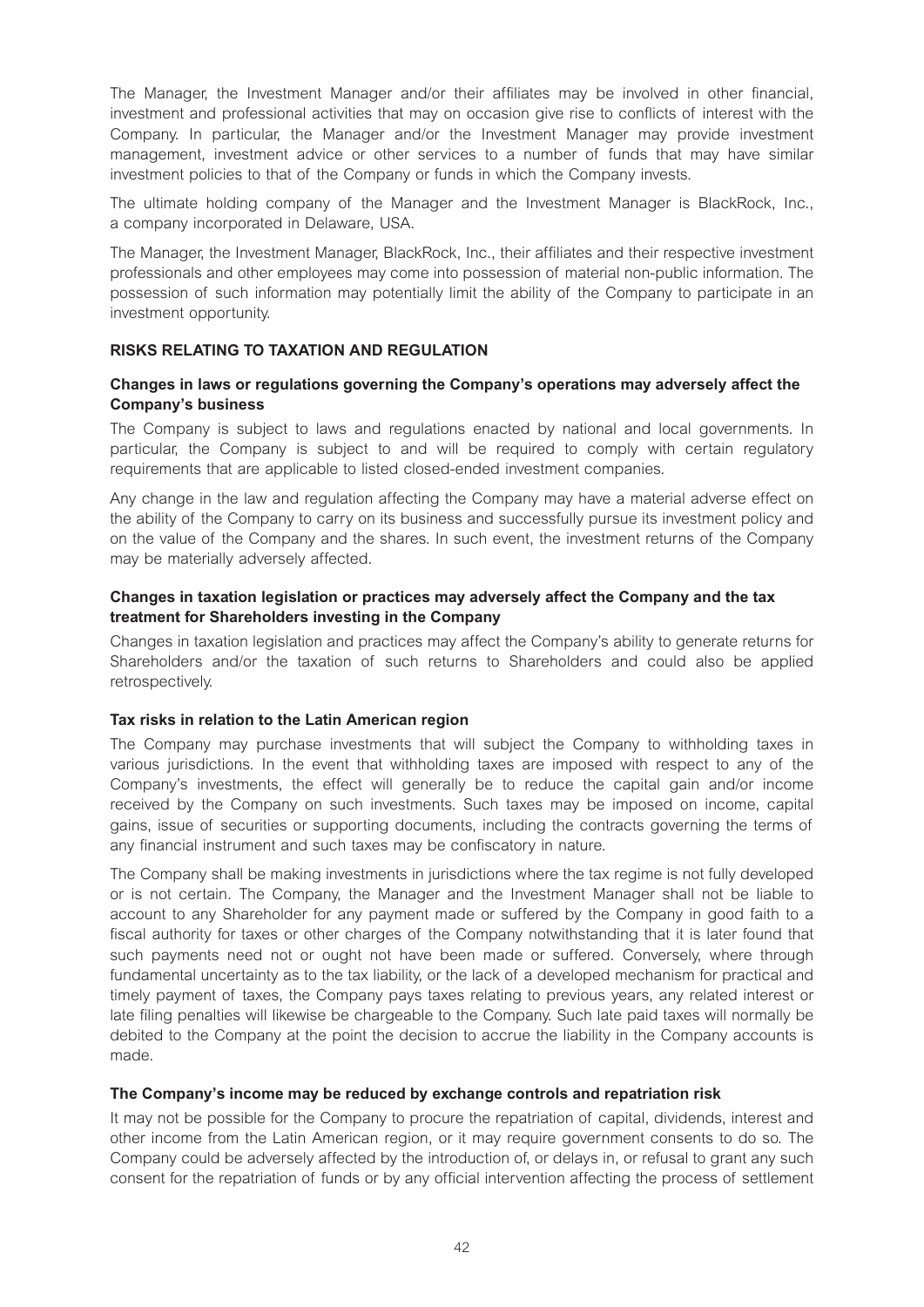The Manager, the Investment Manager and/or their affiliates may be involved in other financial, investment and professional activities that may on occasion give rise to conflicts of interest with the Company. In particular, the Manager and/or the Investment Manager may provide investment management, investment advice or other services to a number of funds that may have similar investment policies to that of the Company or funds in which the Company invests.

The ultimate holding company of the Manager and the Investment Manager is BlackRock, Inc., a company incorporated in Delaware, USA.

The Manager, the Investment Manager, BlackRock, Inc., their affiliates and their respective investment professionals and other employees may come into possession of material non-public information. The possession of such information may potentially limit the ability of the Company to participate in an investment opportunity.

## RISKS RELATING TO TAXATION AND REGULATION

### Changes in laws or regulations governing the Company's operations may adversely affect the Company's business

The Company is subject to laws and regulations enacted by national and local governments. In particular, the Company is subject to and will be required to comply with certain regulatory requirements that are applicable to listed closed-ended investment companies.

Any change in the law and regulation affecting the Company may have a material adverse effect on the ability of the Company to carry on its business and successfully pursue its investment policy and on the value of the Company and the shares. In such event, the investment returns of the Company may be materially adversely affected.

### Changes in taxation legislation or practices may adversely affect the Company and the tax treatment for Shareholders investing in the Company

Changes in taxation legislation and practices may affect the Company's ability to generate returns for Shareholders and/or the taxation of such returns to Shareholders and could also be applied retrospectively.

### Tax risks in relation to the Latin American region

The Company may purchase investments that will subject the Company to withholding taxes in various jurisdictions. In the event that withholding taxes are imposed with respect to any of the Company's investments, the effect will generally be to reduce the capital gain and/or income received by the Company on such investments. Such taxes may be imposed on income, capital gains, issue of securities or supporting documents, including the contracts governing the terms of any financial instrument and such taxes may be confiscatory in nature.

The Company shall be making investments in jurisdictions where the tax regime is not fully developed or is not certain. The Company, the Manager and the Investment Manager shall not be liable to account to any Shareholder for any payment made or suffered by the Company in good faith to a fiscal authority for taxes or other charges of the Company notwithstanding that it is later found that such payments need not or ought not have been made or suffered. Conversely, where through fundamental uncertainty as to the tax liability, or the lack of a developed mechanism for practical and timely payment of taxes, the Company pays taxes relating to previous years, any related interest or late filing penalties will likewise be chargeable to the Company. Such late paid taxes will normally be debited to the Company at the point the decision to accrue the liability in the Company accounts is made.

### The Company's income may be reduced by exchange controls and repatriation risk

It may not be possible for the Company to procure the repatriation of capital, dividends, interest and other income from the Latin American region, or it may require government consents to do so. The Company could be adversely affected by the introduction of, or delays in, or refusal to grant any such consent for the repatriation of funds or by any official intervention affecting the process of settlement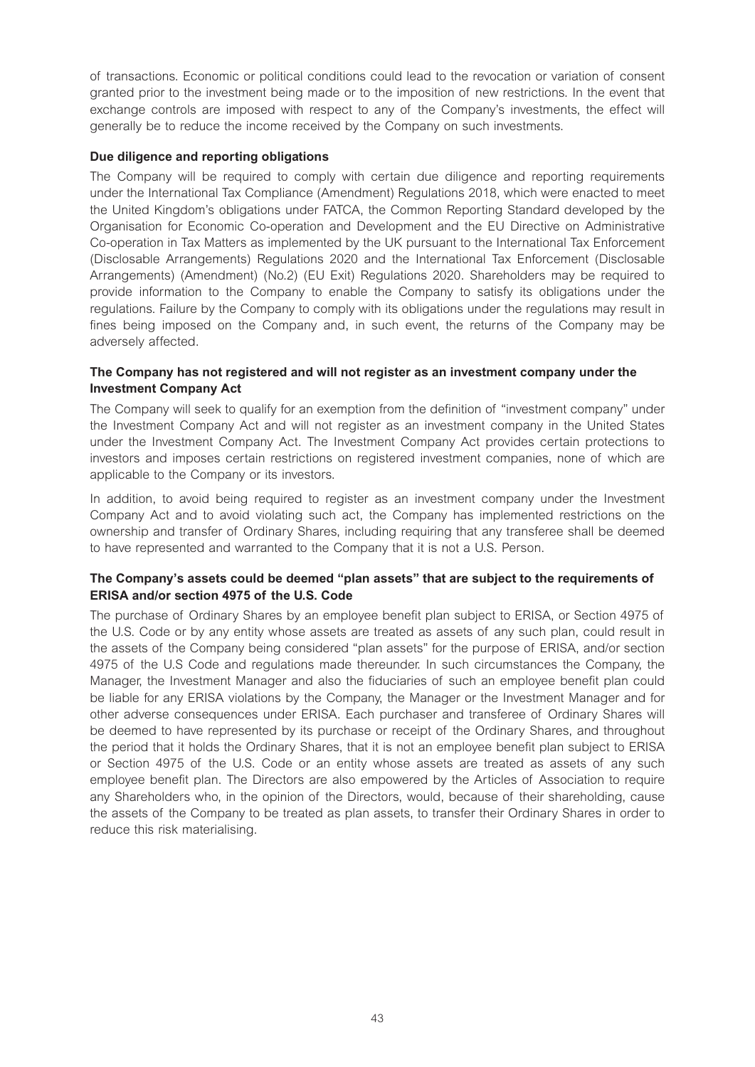of transactions. Economic or political conditions could lead to the revocation or variation of consent granted prior to the investment being made or to the imposition of new restrictions. In the event that exchange controls are imposed with respect to any of the Company's investments, the effect will generally be to reduce the income received by the Company on such investments.

**Due diligence and reporting obligations**

The Company will be required to comply with certain due diligence and reporting requirements under the International Tax Compliance (Amendment) Regulations 2018, which were enacted to meet the United Kingdom's obligations under FATCA, the Common Reporting Standard developed by the Organisation for Economic Co-operation and Development and the EU Directive on Administrative Co-operation in Tax Matters as implemented by the UK pursuant to the International Tax Enforcement (Disclosable Arrangements) Regulations 2020 and the International Tax Enforcement (Disclosable Arrangements) (Amendment) (No.2) (EU Exit) Regulations 2020. Shareholders may be required to provide information to the Company to enable the Company to satisfy its obligations under the regulations. Failure by the Company to comply with its obligations under the regulations may result in fines being imposed on the Company and, in such event, the returns of the Company may be adversely affected.

**The Company has not registered and will not register as an investment company under the Investment Company Act**

The Company will seek to qualify for an exemption from the definition of "investment company" under the Investment Company Act and will not register as an investment company in the United States under the Investment Company Act. The Investment Company Act provides certain protections to investors and imposes certain restrictions on registered investment companies, none of which are applicable to the Company or its investors.

In addition, to avoid being required to register as an investment company under the Investment Company Act and to avoid violating such act, the Company has implemented restrictions on the ownership and transfer of Ordinary Shares, including requiring that any transferee shall be deemed to have represented and warranted to the Company that it is not a U.S. Person.

**The Company's assets could be deemed "plan assets" that are subject to the requirements of ERISA and/or section 4975 of the U.S. Code**

The purchase of Ordinary Shares by an employee benefit plan subject to ERISA, or Section 4975 of the U.S. Code or by any entity whose assets are treated as assets of any such plan, could result in the assets of the Company being considered "plan assets" for the purpose of ERISA, and/or section 4975 of the U.S Code and regulations made thereunder. In such circumstances the Company, the Manager, the Investment Manager and also the fiduciaries of such an employee benefit plan could be liable for any ERISA violations by the Company, the Manager or the Investment Manager and for other adverse consequences under ERISA. Each purchaser and transferee of Ordinary Shares will be deemed to have represented by its purchase or receipt of the Ordinary Shares, and throughout the period that it holds the Ordinary Shares, that it is not an employee benefit plan subject to ERISA or Section 4975 of the U.S. Code or an entity whose assets are treated as assets of any such employee benefit plan. The Directors are also empowered by the Articles of Association to require any Shareholders who, in the opinion of the Directors, would, because of their shareholding, cause the assets of the Company to be treated as plan assets, to transfer their Ordinary Shares in order to reduce this risk materialising.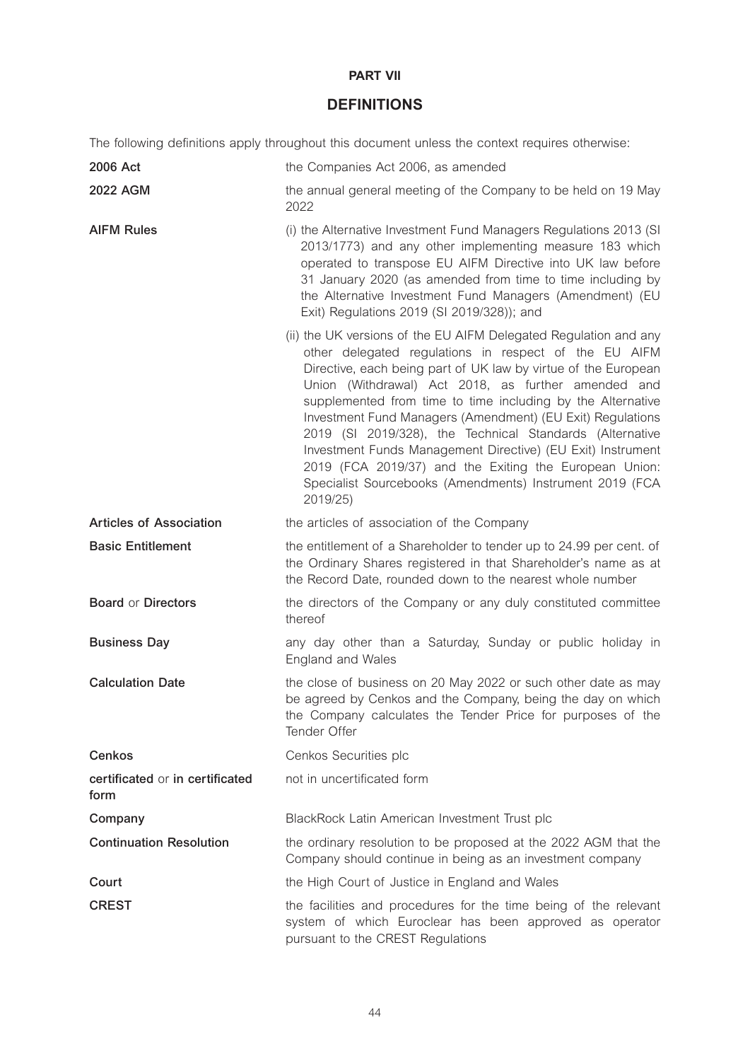**PART VII**

# DEFINITIONS

The following definitions apply throughout this document unless the context requires otherwise:

| Term | Definition |
|---|---|
| **2006 Act** | the Companies Act 2006, as amended |
| **2022 AGM** | the annual general meeting of the Company to be held on 19 May 2022 |
| **AIFM Rules** | (i) the Alternative Investment Fund Managers Regulations 2013 (SI 2013/1773) and any other implementing measure 183 which operated to transpose EU AIFM Directive into UK law before 31 January 2020 (as amended from time to time including by the Alternative Investment Fund Managers (Amendment) (EU Exit) Regulations 2019 (SI 2019/328)); and<br><br>(ii) the UK versions of the EU AIFM Delegated Regulation and any other delegated regulations in respect of the EU AIFM Directive, each being part of UK law by virtue of the European Union (Withdrawal) Act 2018, as further amended and supplemented from time to time including by the Alternative Investment Fund Managers (Amendment) (EU Exit) Regulations 2019 (SI 2019/328), the Technical Standards (Alternative Investment Funds Management Directive) (EU Exit) Instrument 2019 (FCA 2019/37) and the Exiting the European Union: Specialist Sourcebooks (Amendments) Instrument 2019 (FCA 2019/25) |
| **Articles of Association** | the articles of association of the Company |
| **Basic Entitlement** | the entitlement of a Shareholder to tender up to 24.99 per cent. of the Ordinary Shares registered in that Shareholder's name as at the Record Date, rounded down to the nearest whole number |
| **Board** or **Directors** | the directors of the Company or any duly constituted committee thereof |
| **Business Day** | any day other than a Saturday, Sunday or public holiday in England and Wales |
| **Calculation Date** | the close of business on 20 May 2022 or such other date as may be agreed by Cenkos and the Company, being the day on which the Company calculates the Tender Price for purposes of the Tender Offer |
| **Cenkos** | Cenkos Securities plc |
| **certificated** or **in certificated form** | not in uncertificated form |
| **Company** | BlackRock Latin American Investment Trust plc |
| **Continuation Resolution** | the ordinary resolution to be proposed at the 2022 AGM that the Company should continue in being as an investment company |
| **Court** | the High Court of Justice in England and Wales |
| **CREST** | the facilities and procedures for the time being of the relevant system of which Euroclear has been approved as operator pursuant to the CREST Regulations |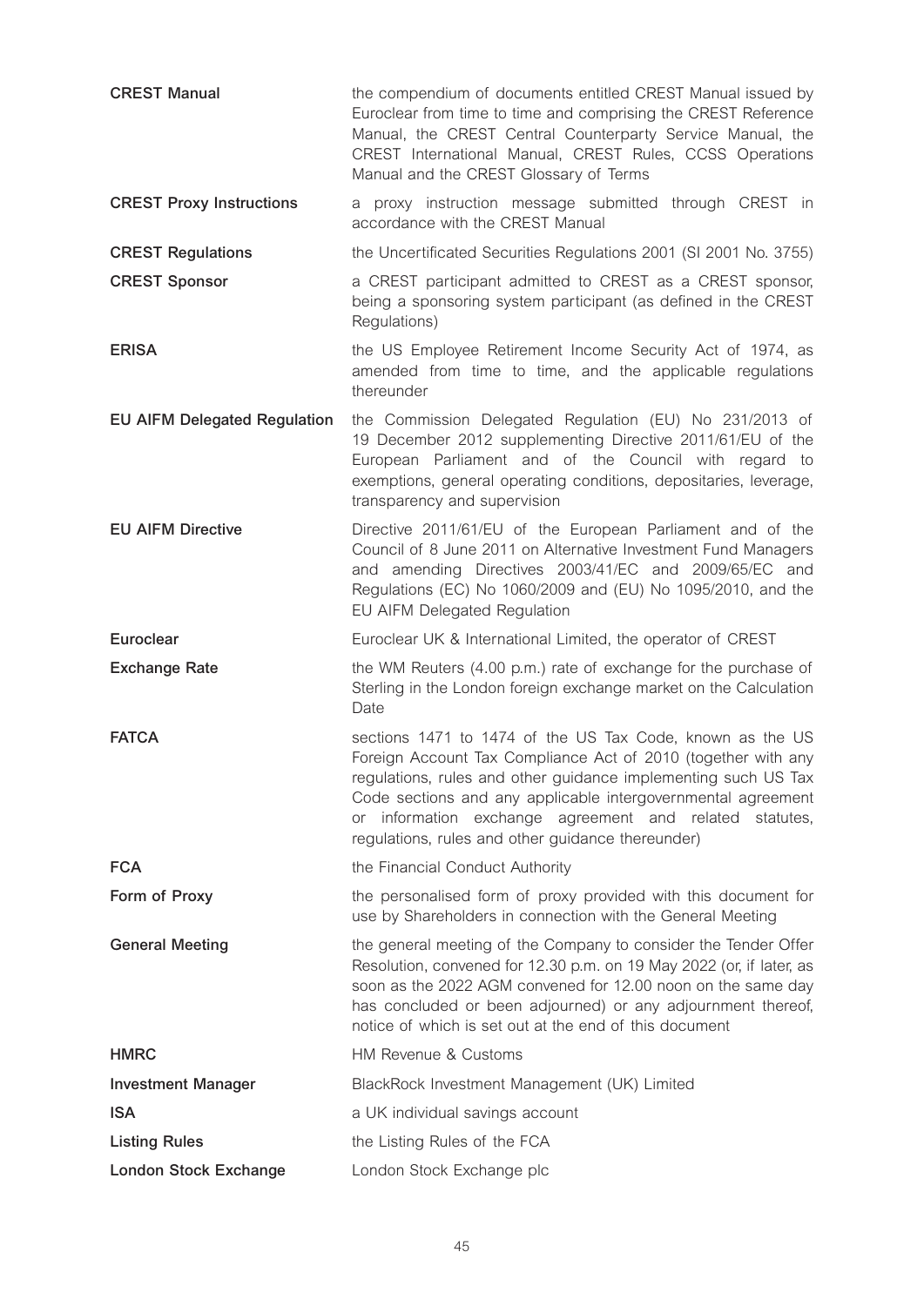| | |
|---|---|
| **CREST Manual** | the compendium of documents entitled CREST Manual issued by Euroclear from time to time and comprising the CREST Reference Manual, the CREST Central Counterparty Service Manual, the CREST International Manual, CREST Rules, CCSS Operations Manual and the CREST Glossary of Terms |
| **CREST Proxy Instructions** | a proxy instruction message submitted through CREST in accordance with the CREST Manual |
| **CREST Regulations** | the Uncertificated Securities Regulations 2001 (SI 2001 No. 3755) |
| **CREST Sponsor** | a CREST participant admitted to CREST as a CREST sponsor, being a sponsoring system participant (as defined in the CREST Regulations) |
| **ERISA** | the US Employee Retirement Income Security Act of 1974, as amended from time to time, and the applicable regulations thereunder |
| **EU AIFM Delegated Regulation** | the Commission Delegated Regulation (EU) No 231/2013 of 19 December 2012 supplementing Directive 2011/61/EU of the European Parliament and of the Council with regard to exemptions, general operating conditions, depositaries, leverage, transparency and supervision |
| **EU AIFM Directive** | Directive 2011/61/EU of the European Parliament and of the Council of 8 June 2011 on Alternative Investment Fund Managers and amending Directives 2003/41/EC and 2009/65/EC and Regulations (EC) No 1060/2009 and (EU) No 1095/2010, and the EU AIFM Delegated Regulation |
| **Euroclear** | Euroclear UK & International Limited, the operator of CREST |
| **Exchange Rate** | the WM Reuters (4.00 p.m.) rate of exchange for the purchase of Sterling in the London foreign exchange market on the Calculation Date |
| **FATCA** | sections 1471 to 1474 of the US Tax Code, known as the US Foreign Account Tax Compliance Act of 2010 (together with any regulations, rules and other guidance implementing such US Tax Code sections and any applicable intergovernmental agreement or information exchange agreement and related statutes, regulations, rules and other guidance thereunder) |
| **FCA** | the Financial Conduct Authority |
| **Form of Proxy** | the personalised form of proxy provided with this document for use by Shareholders in connection with the General Meeting |
| **General Meeting** | the general meeting of the Company to consider the Tender Offer Resolution, convened for 12.30 p.m. on 19 May 2022 (or, if later, as soon as the 2022 AGM convened for 12.00 noon on the same day has concluded or been adjourned) or any adjournment thereof, notice of which is set out at the end of this document |
| **HMRC** | HM Revenue & Customs |
| **Investment Manager** | BlackRock Investment Management (UK) Limited |
| **ISA** | a UK individual savings account |
| **Listing Rules** | the Listing Rules of the FCA |
| **London Stock Exchange** | London Stock Exchange plc |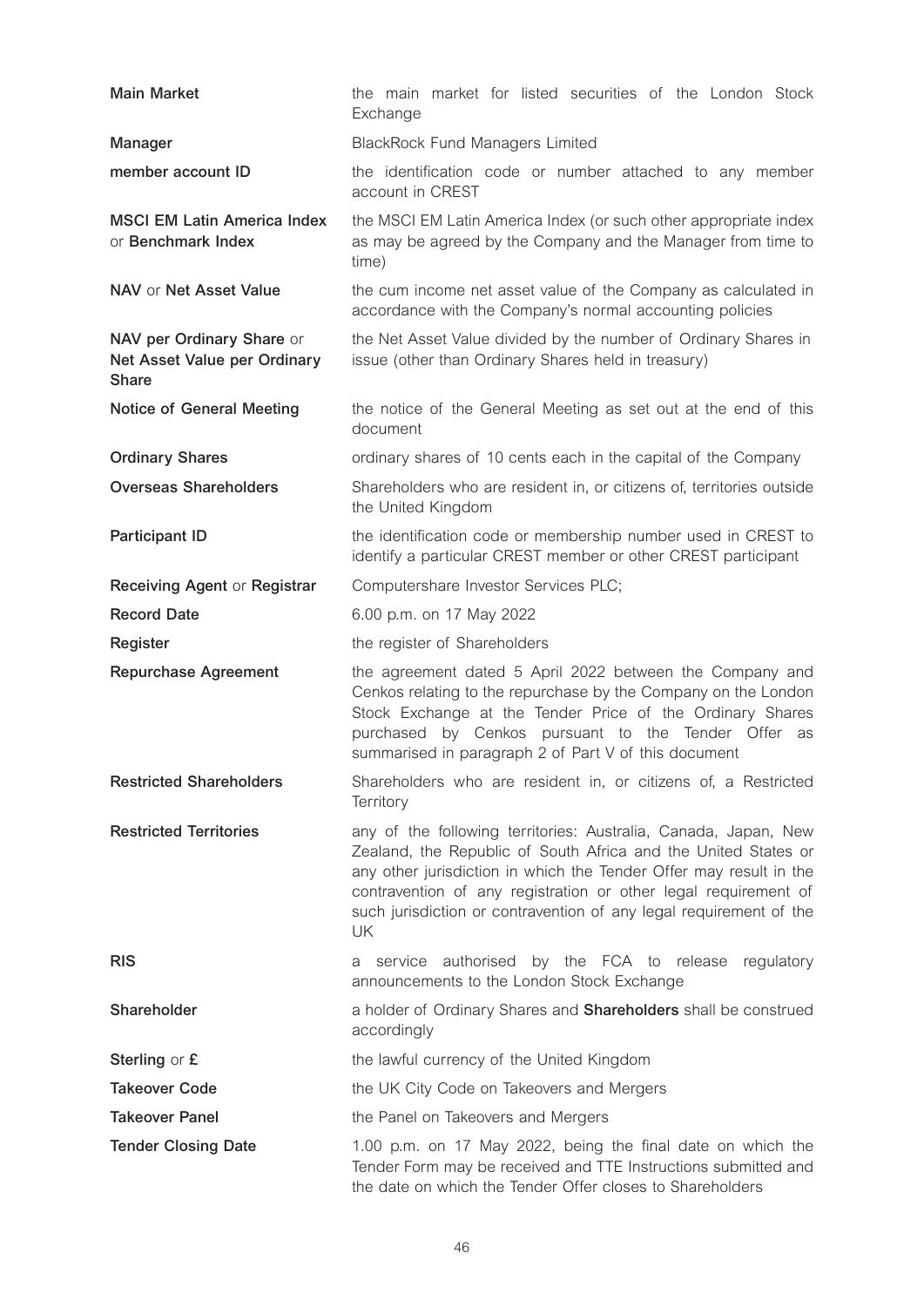| | |
|---|---|
| **Main Market** | the main market for listed securities of the London Stock Exchange |
| **Manager** | BlackRock Fund Managers Limited |
| **member account ID** | the identification code or number attached to any member account in CREST |
| **MSCI EM Latin America Index** or **Benchmark Index** | the MSCI EM Latin America Index (or such other appropriate index as may be agreed by the Company and the Manager from time to time) |
| **NAV** or **Net Asset Value** | the cum income net asset value of the Company as calculated in accordance with the Company's normal accounting policies |
| **NAV per Ordinary Share** or **Net Asset Value per Ordinary Share** | the Net Asset Value divided by the number of Ordinary Shares in issue (other than Ordinary Shares held in treasury) |
| **Notice of General Meeting** | the notice of the General Meeting as set out at the end of this document |
| **Ordinary Shares** | ordinary shares of 10 cents each in the capital of the Company |
| **Overseas Shareholders** | Shareholders who are resident in, or citizens of, territories outside the United Kingdom |
| **Participant ID** | the identification code or membership number used in CREST to identify a particular CREST member or other CREST participant |
| **Receiving Agent** or **Registrar** | Computershare Investor Services PLC; |
| **Record Date** | 6.00 p.m. on 17 May 2022 |
| **Register** | the register of Shareholders |
| **Repurchase Agreement** | the agreement dated 5 April 2022 between the Company and Cenkos relating to the repurchase by the Company on the London Stock Exchange at the Tender Price of the Ordinary Shares purchased by Cenkos pursuant to the Tender Offer as summarised in paragraph 2 of Part V of this document |
| **Restricted Shareholders** | Shareholders who are resident in, or citizens of, a Restricted Territory |
| **Restricted Territories** | any of the following territories: Australia, Canada, Japan, New Zealand, the Republic of South Africa and the United States or any other jurisdiction in which the Tender Offer may result in the contravention of any registration or other legal requirement of such jurisdiction or contravention of any legal requirement of the UK |
| **RIS** | a service authorised by the FCA to release regulatory announcements to the London Stock Exchange |
| **Shareholder** | a holder of Ordinary Shares and **Shareholders** shall be construed accordingly |
| **Sterling** or **£** | the lawful currency of the United Kingdom |
| **Takeover Code** | the UK City Code on Takeovers and Mergers |
| **Takeover Panel** | the Panel on Takeovers and Mergers |
| **Tender Closing Date** | 1.00 p.m. on 17 May 2022, being the final date on which the Tender Form may be received and TTE Instructions submitted and the date on which the Tender Offer closes to Shareholders |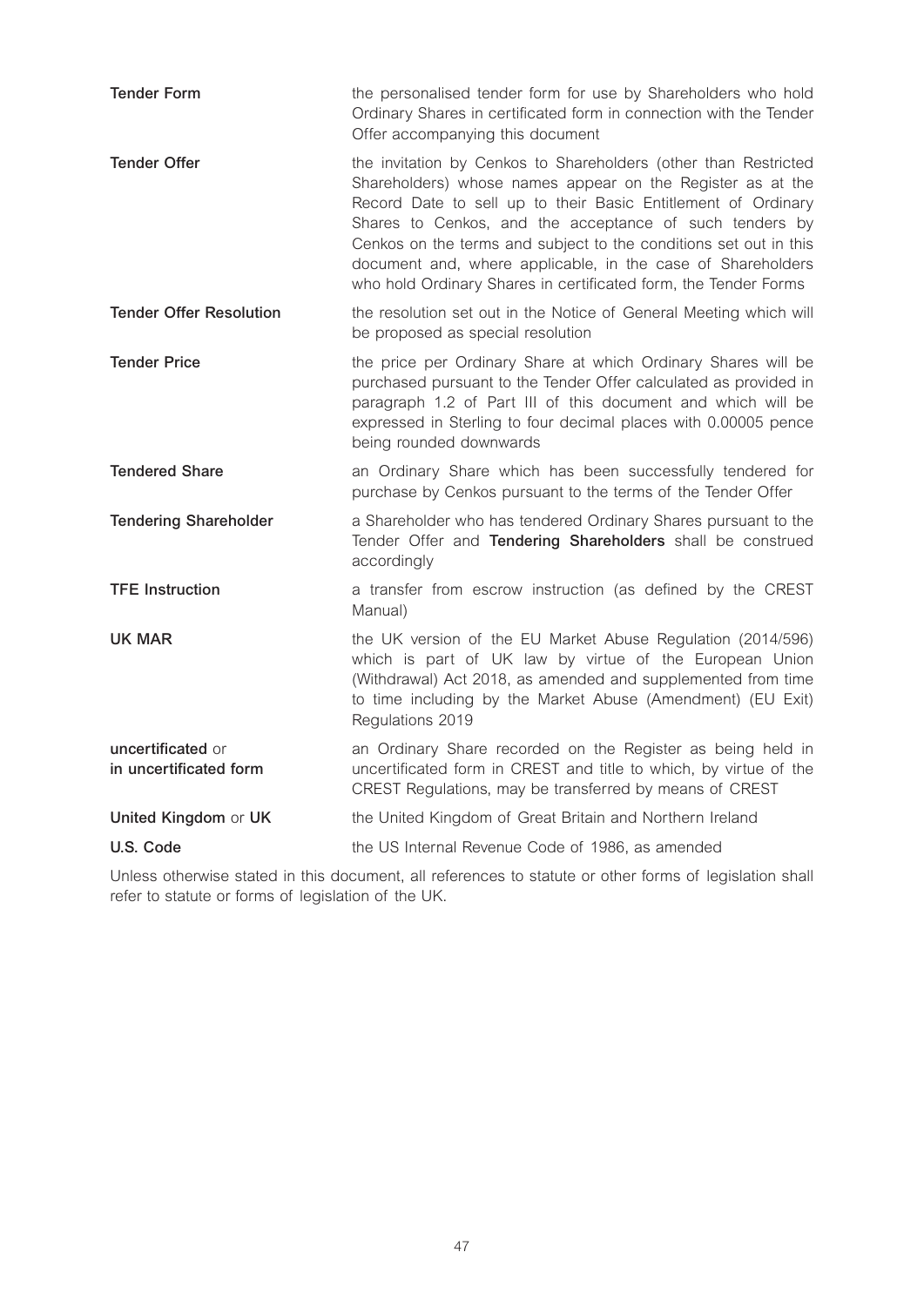| | |
|---|---|
| **Tender Form** | the personalised tender form for use by Shareholders who hold Ordinary Shares in certificated form in connection with the Tender Offer accompanying this document |
| **Tender Offer** | the invitation by Cenkos to Shareholders (other than Restricted Shareholders) whose names appear on the Register as at the Record Date to sell up to their Basic Entitlement of Ordinary Shares to Cenkos, and the acceptance of such tenders by Cenkos on the terms and subject to the conditions set out in this document and, where applicable, in the case of Shareholders who hold Ordinary Shares in certificated form, the Tender Forms |
| **Tender Offer Resolution** | the resolution set out in the Notice of General Meeting which will be proposed as special resolution |
| **Tender Price** | the price per Ordinary Share at which Ordinary Shares will be purchased pursuant to the Tender Offer calculated as provided in paragraph 1.2 of Part III of this document and which will be expressed in Sterling to four decimal places with 0.00005 pence being rounded downwards |
| **Tendered Share** | an Ordinary Share which has been successfully tendered for purchase by Cenkos pursuant to the terms of the Tender Offer |
| **Tendering Shareholder** | a Shareholder who has tendered Ordinary Shares pursuant to the Tender Offer and **Tendering Shareholders** shall be construed accordingly |
| **TFE Instruction** | a transfer from escrow instruction (as defined by the CREST Manual) |
| **UK MAR** | the UK version of the EU Market Abuse Regulation (2014/596) which is part of UK law by virtue of the European Union (Withdrawal) Act 2018, as amended and supplemented from time to time including by the Market Abuse (Amendment) (EU Exit) Regulations 2019 |
| **uncertificated** or **in uncertificated form** | an Ordinary Share recorded on the Register as being held in uncertificated form in CREST and title to which, by virtue of the CREST Regulations, may be transferred by means of CREST |
| **United Kingdom** or **UK** | the United Kingdom of Great Britain and Northern Ireland |
| **U.S. Code** | the US Internal Revenue Code of 1986, as amended |

Unless otherwise stated in this document, all references to statute or other forms of legislation shall refer to statute or forms of legislation of the UK.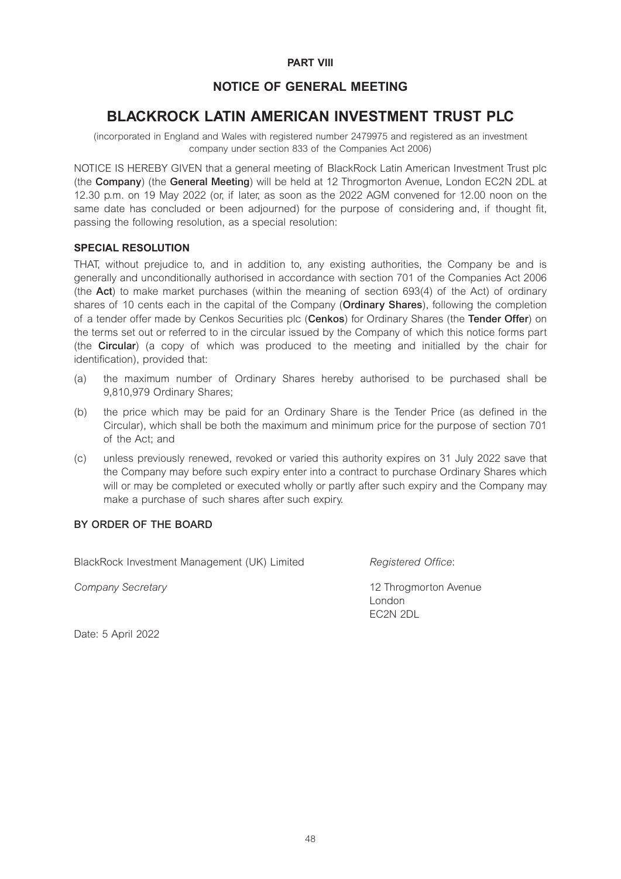**PART VIII**

## NOTICE OF GENERAL MEETING

# BLACKROCK LATIN AMERICAN INVESTMENT TRUST PLC

(incorporated in England and Wales with registered number 2479975 and registered as an investment company under section 833 of the Companies Act 2006)

NOTICE IS HEREBY GIVEN that a general meeting of BlackRock Latin American Investment Trust plc (the **Company**) (the **General Meeting**) will be held at 12 Throgmorton Avenue, London EC2N 2DL at 12.30 p.m. on 19 May 2022 (or, if later, as soon as the 2022 AGM convened for 12.00 noon on the same date has concluded or been adjourned) for the purpose of considering and, if thought fit, passing the following resolution, as a special resolution:

### SPECIAL RESOLUTION

THAT, without prejudice to, and in addition to, any existing authorities, the Company be and is generally and unconditionally authorised in accordance with section 701 of the Companies Act 2006 (the **Act**) to make market purchases (within the meaning of section 693(4) of the Act) of ordinary shares of 10 cents each in the capital of the Company (**Ordinary Shares**), following the completion of a tender offer made by Cenkos Securities plc (**Cenkos**) for Ordinary Shares (the **Tender Offer**) on the terms set out or referred to in the circular issued by the Company of which this notice forms part (the **Circular**) (a copy of which was produced to the meeting and initialled by the chair for identification), provided that:

(a) the maximum number of Ordinary Shares hereby authorised to be purchased shall be 9,810,979 Ordinary Shares;

(b) the price which may be paid for an Ordinary Share is the Tender Price (as defined in the Circular), which shall be both the maximum and minimum price for the purpose of section 701 of the Act; and

(c) unless previously renewed, revoked or varied this authority expires on 31 July 2022 save that the Company may before such expiry enter into a contract to purchase Ordinary Shares which will or may be completed or executed wholly or partly after such expiry and the Company may make a purchase of such shares after such expiry.

**BY ORDER OF THE BOARD**

BlackRock Investment Management (UK) Limited

*Company Secretary*

*Registered Office*:

12 Throgmorton Avenue
London
EC2N 2DL

Date: 5 April 2022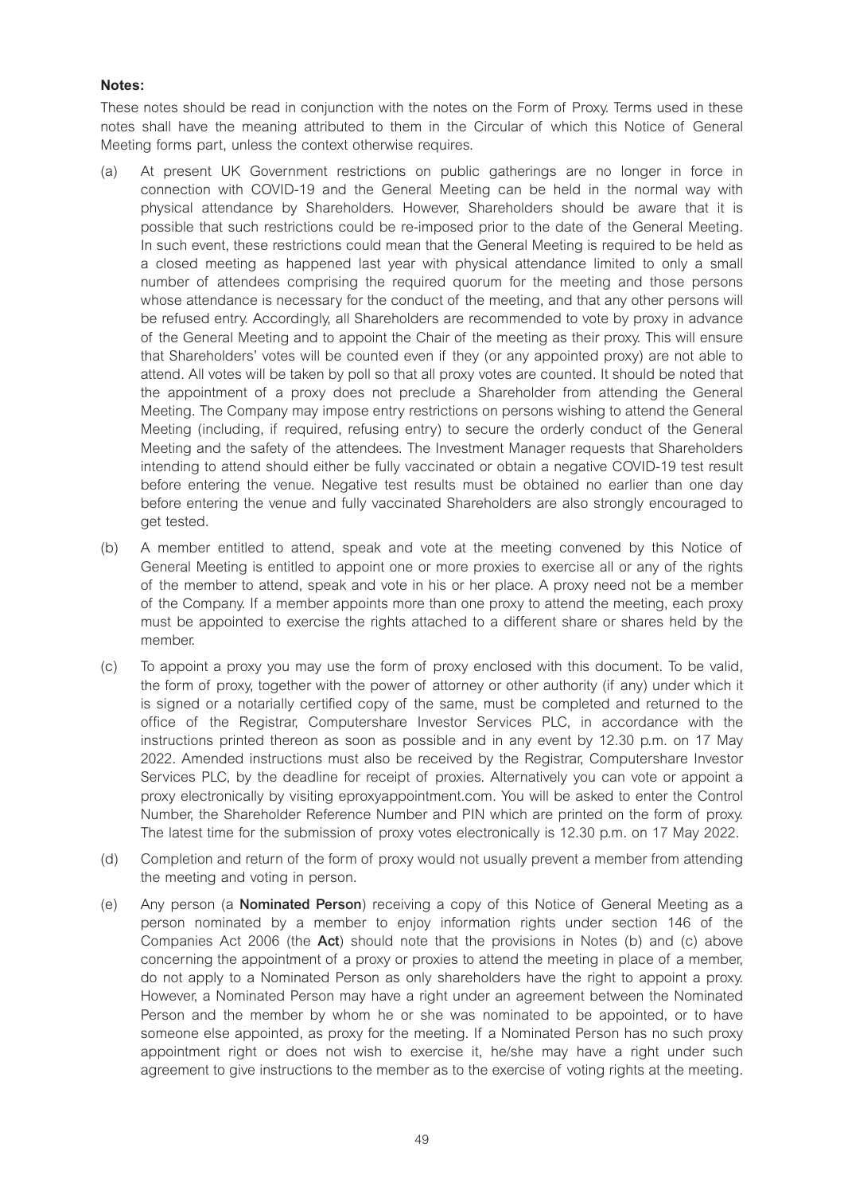**Notes:**

These notes should be read in conjunction with the notes on the Form of Proxy. Terms used in these notes shall have the meaning attributed to them in the Circular of which this Notice of General Meeting forms part, unless the context otherwise requires.

(a) At present UK Government restrictions on public gatherings are no longer in force in connection with COVID-19 and the General Meeting can be held in the normal way with physical attendance by Shareholders. However, Shareholders should be aware that it is possible that such restrictions could be re-imposed prior to the date of the General Meeting. In such event, these restrictions could mean that the General Meeting is required to be held as a closed meeting as happened last year with physical attendance limited to only a small number of attendees comprising the required quorum for the meeting and those persons whose attendance is necessary for the conduct of the meeting, and that any other persons will be refused entry. Accordingly, all Shareholders are recommended to vote by proxy in advance of the General Meeting and to appoint the Chair of the meeting as their proxy. This will ensure that Shareholders' votes will be counted even if they (or any appointed proxy) are not able to attend. All votes will be taken by poll so that all proxy votes are counted. It should be noted that the appointment of a proxy does not preclude a Shareholder from attending the General Meeting. The Company may impose entry restrictions on persons wishing to attend the General Meeting (including, if required, refusing entry) to secure the orderly conduct of the General Meeting and the safety of the attendees. The Investment Manager requests that Shareholders intending to attend should either be fully vaccinated or obtain a negative COVID-19 test result before entering the venue. Negative test results must be obtained no earlier than one day before entering the venue and fully vaccinated Shareholders are also strongly encouraged to get tested.

(b) A member entitled to attend, speak and vote at the meeting convened by this Notice of General Meeting is entitled to appoint one or more proxies to exercise all or any of the rights of the member to attend, speak and vote in his or her place. A proxy need not be a member of the Company. If a member appoints more than one proxy to attend the meeting, each proxy must be appointed to exercise the rights attached to a different share or shares held by the member.

(c) To appoint a proxy you may use the form of proxy enclosed with this document. To be valid, the form of proxy, together with the power of attorney or other authority (if any) under which it is signed or a notarially certified copy of the same, must be completed and returned to the office of the Registrar, Computershare Investor Services PLC, in accordance with the instructions printed thereon as soon as possible and in any event by 12.30 p.m. on 17 May 2022. Amended instructions must also be received by the Registrar, Computershare Investor Services PLC, by the deadline for receipt of proxies. Alternatively you can vote or appoint a proxy electronically by visiting eproxyappointment.com. You will be asked to enter the Control Number, the Shareholder Reference Number and PIN which are printed on the form of proxy. The latest time for the submission of proxy votes electronically is 12.30 p.m. on 17 May 2022.

(d) Completion and return of the form of proxy would not usually prevent a member from attending the meeting and voting in person.

(e) Any person (a **Nominated Person**) receiving a copy of this Notice of General Meeting as a person nominated by a member to enjoy information rights under section 146 of the Companies Act 2006 (the **Act**) should note that the provisions in Notes (b) and (c) above concerning the appointment of a proxy or proxies to attend the meeting in place of a member, do not apply to a Nominated Person as only shareholders have the right to appoint a proxy. However, a Nominated Person may have a right under an agreement between the Nominated Person and the member by whom he or she was nominated to be appointed, or to have someone else appointed, as proxy for the meeting. If a Nominated Person has no such proxy appointment right or does not wish to exercise it, he/she may have a right under such agreement to give instructions to the member as to the exercise of voting rights at the meeting.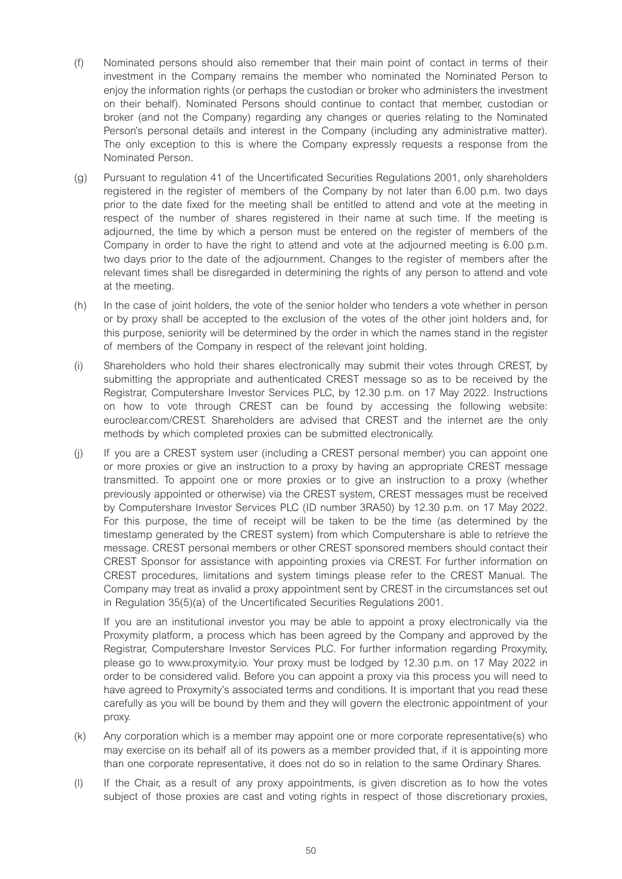(f) Nominated persons should also remember that their main point of contact in terms of their investment in the Company remains the member who nominated the Nominated Person to enjoy the information rights (or perhaps the custodian or broker who administers the investment on their behalf). Nominated Persons should continue to contact that member, custodian or broker (and not the Company) regarding any changes or queries relating to the Nominated Person's personal details and interest in the Company (including any administrative matter). The only exception to this is where the Company expressly requests a response from the Nominated Person.

(g) Pursuant to regulation 41 of the Uncertificated Securities Regulations 2001, only shareholders registered in the register of members of the Company by not later than 6.00 p.m. two days prior to the date fixed for the meeting shall be entitled to attend and vote at the meeting in respect of the number of shares registered in their name at such time. If the meeting is adjourned, the time by which a person must be entered on the register of members of the Company in order to have the right to attend and vote at the adjourned meeting is 6.00 p.m. two days prior to the date of the adjournment. Changes to the register of members after the relevant times shall be disregarded in determining the rights of any person to attend and vote at the meeting.

(h) In the case of joint holders, the vote of the senior holder who tenders a vote whether in person or by proxy shall be accepted to the exclusion of the votes of the other joint holders and, for this purpose, seniority will be determined by the order in which the names stand in the register of members of the Company in respect of the relevant joint holding.

(i) Shareholders who hold their shares electronically may submit their votes through CREST, by submitting the appropriate and authenticated CREST message so as to be received by the Registrar, Computershare Investor Services PLC, by 12.30 p.m. on 17 May 2022. Instructions on how to vote through CREST can be found by accessing the following website: euroclear.com/CREST. Shareholders are advised that CREST and the internet are the only methods by which completed proxies can be submitted electronically.

(j) If you are a CREST system user (including a CREST personal member) you can appoint one or more proxies or give an instruction to a proxy by having an appropriate CREST message transmitted. To appoint one or more proxies or to give an instruction to a proxy (whether previously appointed or otherwise) via the CREST system, CREST messages must be received by Computershare Investor Services PLC (ID number 3RA50) by 12.30 p.m. on 17 May 2022. For this purpose, the time of receipt will be taken to be the time (as determined by the timestamp generated by the CREST system) from which Computershare is able to retrieve the message. CREST personal members or other CREST sponsored members should contact their CREST Sponsor for assistance with appointing proxies via CREST. For further information on CREST procedures, limitations and system timings please refer to the CREST Manual. The Company may treat as invalid a proxy appointment sent by CREST in the circumstances set out in Regulation 35(5)(a) of the Uncertificated Securities Regulations 2001.

If you are an institutional investor you may be able to appoint a proxy electronically via the Proxymity platform, a process which has been agreed by the Company and approved by the Registrar, Computershare Investor Services PLC. For further information regarding Proxymity, please go to www.proxymity.io. Your proxy must be lodged by 12.30 p.m. on 17 May 2022 in order to be considered valid. Before you can appoint a proxy via this process you will need to have agreed to Proxymity's associated terms and conditions. It is important that you read these carefully as you will be bound by them and they will govern the electronic appointment of your proxy.

(k) Any corporation which is a member may appoint one or more corporate representative(s) who may exercise on its behalf all of its powers as a member provided that, if it is appointing more than one corporate representative, it does not do so in relation to the same Ordinary Shares.

(l) If the Chair, as a result of any proxy appointments, is given discretion as to how the votes subject of those proxies are cast and voting rights in respect of those discretionary proxies,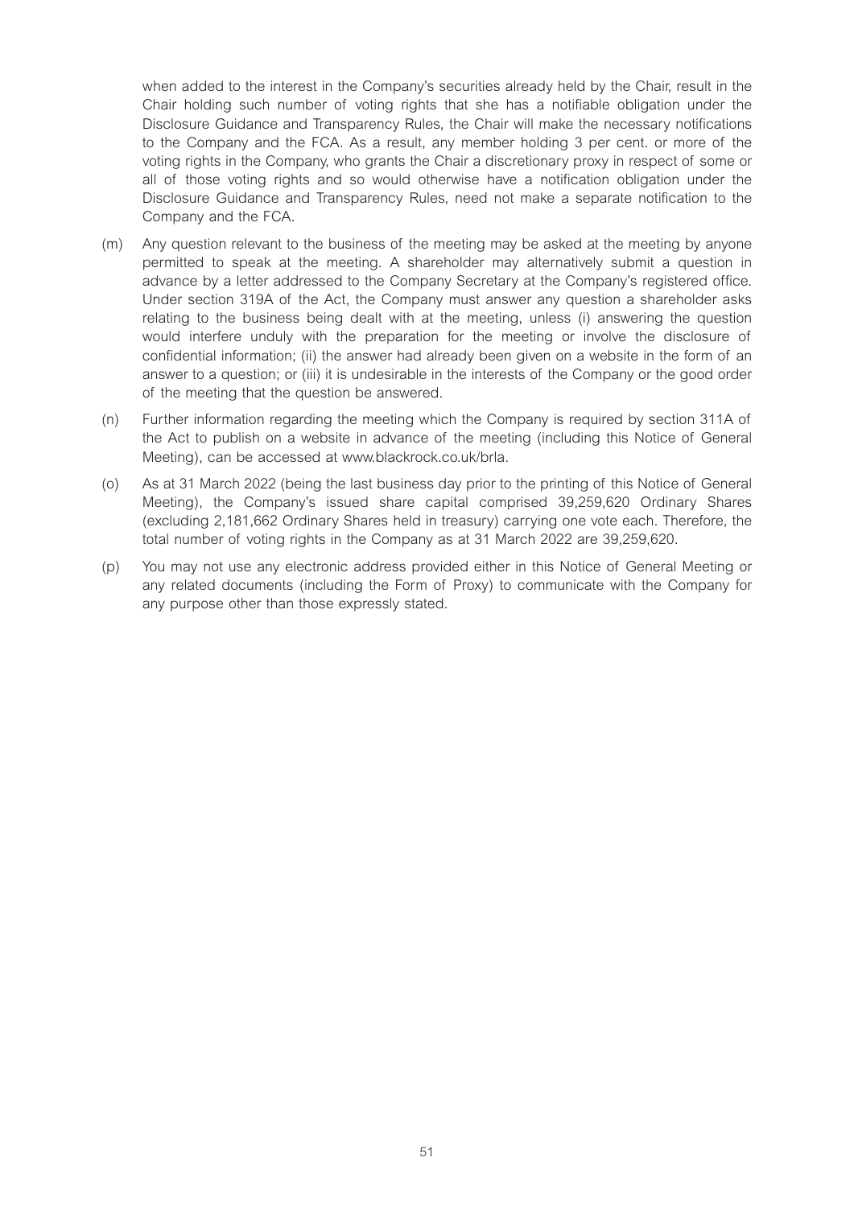when added to the interest in the Company's securities already held by the Chair, result in the Chair holding such number of voting rights that she has a notifiable obligation under the Disclosure Guidance and Transparency Rules, the Chair will make the necessary notifications to the Company and the FCA. As a result, any member holding 3 per cent. or more of the voting rights in the Company, who grants the Chair a discretionary proxy in respect of some or all of those voting rights and so would otherwise have a notification obligation under the Disclosure Guidance and Transparency Rules, need not make a separate notification to the Company and the FCA.

(m) Any question relevant to the business of the meeting may be asked at the meeting by anyone permitted to speak at the meeting. A shareholder may alternatively submit a question in advance by a letter addressed to the Company Secretary at the Company's registered office. Under section 319A of the Act, the Company must answer any question a shareholder asks relating to the business being dealt with at the meeting, unless (i) answering the question would interfere unduly with the preparation for the meeting or involve the disclosure of confidential information; (ii) the answer had already been given on a website in the form of an answer to a question; or (iii) it is undesirable in the interests of the Company or the good order of the meeting that the question be answered.

(n) Further information regarding the meeting which the Company is required by section 311A of the Act to publish on a website in advance of the meeting (including this Notice of General Meeting), can be accessed at www.blackrock.co.uk/brla.

(o) As at 31 March 2022 (being the last business day prior to the printing of this Notice of General Meeting), the Company's issued share capital comprised 39,259,620 Ordinary Shares (excluding 2,181,662 Ordinary Shares held in treasury) carrying one vote each. Therefore, the total number of voting rights in the Company as at 31 March 2022 are 39,259,620.

(p) You may not use any electronic address provided either in this Notice of General Meeting or any related documents (including the Form of Proxy) to communicate with the Company for any purpose other than those expressly stated.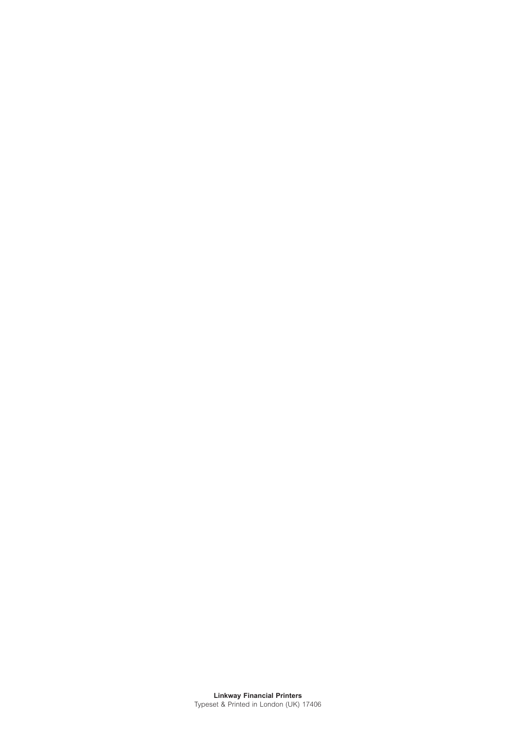**Linkway Financial Printers**
Typeset & Printed in London (UK) 17406